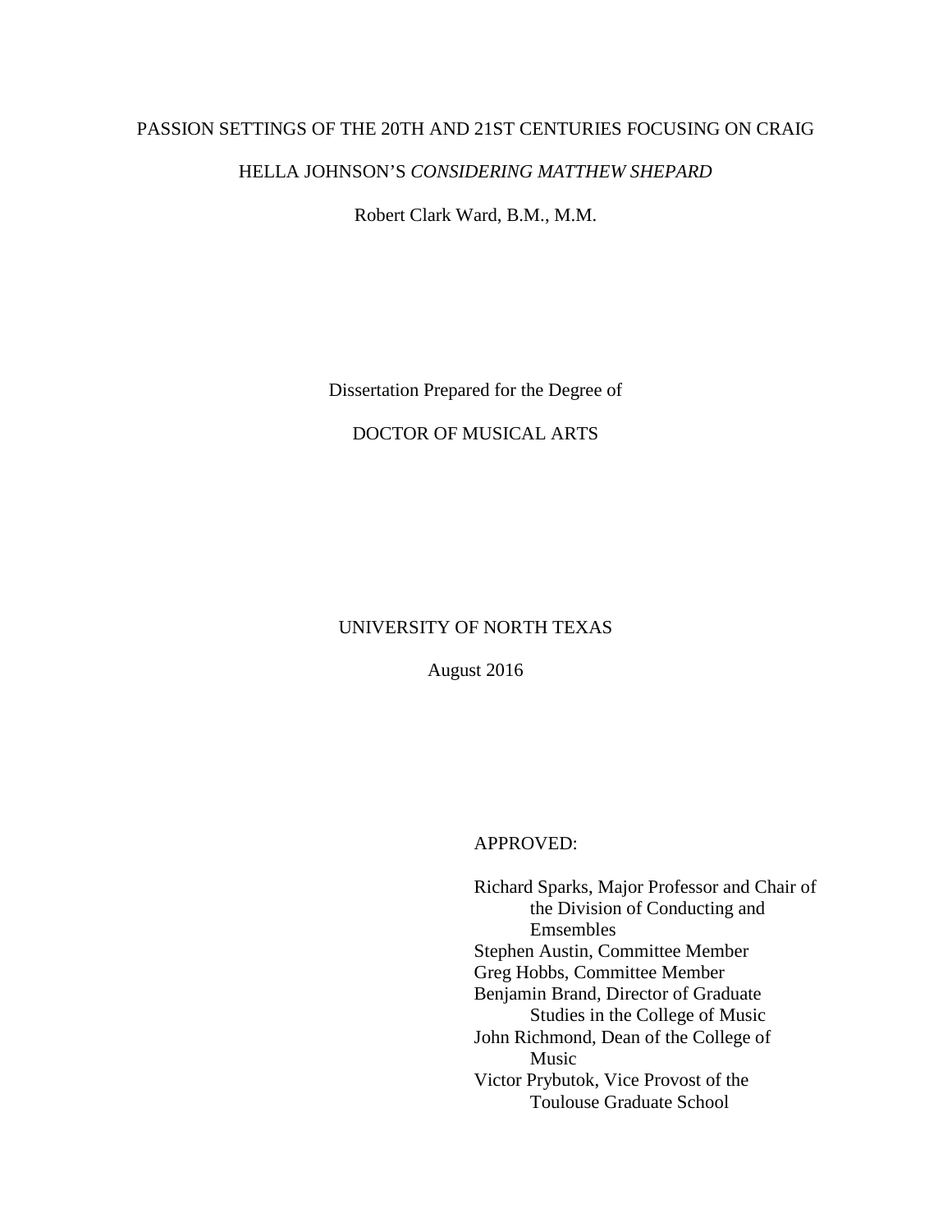PASSION SETTINGS OF THE 20TH AND 21ST CENTURIES FOCUSING ON CRAIG HELLA JOHNSON'S *CONSIDERING MATTHEW SHEPARD*

Robert Clark Ward, B.M., M.M.

Dissertation Prepared for the Degree of

DOCTOR OF MUSICAL ARTS

UNIVERSITY OF NORTH TEXAS

August 2016

APPROVED:

Richard Sparks, Major Professor and Chair of the Division of Conducting and Emsembles
Stephen Austin, Committee Member
Greg Hobbs, Committee Member
Benjamin Brand, Director of Graduate Studies in the College of Music
John Richmond, Dean of the College of Music
Victor Prybutok, Vice Provost of the Toulouse Graduate School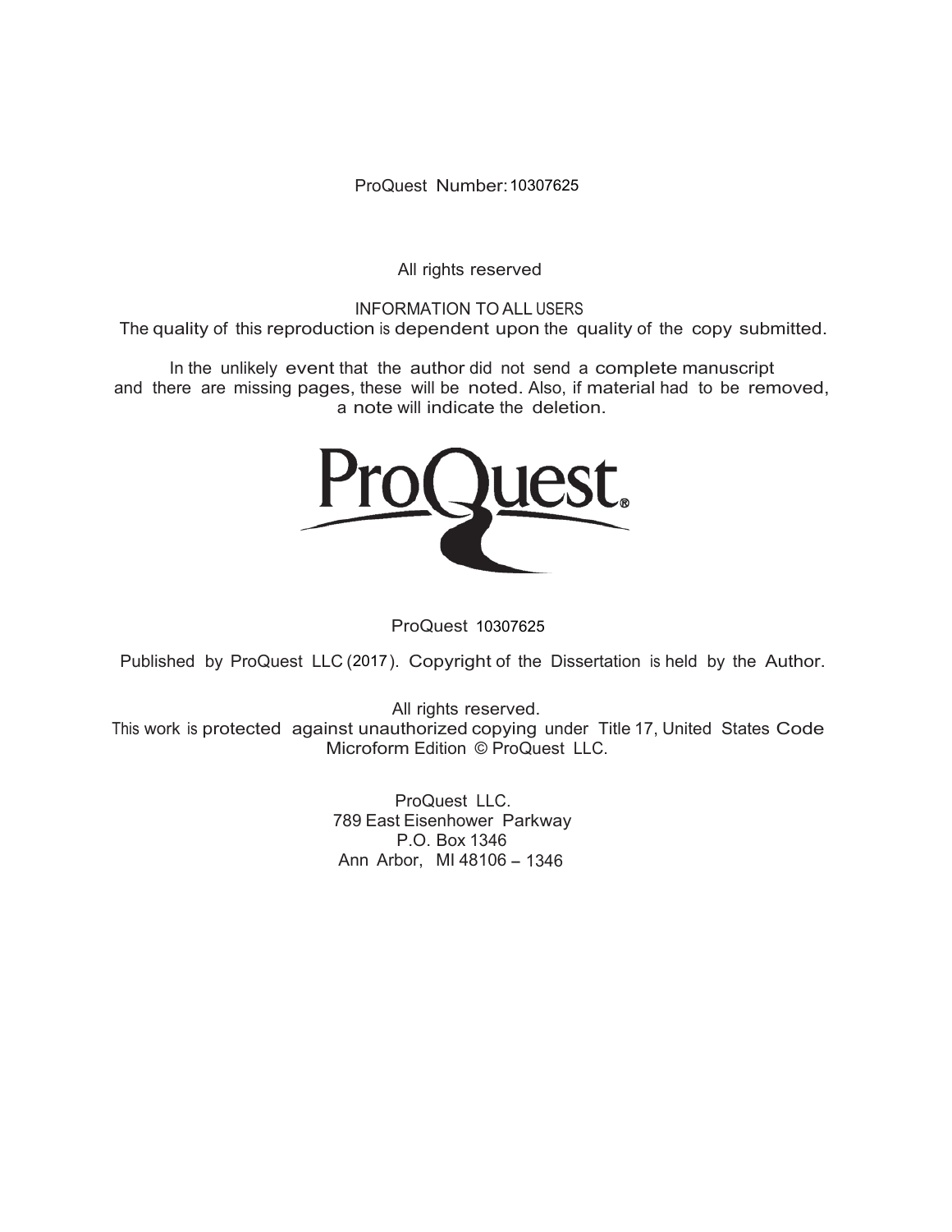ProQuest Number: 10307625

All rights reserved

INFORMATION TO ALL USERS
The quality of this reproduction is dependent upon the quality of the copy submitted.

In the unlikely event that the author did not send a complete manuscript
and there are missing pages, these will be noted. Also, if material had to be removed,
a note will indicate the deletion.

ProQuest 10307625

Published by ProQuest LLC (2017). Copyright of the Dissertation is held by the Author.

All rights reserved.
This work is protected against unauthorized copying under Title 17, United States Code
Microform Edition © ProQuest LLC.

ProQuest LLC.
789 East Eisenhower Parkway
P.O. Box 1346
Ann Arbor, MI 48106 – 1346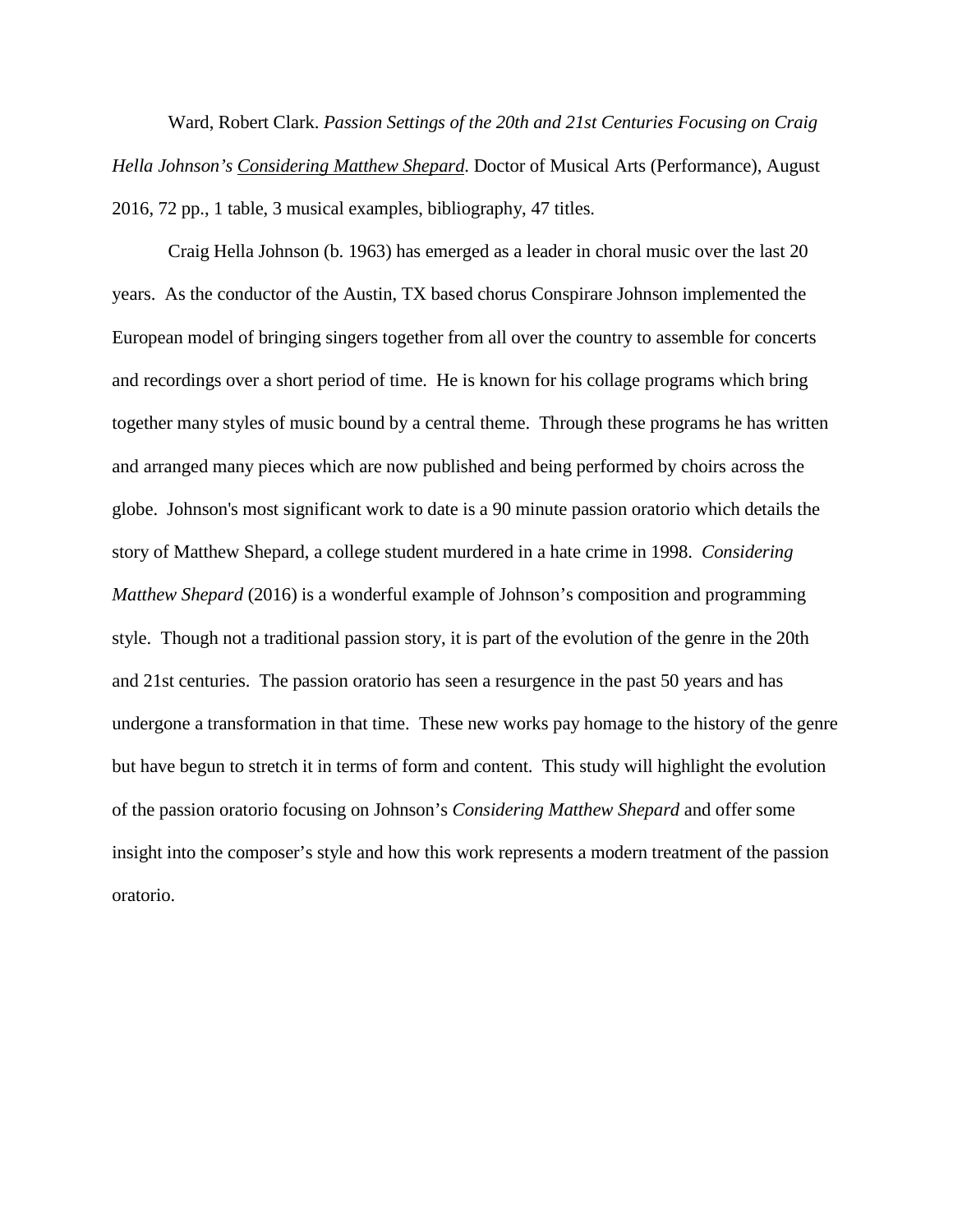Ward, Robert Clark. *Passion Settings of the 20th and 21st Centuries Focusing on Craig Hella Johnson's Considering Matthew Shepard*. Doctor of Musical Arts (Performance), August 2016, 72 pp., 1 table, 3 musical examples, bibliography, 47 titles.

Craig Hella Johnson (b. 1963) has emerged as a leader in choral music over the last 20 years. As the conductor of the Austin, TX based chorus Conspirare Johnson implemented the European model of bringing singers together from all over the country to assemble for concerts and recordings over a short period of time. He is known for his collage programs which bring together many styles of music bound by a central theme. Through these programs he has written and arranged many pieces which are now published and being performed by choirs across the globe. Johnson's most significant work to date is a 90 minute passion oratorio which details the story of Matthew Shepard, a college student murdered in a hate crime in 1998. *Considering Matthew Shepard* (2016) is a wonderful example of Johnson's composition and programming style. Though not a traditional passion story, it is part of the evolution of the genre in the 20th and 21st centuries. The passion oratorio has seen a resurgence in the past 50 years and has undergone a transformation in that time. These new works pay homage to the history of the genre but have begun to stretch it in terms of form and content. This study will highlight the evolution of the passion oratorio focusing on Johnson's *Considering Matthew Shepard* and offer some insight into the composer's style and how this work represents a modern treatment of the passion oratorio.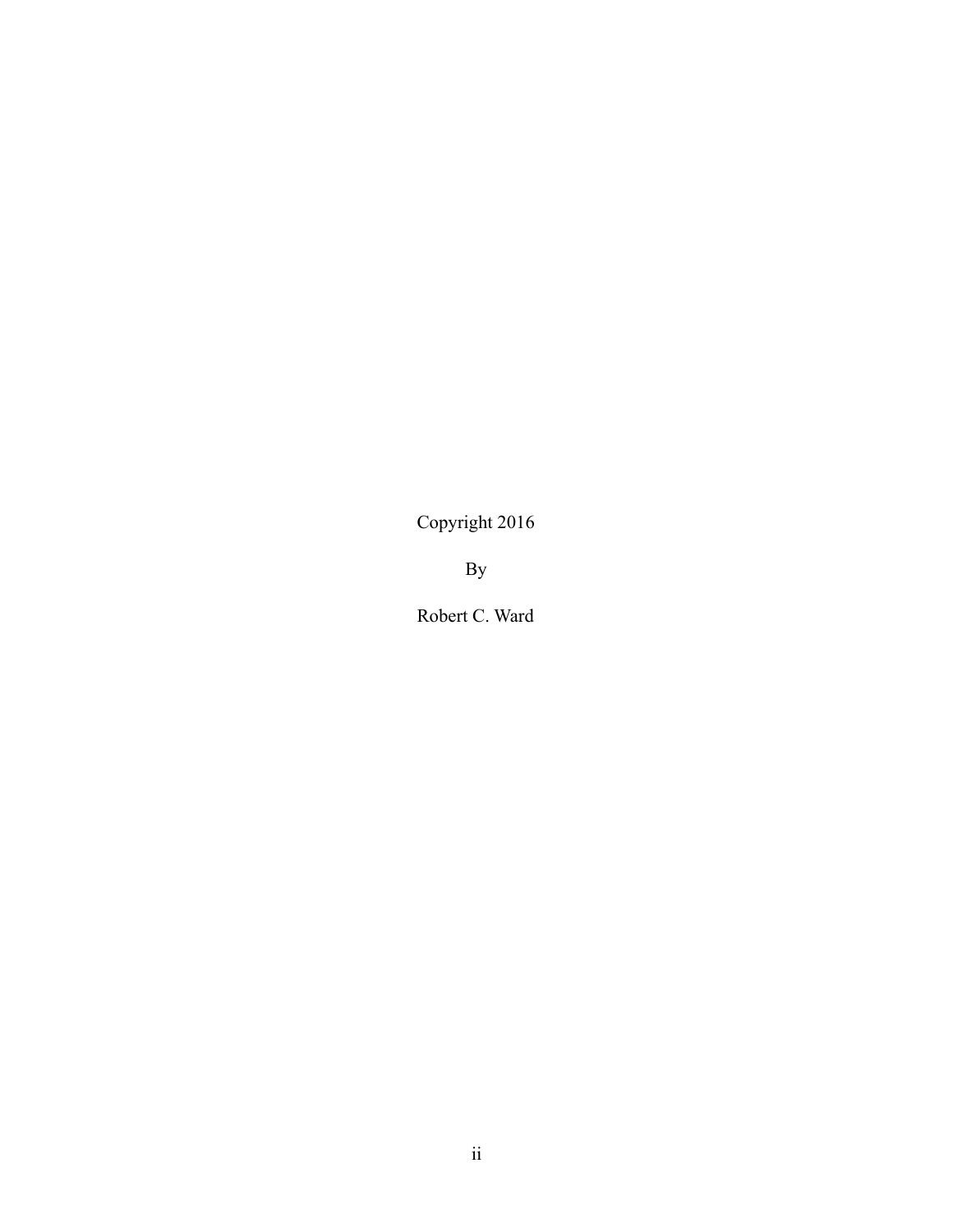Copyright 2016

By

Robert C. Ward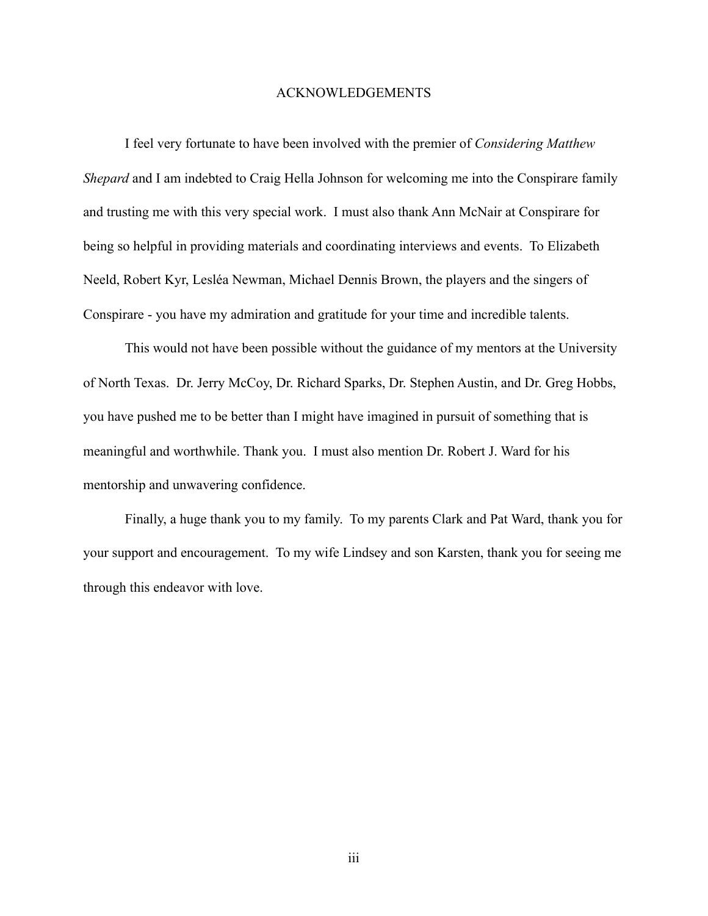# ACKNOWLEDGEMENTS

I feel very fortunate to have been involved with the premier of *Considering Matthew Shepard* and I am indebted to Craig Hella Johnson for welcoming me into the Conspirare family and trusting me with this very special work. I must also thank Ann McNair at Conspirare for being so helpful in providing materials and coordinating interviews and events. To Elizabeth Neeld, Robert Kyr, Lesléa Newman, Michael Dennis Brown, the players and the singers of Conspirare - you have my admiration and gratitude for your time and incredible talents.

This would not have been possible without the guidance of my mentors at the University of North Texas. Dr. Jerry McCoy, Dr. Richard Sparks, Dr. Stephen Austin, and Dr. Greg Hobbs, you have pushed me to be better than I might have imagined in pursuit of something that is meaningful and worthwhile. Thank you. I must also mention Dr. Robert J. Ward for his mentorship and unwavering confidence.

Finally, a huge thank you to my family. To my parents Clark and Pat Ward, thank you for your support and encouragement. To my wife Lindsey and son Karsten, thank you for seeing me through this endeavor with love.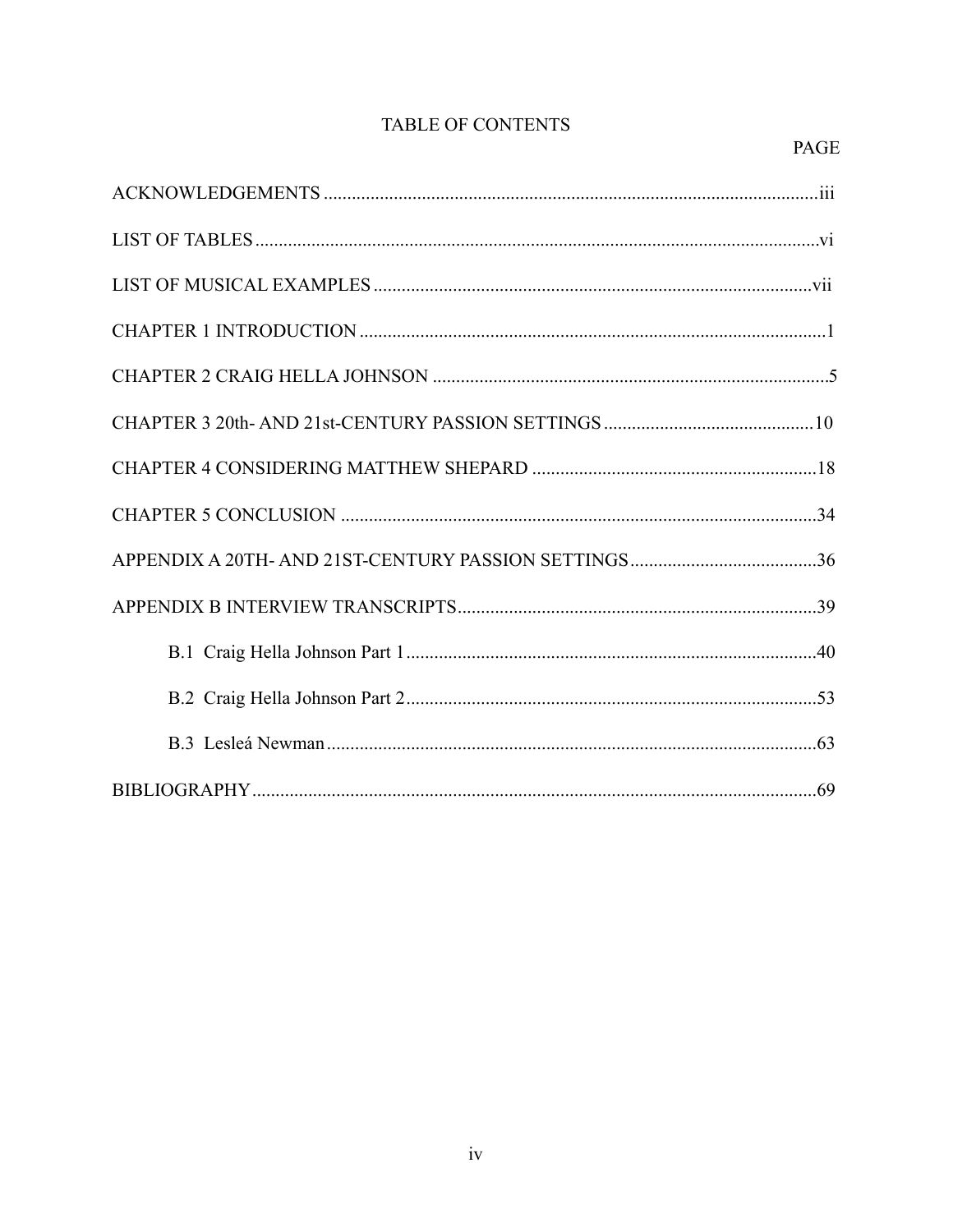# TABLE OF CONTENTS

| | PAGE |
|---|---|
| ACKNOWLEDGEMENTS | iii |
| LIST OF TABLES | vi |
| LIST OF MUSICAL EXAMPLES | vii |
| CHAPTER 1 INTRODUCTION | 1 |
| CHAPTER 2 CRAIG HELLA JOHNSON | 5 |
| CHAPTER 3 20th- AND 21st-CENTURY PASSION SETTINGS | 10 |
| CHAPTER 4 CONSIDERING MATTHEW SHEPARD | 18 |
| CHAPTER 5 CONCLUSION | 34 |
| APPENDIX A 20TH- AND 21ST-CENTURY PASSION SETTINGS | 36 |
| APPENDIX B INTERVIEW TRANSCRIPTS | 39 |
| B.1 Craig Hella Johnson Part 1 | 40 |
| B.2 Craig Hella Johnson Part 2 | 53 |
| B.3 Lesleá Newman | 63 |
| BIBLIOGRAPHY | 69 |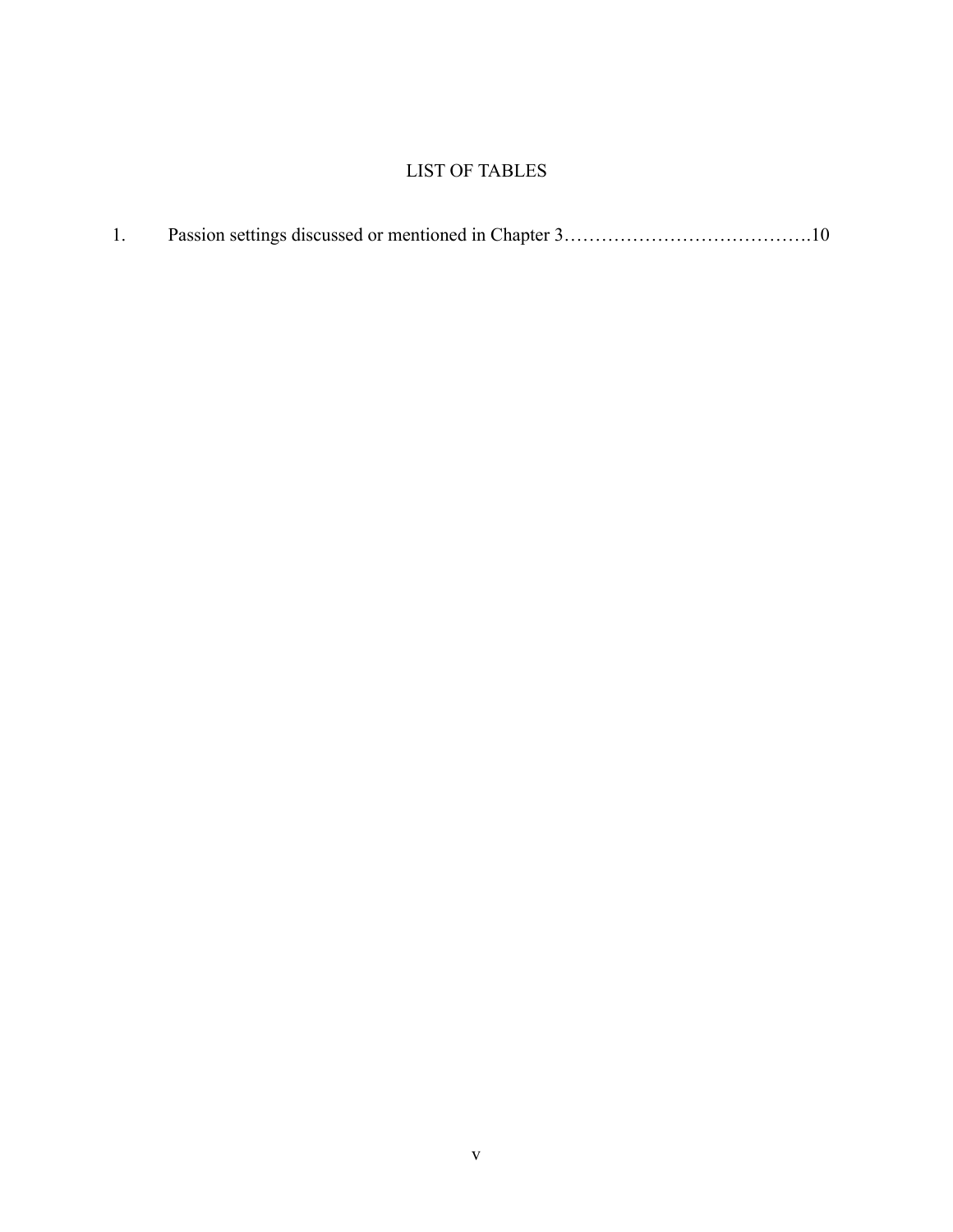# LIST OF TABLES

1. Passion settings discussed or mentioned in Chapter 3………………………………….10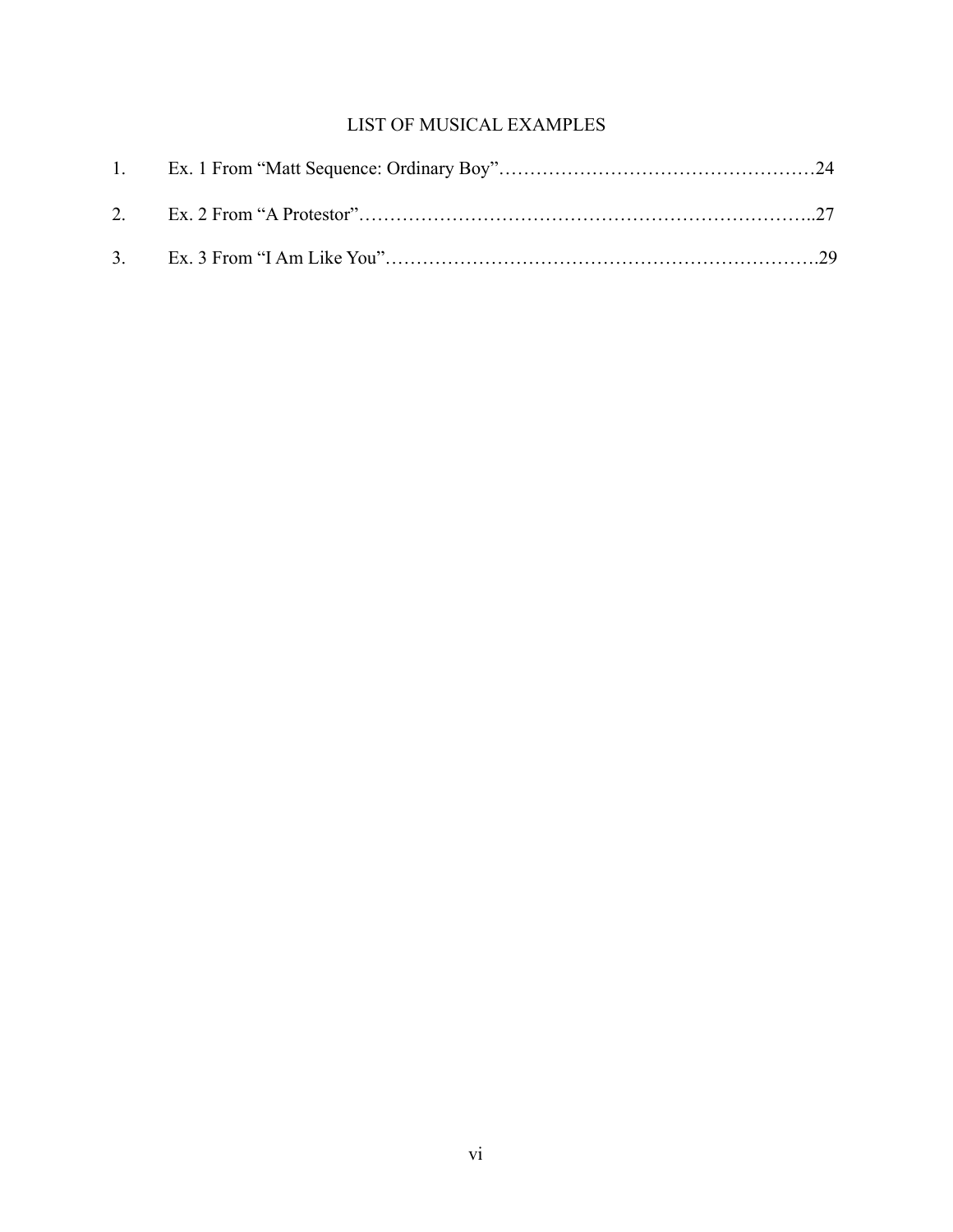# LIST OF MUSICAL EXAMPLES

1. Ex. 1 From “Matt Sequence: Ordinary Boy”……………………………………………24
2. Ex. 2 From “A Protestor”………………………………………………………………..27
3. Ex. 3 From “I Am Like You”………………………………………………………….29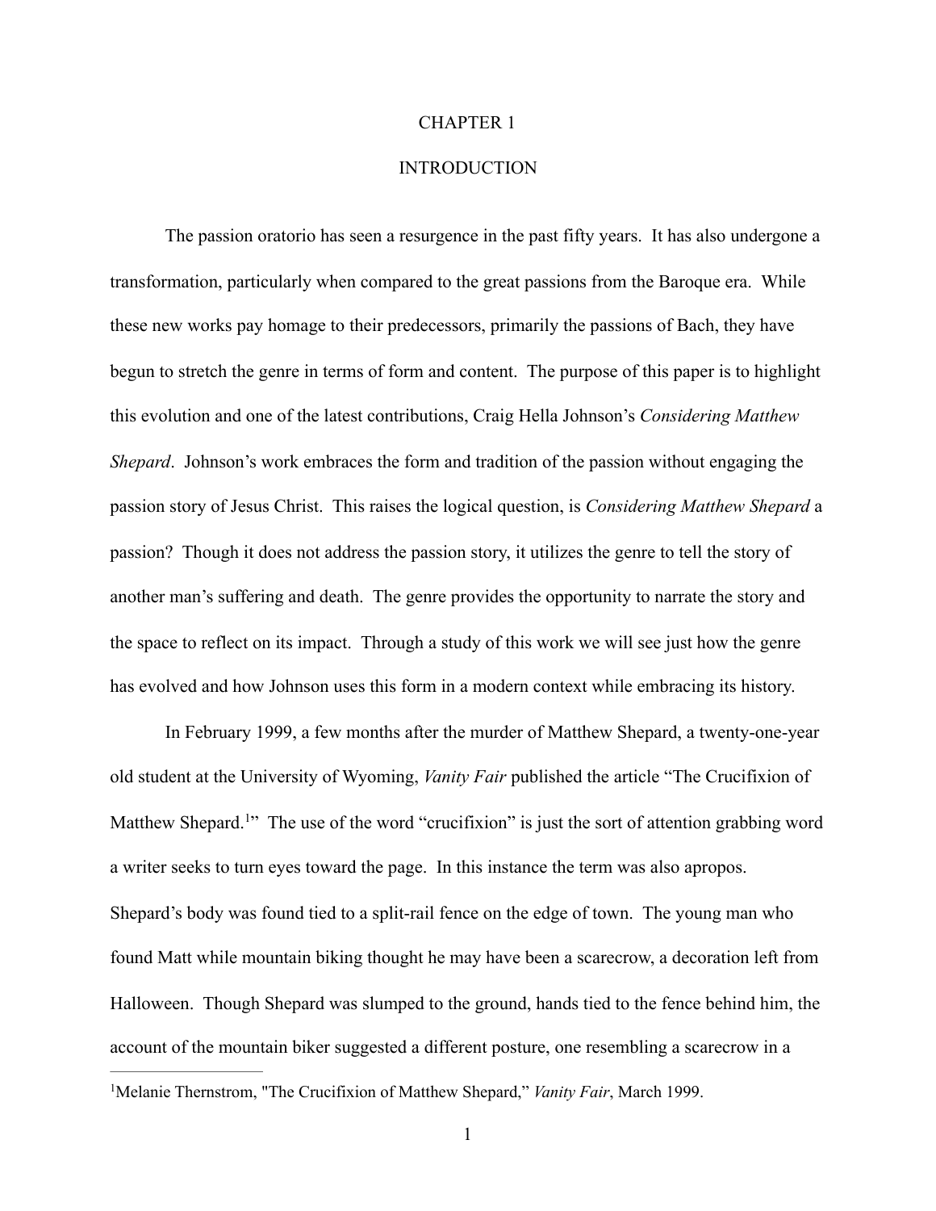# CHAPTER 1

# INTRODUCTION

The passion oratorio has seen a resurgence in the past fifty years. It has also undergone a transformation, particularly when compared to the great passions from the Baroque era. While these new works pay homage to their predecessors, primarily the passions of Bach, they have begun to stretch the genre in terms of form and content. The purpose of this paper is to highlight this evolution and one of the latest contributions, Craig Hella Johnson's *Considering Matthew Shepard*. Johnson's work embraces the form and tradition of the passion without engaging the passion story of Jesus Christ. This raises the logical question, is *Considering Matthew Shepard* a passion? Though it does not address the passion story, it utilizes the genre to tell the story of another man's suffering and death. The genre provides the opportunity to narrate the story and the space to reflect on its impact. Through a study of this work we will see just how the genre has evolved and how Johnson uses this form in a modern context while embracing its history.

In February 1999, a few months after the murder of Matthew Shepard, a twenty-one-year old student at the University of Wyoming, *Vanity Fair* published the article "The Crucifixion of Matthew Shepard.[1]" The use of the word "crucifixion" is just the sort of attention grabbing word a writer seeks to turn eyes toward the page. In this instance the term was also apropos. Shepard's body was found tied to a split-rail fence on the edge of town. The young man who found Matt while mountain biking thought he may have been a scarecrow, a decoration left from Halloween. Though Shepard was slumped to the ground, hands tied to the fence behind him, the account of the mountain biker suggested a different posture, one resembling a scarecrow in a

[1]Melanie Thernstrom, "The Crucifixion of Matthew Shepard," *Vanity Fair*, March 1999.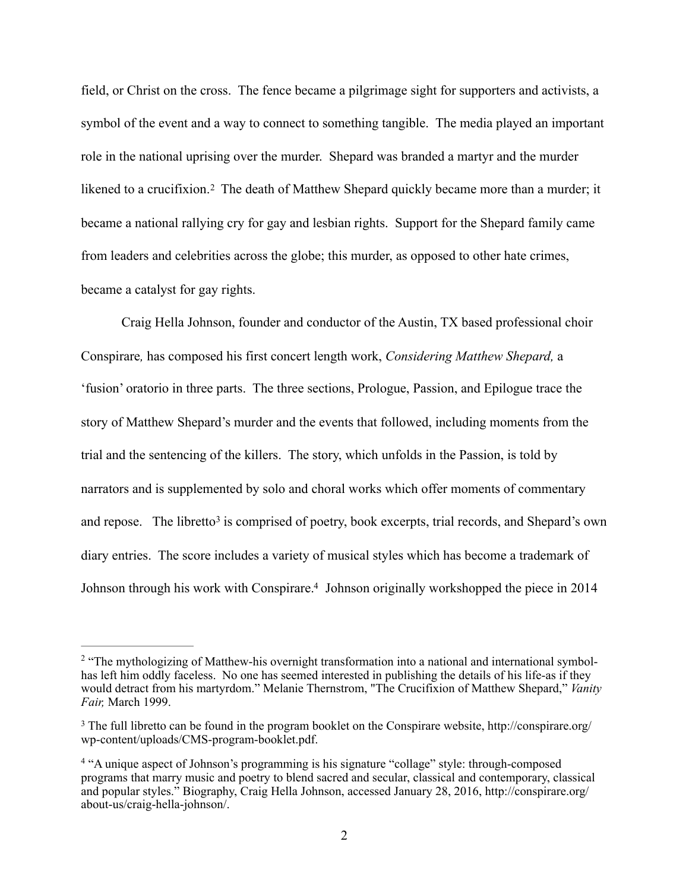field, or Christ on the cross.  The fence became a pilgrimage sight for supporters and activists, a symbol of the event and a way to connect to something tangible.  The media played an important role in the national uprising over the murder.  Shepard was branded a martyr and the murder likened to a crucifixion.[2]  The death of Matthew Shepard quickly became more than a murder; it became a national rallying cry for gay and lesbian rights.  Support for the Shepard family came from leaders and celebrities across the globe; this murder, as opposed to other hate crimes, became a catalyst for gay rights.

Craig Hella Johnson, founder and conductor of the Austin, TX based professional choir Conspirare*,* has composed his first concert length work, *Considering Matthew Shepard,* a 'fusion' oratorio in three parts.  The three sections, Prologue, Passion, and Epilogue trace the story of Matthew Shepard's murder and the events that followed, including moments from the trial and the sentencing of the killers.  The story, which unfolds in the Passion, is told by narrators and is supplemented by solo and choral works which offer moments of commentary and repose.   The libretto[3] is comprised of poetry, book excerpts, trial records, and Shepard's own diary entries.  The score includes a variety of musical styles which has become a trademark of Johnson through his work with Conspirare.[4]  Johnson originally workshopped the piece in 2014

---

[2] "The mythologizing of Matthew-his overnight transformation into a national and international symbol-has left him oddly faceless.  No one has seemed interested in publishing the details of his life-as if they would detract from his martyrdom." Melanie Thernstrom, "The Crucifixion of Matthew Shepard," *Vanity Fair,* March 1999.

[3] The full libretto can be found in the program booklet on the Conspirare website, http://conspirare.org/wp-content/uploads/CMS-program-booklet.pdf.

[4] "A unique aspect of Johnson's programming is his signature "collage" style: through-composed programs that marry music and poetry to blend sacred and secular, classical and contemporary, classical and popular styles." Biography, Craig Hella Johnson, accessed January 28, 2016, http://conspirare.org/about-us/craig-hella-johnson/.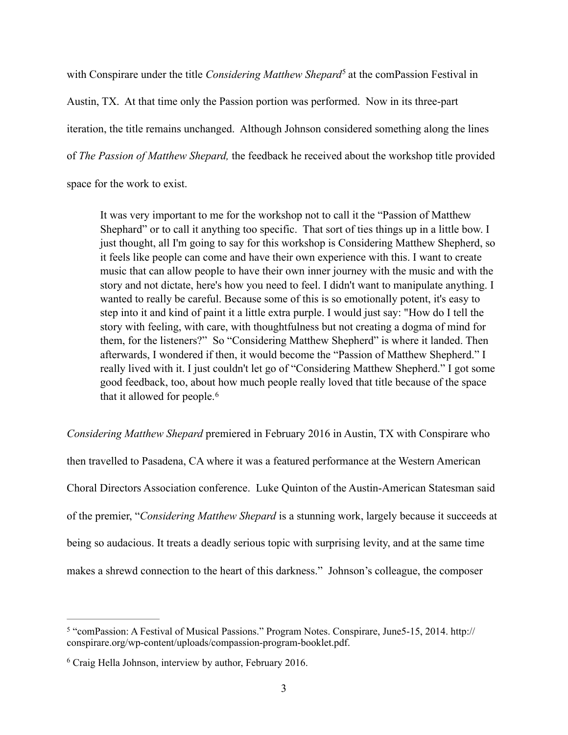with Conspirare under the title *Considering Matthew Shepard*[5] at the comPassion Festival in Austin, TX. At that time only the Passion portion was performed. Now in its three-part iteration, the title remains unchanged. Although Johnson considered something along the lines of *The Passion of Matthew Shepard,* the feedback he received about the workshop title provided space for the work to exist.

> It was very important to me for the workshop not to call it the "Passion of Matthew Shephard" or to call it anything too specific. That sort of ties things up in a little bow. I just thought, all I'm going to say for this workshop is Considering Matthew Shepherd, so it feels like people can come and have their own experience with this. I want to create music that can allow people to have their own inner journey with the music and with the story and not dictate, here's how you need to feel. I didn't want to manipulate anything. I wanted to really be careful. Because some of this is so emotionally potent, it's easy to step into it and kind of paint it a little extra purple. I would just say: "How do I tell the story with feeling, with care, with thoughtfulness but not creating a dogma of mind for them, for the listeners?" So "Considering Matthew Shepherd" is where it landed. Then afterwards, I wondered if then, it would become the "Passion of Matthew Shepherd." I really lived with it. I just couldn't let go of "Considering Matthew Shepherd." I got some good feedback, too, about how much people really loved that title because of the space that it allowed for people.[6]

*Considering Matthew Shepard* premiered in February 2016 in Austin, TX with Conspirare who then travelled to Pasadena, CA where it was a featured performance at the Western American Choral Directors Association conference. Luke Quinton of the Austin-American Statesman said of the premier, "*Considering Matthew Shepard* is a stunning work, largely because it succeeds at being so audacious. It treats a deadly serious topic with surprising levity, and at the same time makes a shrewd connection to the heart of this darkness." Johnson's colleague, the composer

---

[5] "comPassion: A Festival of Musical Passions." Program Notes. Conspirare, June5-15, 2014. http://conspirare.org/wp-content/uploads/compassion-program-booklet.pdf.

[6] Craig Hella Johnson, interview by author, February 2016.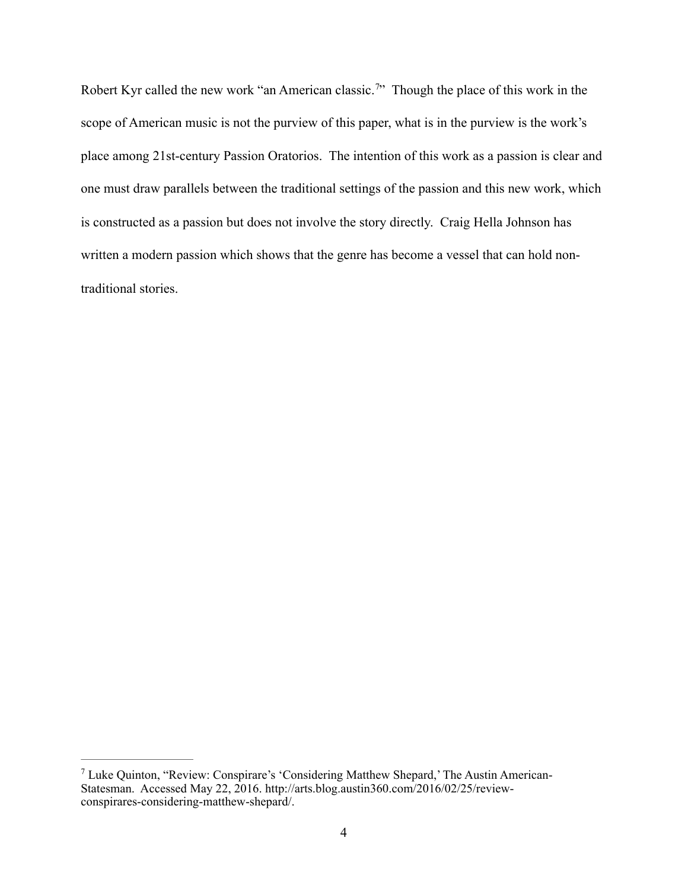Robert Kyr called the new work "an American classic.[7]" Though the place of this work in the scope of American music is not the purview of this paper, what is in the purview is the work's place among 21st-century Passion Oratorios. The intention of this work as a passion is clear and one must draw parallels between the traditional settings of the passion and this new work, which is constructed as a passion but does not involve the story directly. Craig Hella Johnson has written a modern passion which shows that the genre has become a vessel that can hold non-traditional stories.

---

[7] Luke Quinton, "Review: Conspirare's 'Considering Matthew Shepard,' The Austin American-Statesman. Accessed May 22, 2016. http://arts.blog.austin360.com/2016/02/25/review-conspirares-considering-matthew-shepard/.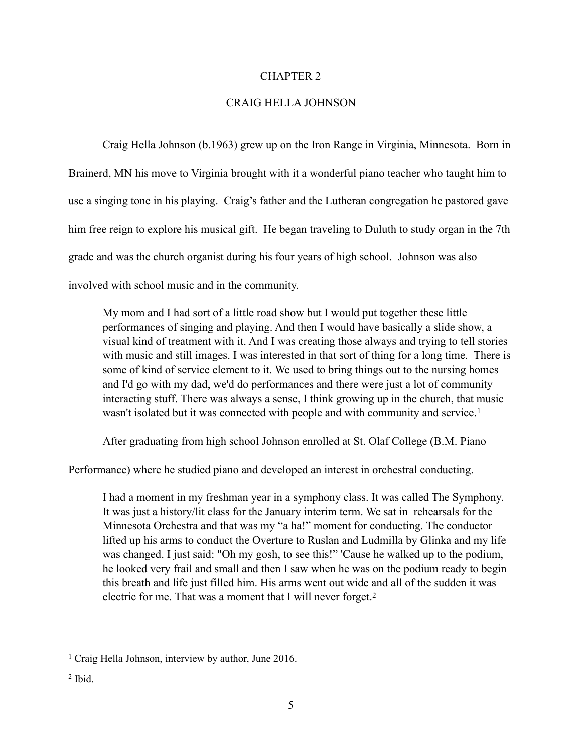# CHAPTER 2

## CRAIG HELLA JOHNSON

Craig Hella Johnson (b.1963) grew up on the Iron Range in Virginia, Minnesota. Born in Brainerd, MN his move to Virginia brought with it a wonderful piano teacher who taught him to use a singing tone in his playing. Craig's father and the Lutheran congregation he pastored gave him free reign to explore his musical gift. He began traveling to Duluth to study organ in the 7th grade and was the church organist during his four years of high school. Johnson was also involved with school music and in the community.

> My mom and I had sort of a little road show but I would put together these little performances of singing and playing. And then I would have basically a slide show, a visual kind of treatment with it. And I was creating those always and trying to tell stories with music and still images. I was interested in that sort of thing for a long time. There is some of kind of service element to it. We used to bring things out to the nursing homes and I'd go with my dad, we'd do performances and there were just a lot of community interacting stuff. There was always a sense, I think growing up in the church, that music wasn't isolated but it was connected with people and with community and service.[1]

After graduating from high school Johnson enrolled at St. Olaf College (B.M. Piano Performance) where he studied piano and developed an interest in orchestral conducting.

> I had a moment in my freshman year in a symphony class. It was called The Symphony. It was just a history/lit class for the January interim term. We sat in rehearsals for the Minnesota Orchestra and that was my "a ha!" moment for conducting. The conductor lifted up his arms to conduct the Overture to Ruslan and Ludmilla by Glinka and my life was changed. I just said: "Oh my gosh, to see this!" 'Cause he walked up to the podium, he looked very frail and small and then I saw when he was on the podium ready to begin this breath and life just filled him. His arms went out wide and all of the sudden it was electric for me. That was a moment that I will never forget.[2]

---

[1] Craig Hella Johnson, interview by author, June 2016.

[2] Ibid.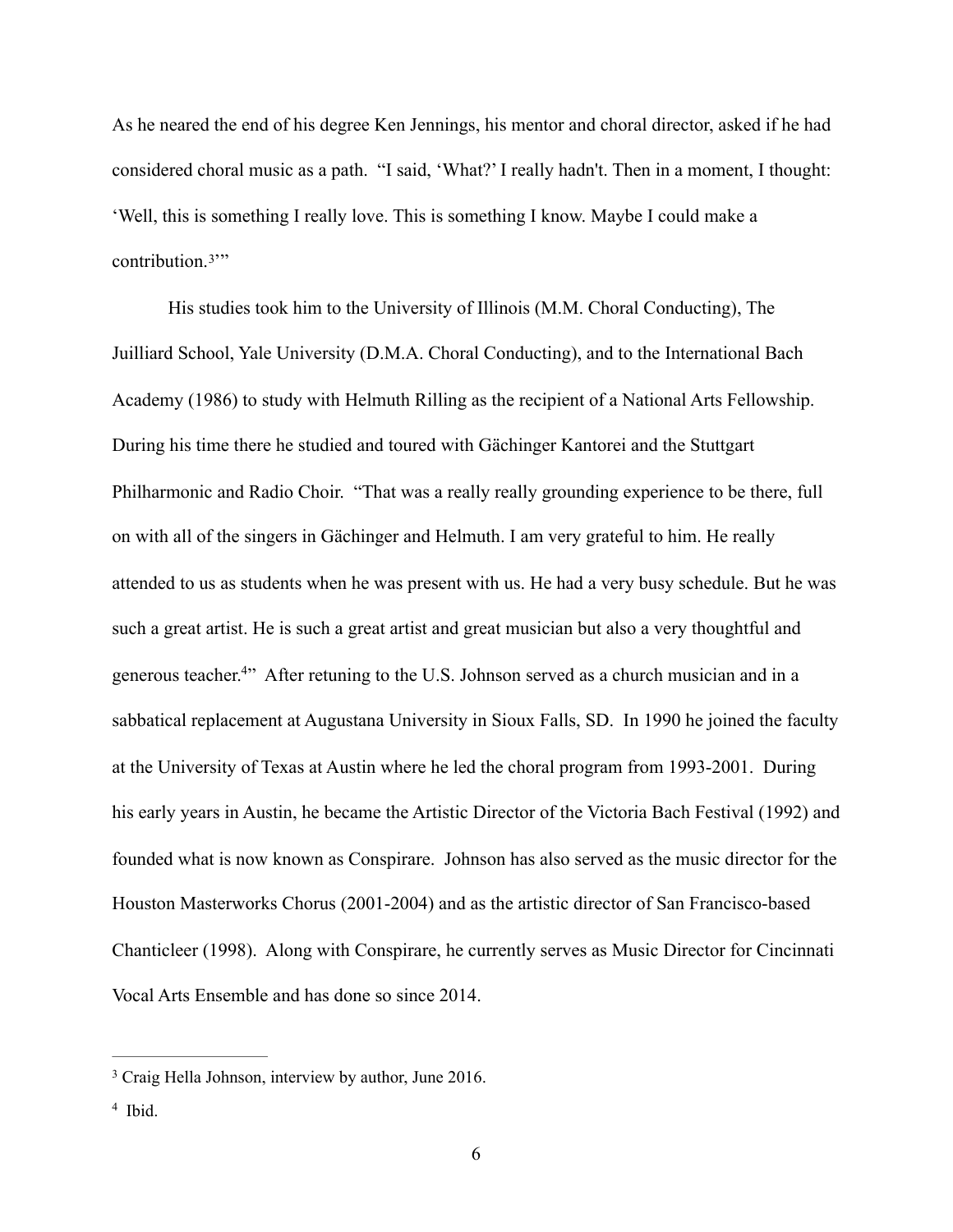As he neared the end of his degree Ken Jennings, his mentor and choral director, asked if he had considered choral music as a path. "I said, 'What?' I really hadn't. Then in a moment, I thought: 'Well, this is something I really love. This is something I know. Maybe I could make a contribution.[3]'"

His studies took him to the University of Illinois (M.M. Choral Conducting), The Juilliard School, Yale University (D.M.A. Choral Conducting), and to the International Bach Academy (1986) to study with Helmuth Rilling as the recipient of a National Arts Fellowship. During his time there he studied and toured with Gächinger Kantorei and the Stuttgart Philharmonic and Radio Choir. "That was a really really grounding experience to be there, full on with all of the singers in Gächinger and Helmuth. I am very grateful to him. He really attended to us as students when he was present with us. He had a very busy schedule. But he was such a great artist. He is such a great artist and great musician but also a very thoughtful and generous teacher.[4]" After retuning to the U.S. Johnson served as a church musician and in a sabbatical replacement at Augustana University in Sioux Falls, SD. In 1990 he joined the faculty at the University of Texas at Austin where he led the choral program from 1993-2001. During his early years in Austin, he became the Artistic Director of the Victoria Bach Festival (1992) and founded what is now known as Conspirare. Johnson has also served as the music director for the Houston Masterworks Chorus (2001-2004) and as the artistic director of San Francisco-based Chanticleer (1998). Along with Conspirare, he currently serves as Music Director for Cincinnati Vocal Arts Ensemble and has done so since 2014.

---

[3] Craig Hella Johnson, interview by author, June 2016.

[4] Ibid.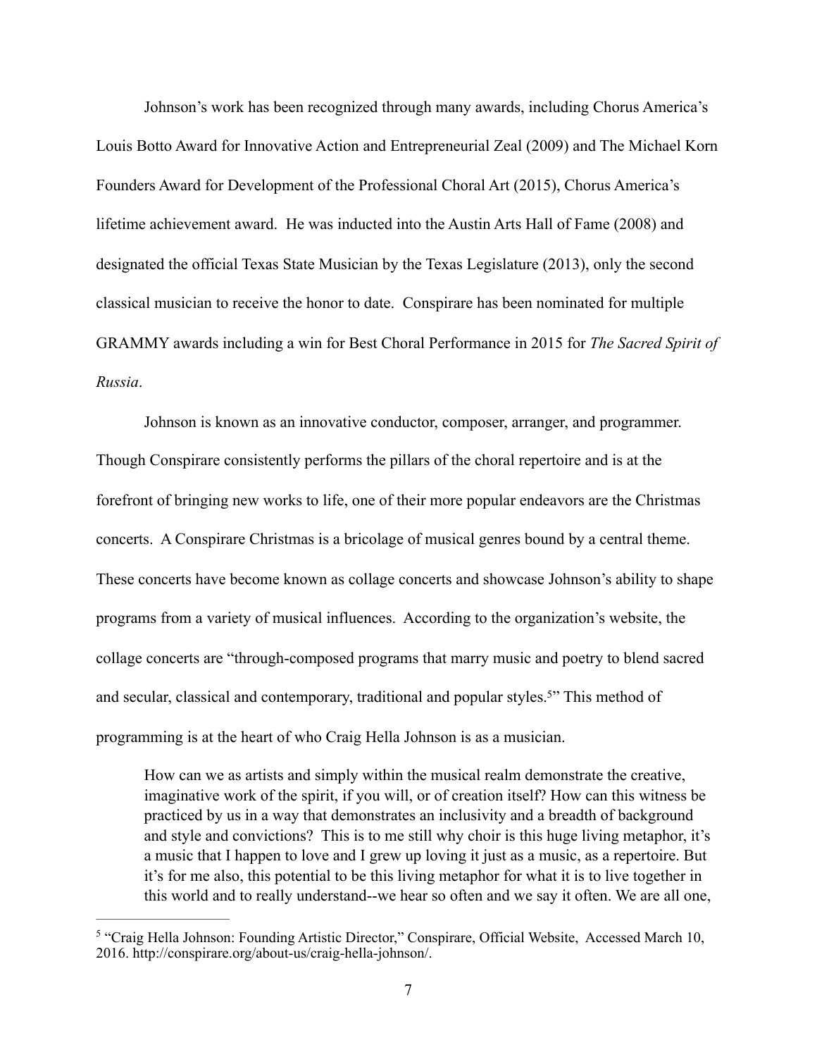Johnson's work has been recognized through many awards, including Chorus America's Louis Botto Award for Innovative Action and Entrepreneurial Zeal (2009) and The Michael Korn Founders Award for Development of the Professional Choral Art (2015), Chorus America's lifetime achievement award. He was inducted into the Austin Arts Hall of Fame (2008) and designated the official Texas State Musician by the Texas Legislature (2013), only the second classical musician to receive the honor to date. Conspirare has been nominated for multiple GRAMMY awards including a win for Best Choral Performance in 2015 for *The Sacred Spirit of Russia*.

Johnson is known as an innovative conductor, composer, arranger, and programmer. Though Conspirare consistently performs the pillars of the choral repertoire and is at the forefront of bringing new works to life, one of their more popular endeavors are the Christmas concerts. A Conspirare Christmas is a bricolage of musical genres bound by a central theme. These concerts have become known as collage concerts and showcase Johnson's ability to shape programs from a variety of musical influences. According to the organization's website, the collage concerts are "through-composed programs that marry music and poetry to blend sacred and secular, classical and contemporary, traditional and popular styles.[5]" This method of programming is at the heart of who Craig Hella Johnson is as a musician.

> How can we as artists and simply within the musical realm demonstrate the creative, imaginative work of the spirit, if you will, or of creation itself? How can this witness be practiced by us in a way that demonstrates an inclusivity and a breadth of background and style and convictions? This is to me still why choir is this huge living metaphor, it's a music that I happen to love and I grew up loving it just as a music, as a repertoire. But it's for me also, this potential to be this living metaphor for what it is to live together in this world and to really understand--we hear so often and we say it often. We are all one,

---

[5] "Craig Hella Johnson: Founding Artistic Director," Conspirare, Official Website, Accessed March 10, 2016. http://conspirare.org/about-us/craig-hella-johnson/.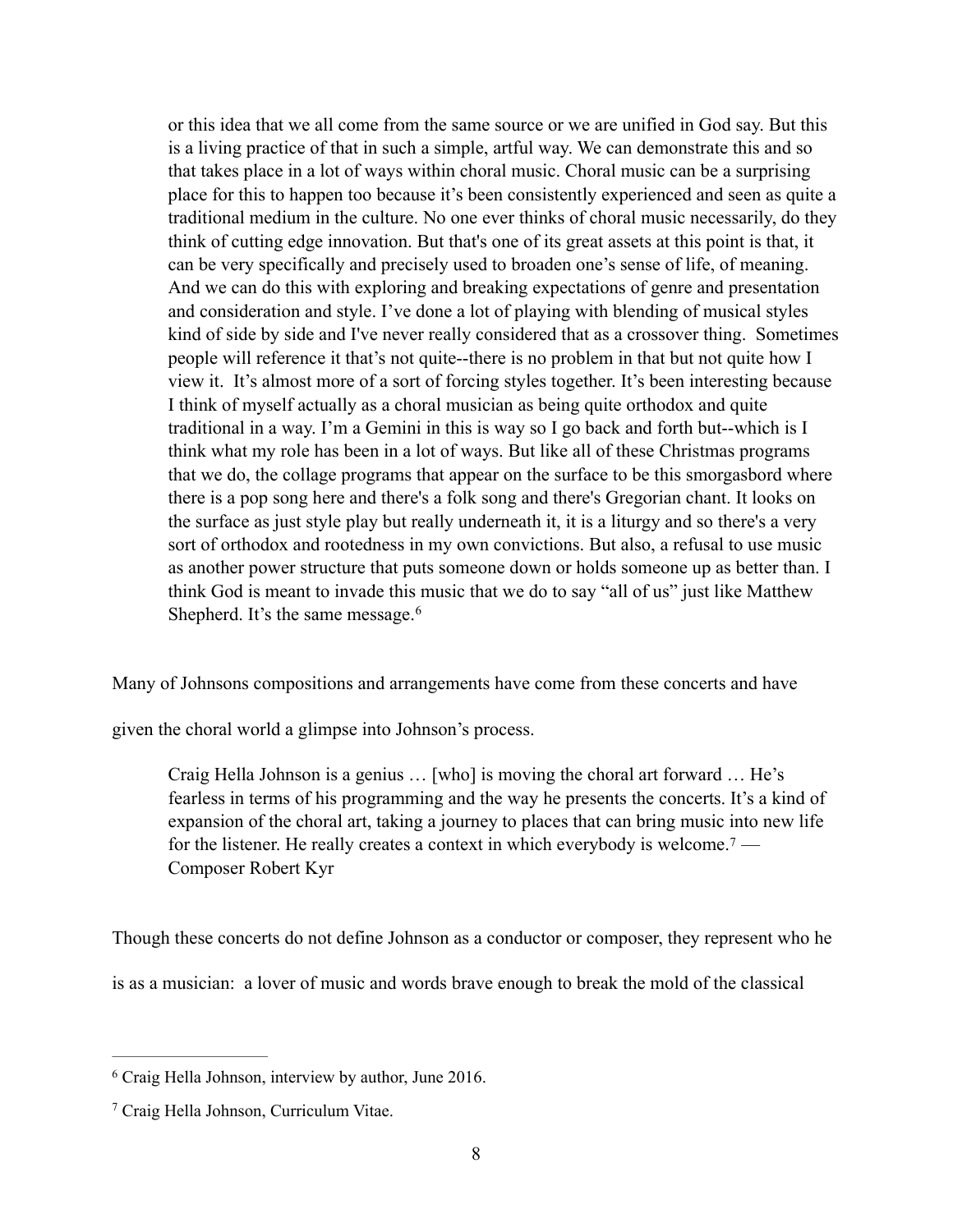> or this idea that we all come from the same source or we are unified in God say. But this is a living practice of that in such a simple, artful way. We can demonstrate this and so that takes place in a lot of ways within choral music. Choral music can be a surprising place for this to happen too because it's been consistently experienced and seen as quite a traditional medium in the culture. No one ever thinks of choral music necessarily, do they think of cutting edge innovation. But that's one of its great assets at this point is that, it can be very specifically and precisely used to broaden one's sense of life, of meaning. And we can do this with exploring and breaking expectations of genre and presentation and consideration and style. I've done a lot of playing with blending of musical styles kind of side by side and I've never really considered that as a crossover thing. Sometimes people will reference it that's not quite--there is no problem in that but not quite how I view it. It's almost more of a sort of forcing styles together. It's been interesting because I think of myself actually as a choral musician as being quite orthodox and quite traditional in a way. I'm a Gemini in this is way so I go back and forth but--which is I think what my role has been in a lot of ways. But like all of these Christmas programs that we do, the collage programs that appear on the surface to be this smorgasbord where there is a pop song here and there's a folk song and there's Gregorian chant. It looks on the surface as just style play but really underneath it, it is a liturgy and so there's a very sort of orthodox and rootedness in my own convictions. But also, a refusal to use music as another power structure that puts someone down or holds someone up as better than. I think God is meant to invade this music that we do to say "all of us" just like Matthew Shepherd. It's the same message.[6]

Many of Johnsons compositions and arrangements have come from these concerts and have given the choral world a glimpse into Johnson's process.

> Craig Hella Johnson is a genius … [who] is moving the choral art forward … He's fearless in terms of his programming and the way he presents the concerts. It's a kind of expansion of the choral art, taking a journey to places that can bring music into new life for the listener. He really creates a context in which everybody is welcome.[7] — Composer Robert Kyr

Though these concerts do not define Johnson as a conductor or composer, they represent who he is as a musician: a lover of music and words brave enough to break the mold of the classical

---

[6] Craig Hella Johnson, interview by author, June 2016.

[7] Craig Hella Johnson, Curriculum Vitae.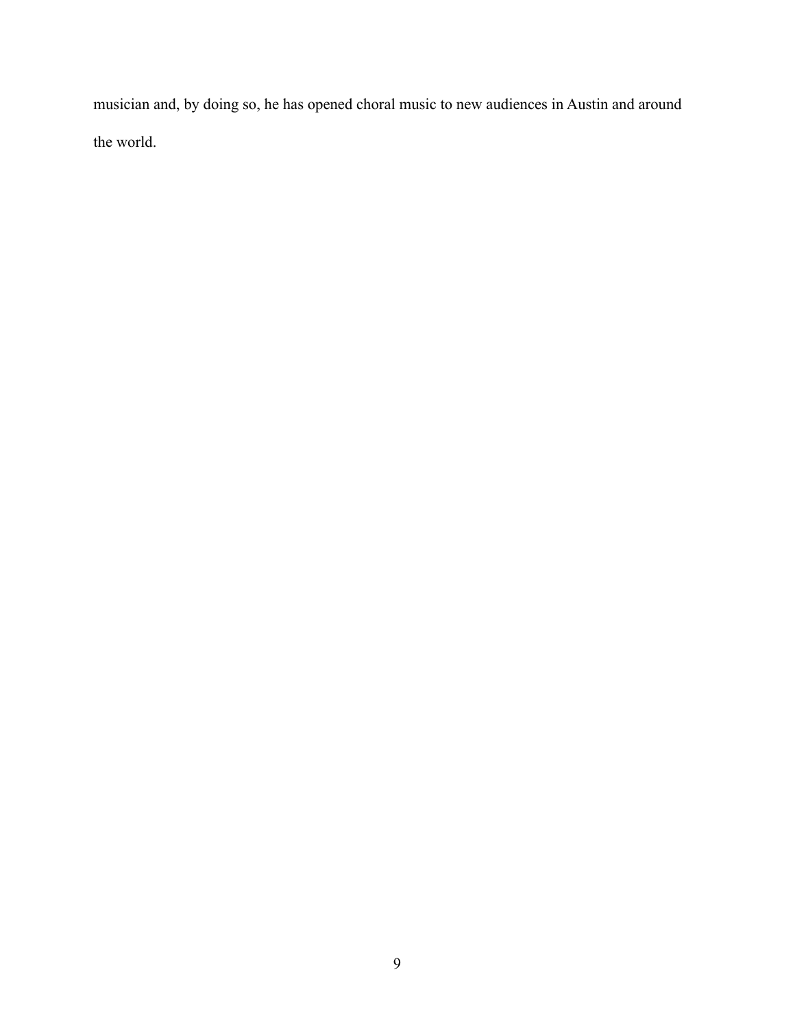musician and, by doing so, he has opened choral music to new audiences in Austin and around the world.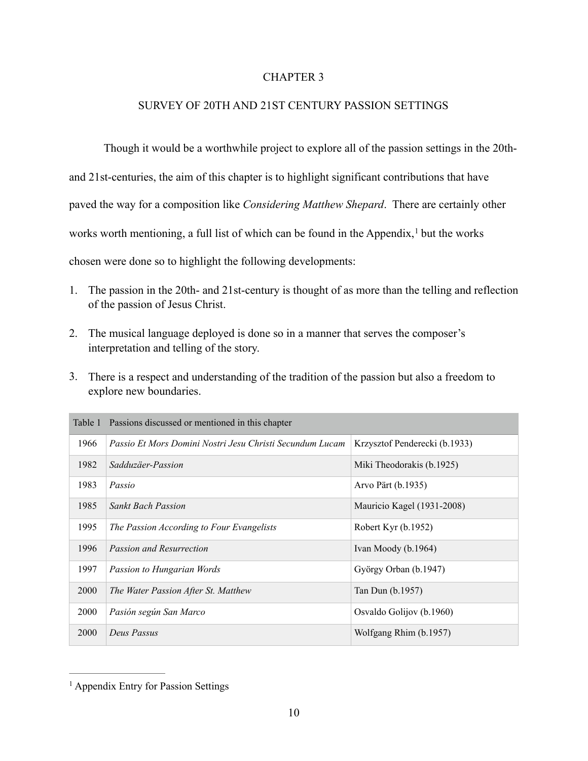# CHAPTER 3

## SURVEY OF 20TH AND 21ST CENTURY PASSION SETTINGS

Though it would be a worthwhile project to explore all of the passion settings in the 20th- and 21st-centuries, the aim of this chapter is to highlight significant contributions that have paved the way for a composition like *Considering Matthew Shepard*. There are certainly other works worth mentioning, a full list of which can be found in the Appendix,[1] but the works chosen were done so to highlight the following developments:

1. The passion in the 20th- and 21st-century is thought of as more than the telling and reflection of the passion of Jesus Christ.

2. The musical language deployed is done so in a manner that serves the composer's interpretation and telling of the story.

3. There is a respect and understanding of the tradition of the passion but also a freedom to explore new boundaries.

| Table 1 | Passions discussed or mentioned in this chapter | |
|---|---|---|
| 1966 | *Passio Et Mors Domini Nostri Jesu Christi Secundum Lucam* | Krzysztof Penderecki (b.1933) |
| 1982 | *Sadduzäer-Passion* | Miki Theodorakis (b.1925) |
| 1983 | *Passio* | Arvo Pärt (b.1935) |
| 1985 | *Sankt Bach Passion* | Mauricio Kagel (1931-2008) |
| 1995 | *The Passion According to Four Evangelists* | Robert Kyr (b.1952) |
| 1996 | *Passion and Resurrection* | Ivan Moody (b.1964) |
| 1997 | *Passion to Hungarian Words* | György Orban (b.1947) |
| 2000 | *The Water Passion After St. Matthew* | Tan Dun (b.1957) |
| 2000 | *Pasión según San Marco* | Osvaldo Golijov (b.1960) |
| 2000 | *Deus Passus* | Wolfgang Rhim (b.1957) |

[1] Appendix Entry for Passion Settings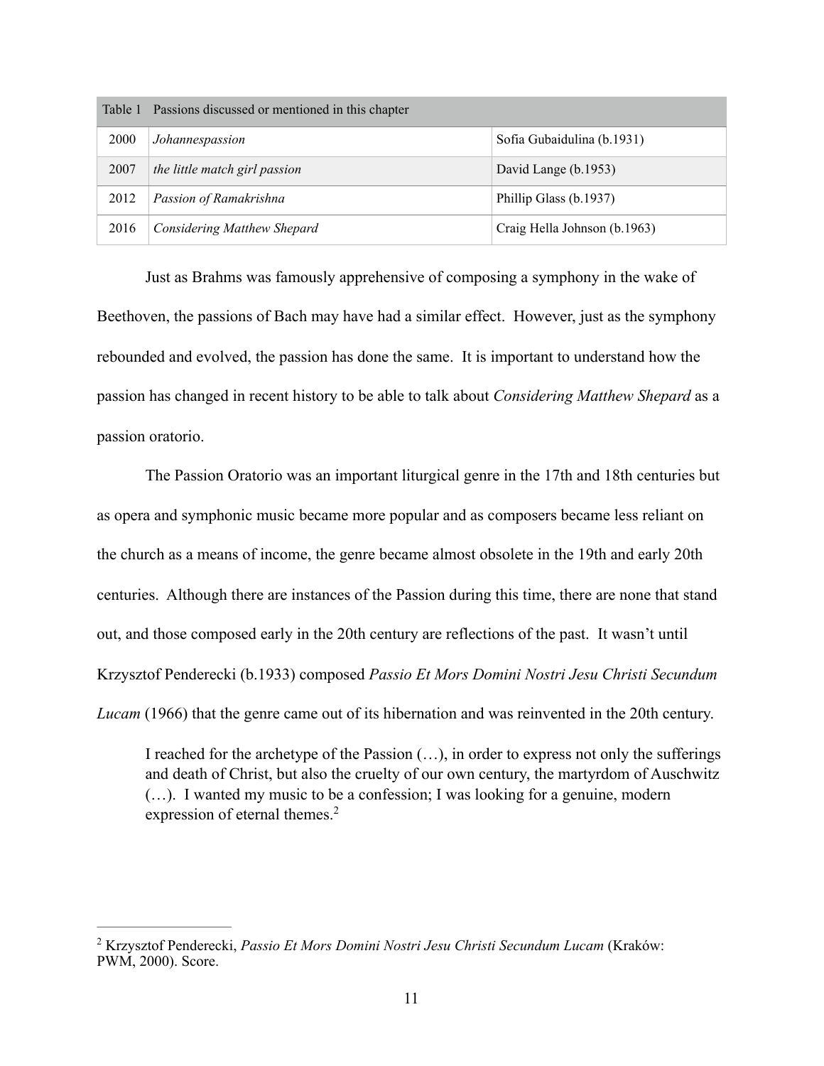| Table 1 | Passions discussed or mentioned in this chapter | |
|---|---|---|
| 2000 | *Johannespassion* | Sofia Gubaidulina (b.1931) |
| 2007 | *the little match girl passion* | David Lange (b.1953) |
| 2012 | *Passion of Ramakrishna* | Phillip Glass (b.1937) |
| 2016 | *Considering Matthew Shepard* | Craig Hella Johnson (b.1963) |

Just as Brahms was famously apprehensive of composing a symphony in the wake of Beethoven, the passions of Bach may have had a similar effect. However, just as the symphony rebounded and evolved, the passion has done the same. It is important to understand how the passion has changed in recent history to be able to talk about *Considering Matthew Shepard* as a passion oratorio.

The Passion Oratorio was an important liturgical genre in the 17th and 18th centuries but as opera and symphonic music became more popular and as composers became less reliant on the church as a means of income, the genre became almost obsolete in the 19th and early 20th centuries. Although there are instances of the Passion during this time, there are none that stand out, and those composed early in the 20th century are reflections of the past. It wasn't until Krzysztof Penderecki (b.1933) composed *Passio Et Mors Domini Nostri Jesu Christi Secundum Lucam* (1966) that the genre came out of its hibernation and was reinvented in the 20th century.

> I reached for the archetype of the Passion (…), in order to express not only the sufferings and death of Christ, but also the cruelty of our own century, the martyrdom of Auschwitz (…). I wanted my music to be a confession; I was looking for a genuine, modern expression of eternal themes.[2]

---

[2] Krzysztof Penderecki, *Passio Et Mors Domini Nostri Jesu Christi Secundum Lucam* (Kraków: PWM, 2000). Score.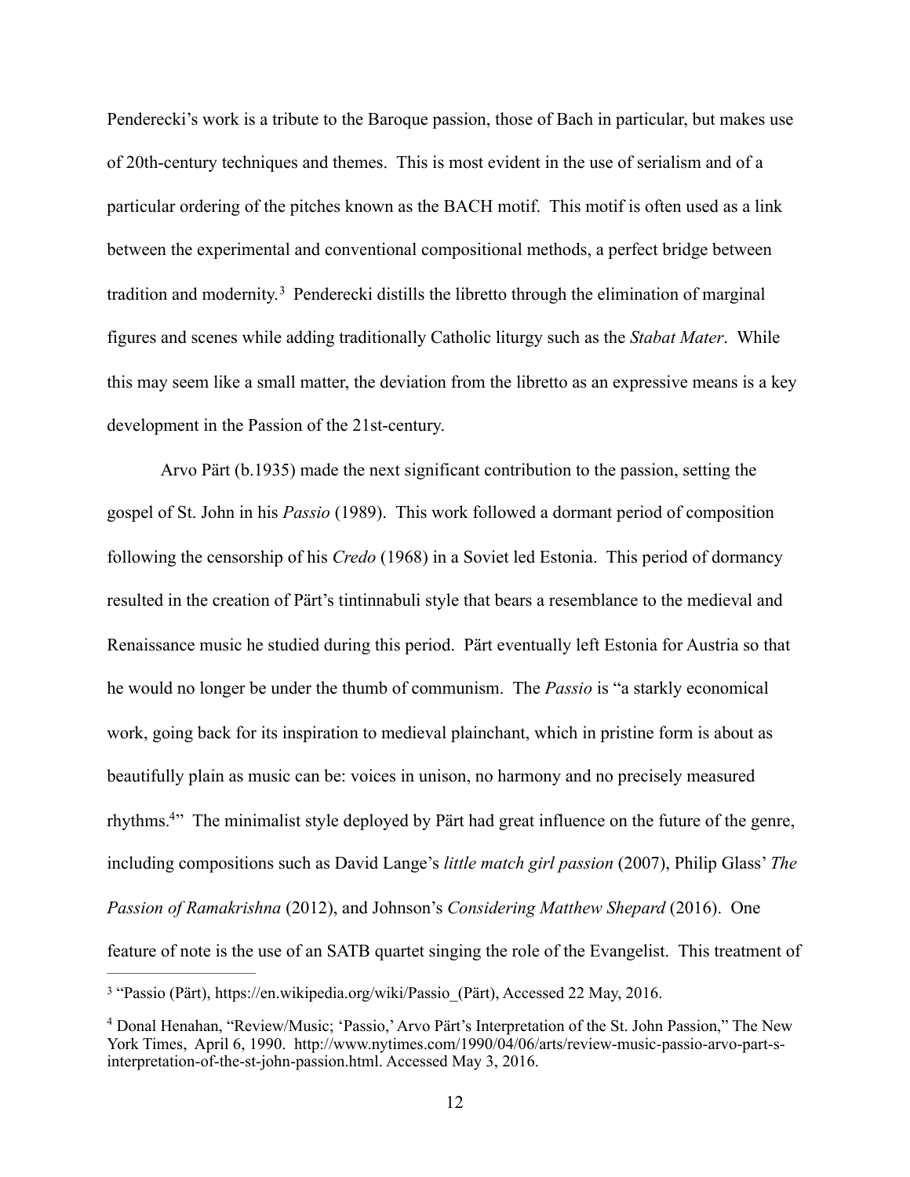Penderecki's work is a tribute to the Baroque passion, those of Bach in particular, but makes use of 20th-century techniques and themes. This is most evident in the use of serialism and of a particular ordering of the pitches known as the BACH motif. This motif is often used as a link between the experimental and conventional compositional methods, a perfect bridge between tradition and modernity.[3] Penderecki distills the libretto through the elimination of marginal figures and scenes while adding traditionally Catholic liturgy such as the *Stabat Mater*. While this may seem like a small matter, the deviation from the libretto as an expressive means is a key development in the Passion of the 21st-century.

Arvo Pärt (b.1935) made the next significant contribution to the passion, setting the gospel of St. John in his *Passio* (1989). This work followed a dormant period of composition following the censorship of his *Credo* (1968) in a Soviet led Estonia. This period of dormancy resulted in the creation of Pärt's tintinnabuli style that bears a resemblance to the medieval and Renaissance music he studied during this period. Pärt eventually left Estonia for Austria so that he would no longer be under the thumb of communism. The *Passio* is "a starkly economical work, going back for its inspiration to medieval plainchant, which in pristine form is about as beautifully plain as music can be: voices in unison, no harmony and no precisely measured rhythms.[4]" The minimalist style deployed by Pärt had great influence on the future of the genre, including compositions such as David Lange's *little match girl passion* (2007), Philip Glass' *The Passion of Ramakrishna* (2012), and Johnson's *Considering Matthew Shepard* (2016). One feature of note is the use of an SATB quartet singing the role of the Evangelist. This treatment of

---

[3] "Passio (Pärt), https://en.wikipedia.org/wiki/Passio_(Pärt), Accessed 22 May, 2016.

[4] Donal Henahan, "Review/Music; 'Passio,' Arvo Pärt's Interpretation of the St. John Passion," The New York Times, April 6, 1990. http://www.nytimes.com/1990/04/06/arts/review-music-passio-arvo-part-s-interpretation-of-the-st-john-passion.html. Accessed May 3, 2016.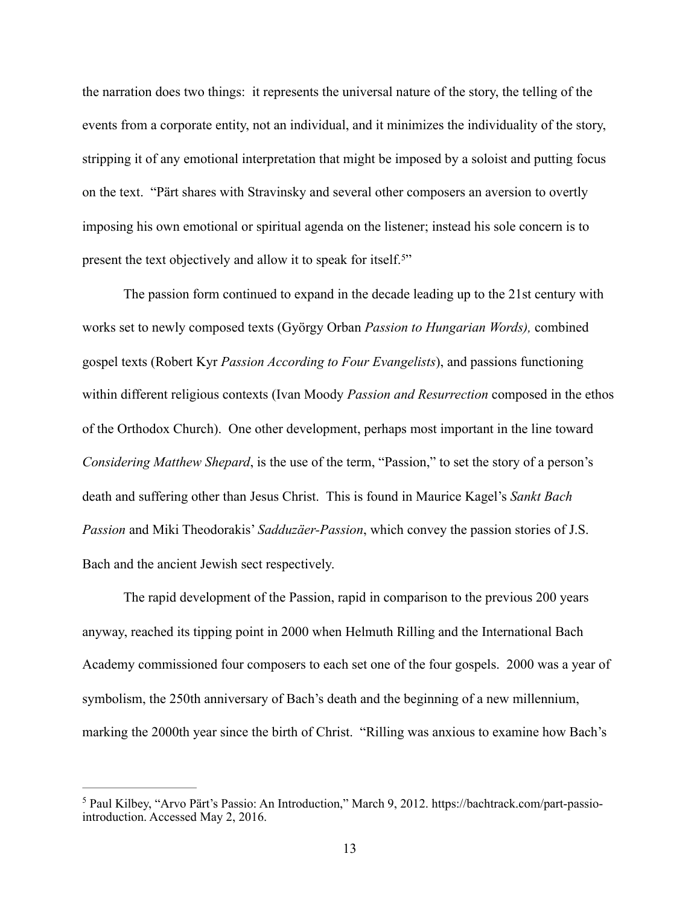the narration does two things: it represents the universal nature of the story, the telling of the events from a corporate entity, not an individual, and it minimizes the individuality of the story, stripping it of any emotional interpretation that might be imposed by a soloist and putting focus on the text. "Pärt shares with Stravinsky and several other composers an aversion to overtly imposing his own emotional or spiritual agenda on the listener; instead his sole concern is to present the text objectively and allow it to speak for itself.[5]"

The passion form continued to expand in the decade leading up to the 21st century with works set to newly composed texts (György Orban *Passion to Hungarian Words),* combined gospel texts (Robert Kyr *Passion According to Four Evangelists*), and passions functioning within different religious contexts (Ivan Moody *Passion and Resurrection* composed in the ethos of the Orthodox Church). One other development, perhaps most important in the line toward *Considering Matthew Shepard*, is the use of the term, "Passion," to set the story of a person's death and suffering other than Jesus Christ. This is found in Maurice Kagel's *Sankt Bach Passion* and Miki Theodorakis' *Sadduzäer-Passion*, which convey the passion stories of J.S. Bach and the ancient Jewish sect respectively.

The rapid development of the Passion, rapid in comparison to the previous 200 years anyway, reached its tipping point in 2000 when Helmuth Rilling and the International Bach Academy commissioned four composers to each set one of the four gospels. 2000 was a year of symbolism, the 250th anniversary of Bach's death and the beginning of a new millennium, marking the 2000th year since the birth of Christ. "Rilling was anxious to examine how Bach's

---

[5] Paul Kilbey, "Arvo Pärt's Passio: An Introduction," March 9, 2012. https://bachtrack.com/part-passio-introduction. Accessed May 2, 2016.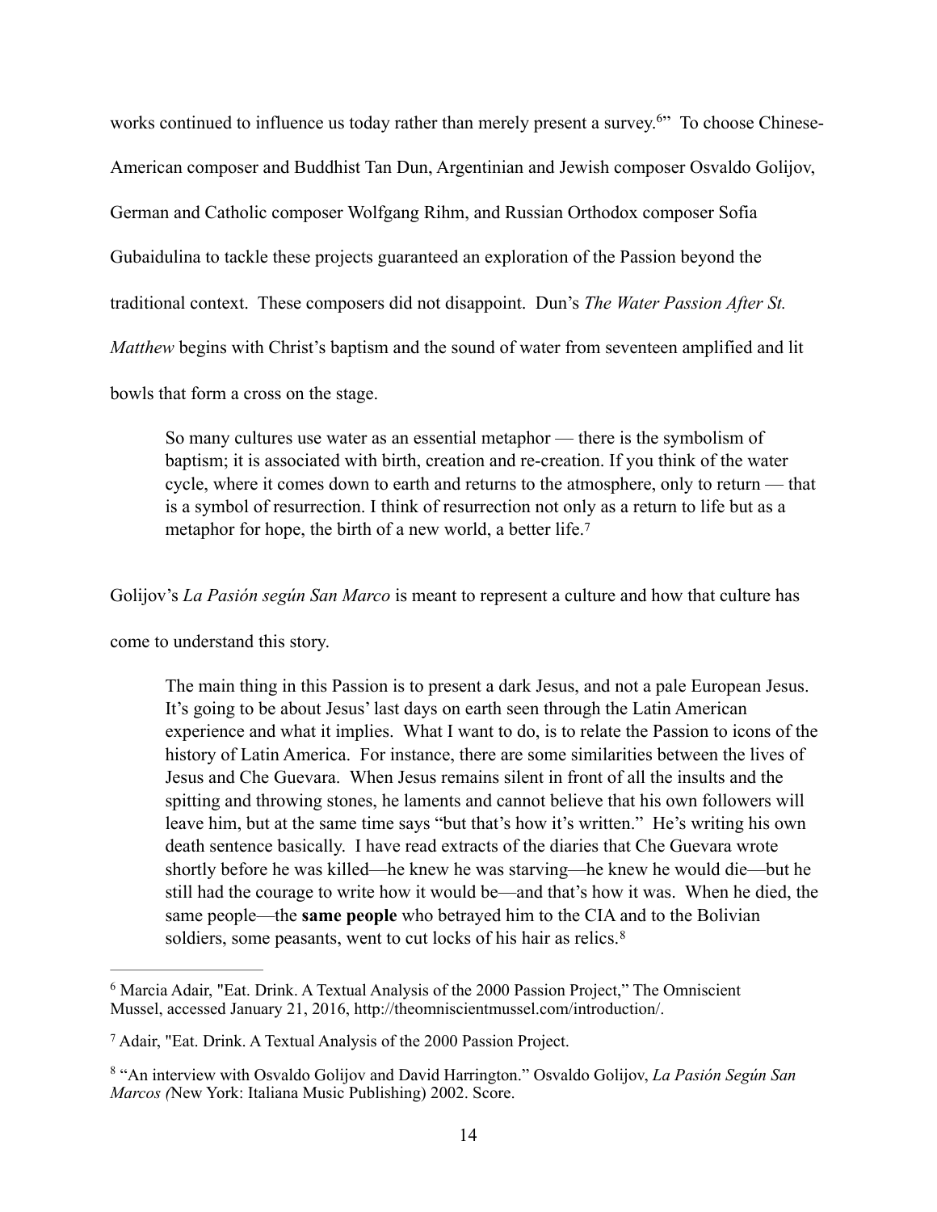works continued to influence us today rather than merely present a survey.[6]" To choose Chinese-American composer and Buddhist Tan Dun, Argentinian and Jewish composer Osvaldo Golijov, German and Catholic composer Wolfgang Rihm, and Russian Orthodox composer Sofia Gubaidulina to tackle these projects guaranteed an exploration of the Passion beyond the traditional context. These composers did not disappoint. Dun's *The Water Passion After St. Matthew* begins with Christ's baptism and the sound of water from seventeen amplified and lit bowls that form a cross on the stage.

> So many cultures use water as an essential metaphor — there is the symbolism of baptism; it is associated with birth, creation and re-creation. If you think of the water cycle, where it comes down to earth and returns to the atmosphere, only to return — that is a symbol of resurrection. I think of resurrection not only as a return to life but as a metaphor for hope, the birth of a new world, a better life.[7]

Golijov's *La Pasión según San Marco* is meant to represent a culture and how that culture has come to understand this story.

> The main thing in this Passion is to present a dark Jesus, and not a pale European Jesus. It's going to be about Jesus' last days on earth seen through the Latin American experience and what it implies. What I want to do, is to relate the Passion to icons of the history of Latin America. For instance, there are some similarities between the lives of Jesus and Che Guevara. When Jesus remains silent in front of all the insults and the spitting and throwing stones, he laments and cannot believe that his own followers will leave him, but at the same time says "but that's how it's written." He's writing his own death sentence basically. I have read extracts of the diaries that Che Guevara wrote shortly before he was killed—he knew he was starving—he knew he would die—but he still had the courage to write how it would be—and that's how it was. When he died, the same people—the **same people** who betrayed him to the CIA and to the Bolivian soldiers, some peasants, went to cut locks of his hair as relics.[8]

---

[6] Marcia Adair, "Eat. Drink. A Textual Analysis of the 2000 Passion Project," The Omniscient Mussel, accessed January 21, 2016, http://theomniscientmussel.com/introduction/.

[7] Adair, "Eat. Drink. A Textual Analysis of the 2000 Passion Project.

[8] "An interview with Osvaldo Golijov and David Harrington." Osvaldo Golijov, *La Pasión Según San Marcos (*New York: Italiana Music Publishing) 2002. Score.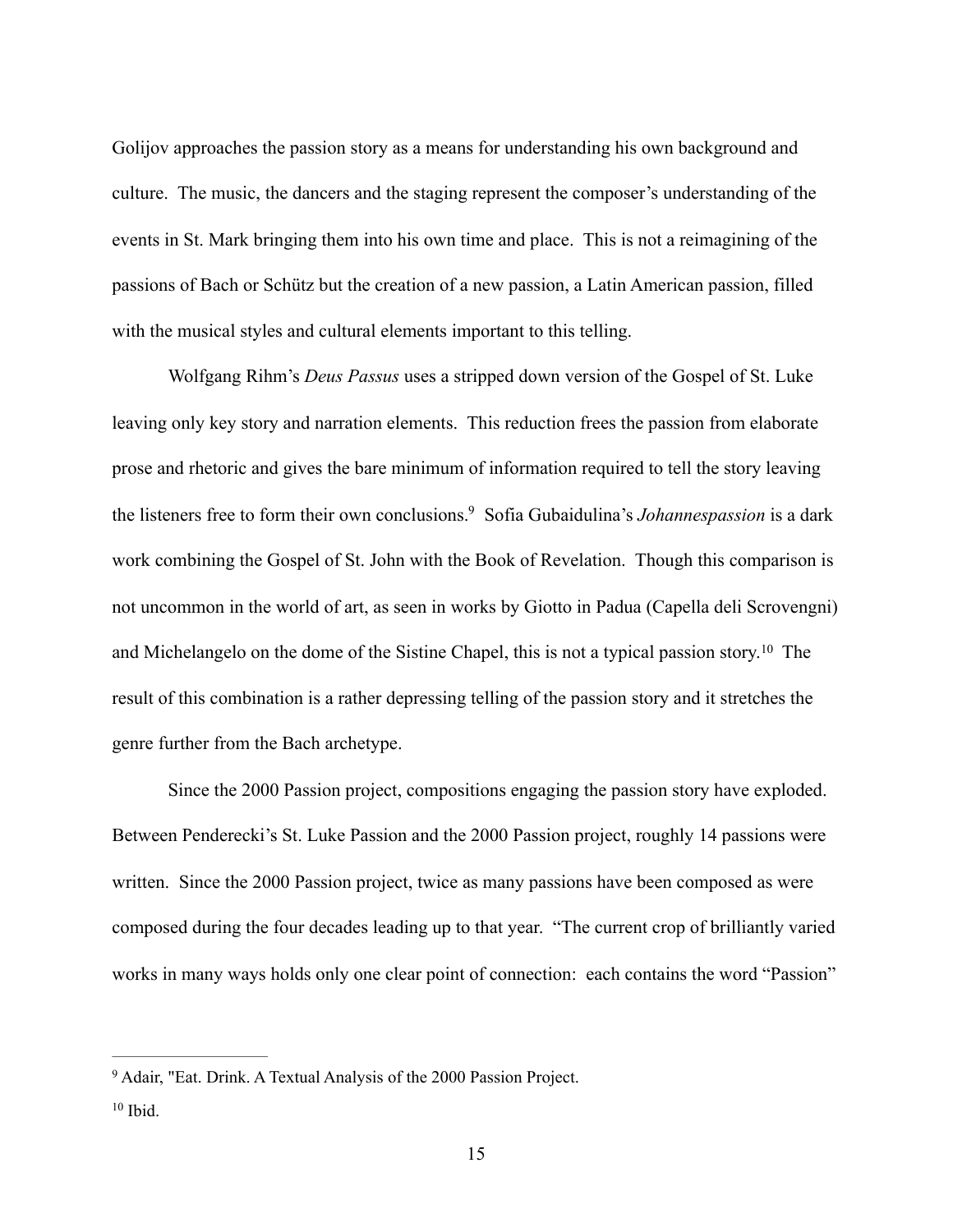Golijov approaches the passion story as a means for understanding his own background and culture. The music, the dancers and the staging represent the composer's understanding of the events in St. Mark bringing them into his own time and place. This is not a reimagining of the passions of Bach or Schütz but the creation of a new passion, a Latin American passion, filled with the musical styles and cultural elements important to this telling.

Wolfgang Rihm's *Deus Passus* uses a stripped down version of the Gospel of St. Luke leaving only key story and narration elements. This reduction frees the passion from elaborate prose and rhetoric and gives the bare minimum of information required to tell the story leaving the listeners free to form their own conclusions.[9] Sofia Gubaidulina's *Johannespassion* is a dark work combining the Gospel of St. John with the Book of Revelation. Though this comparison is not uncommon in the world of art, as seen in works by Giotto in Padua (Capella deli Scrovengni) and Michelangelo on the dome of the Sistine Chapel, this is not a typical passion story.[10] The result of this combination is a rather depressing telling of the passion story and it stretches the genre further from the Bach archetype.

Since the 2000 Passion project, compositions engaging the passion story have exploded. Between Penderecki's St. Luke Passion and the 2000 Passion project, roughly 14 passions were written. Since the 2000 Passion project, twice as many passions have been composed as were composed during the four decades leading up to that year. "The current crop of brilliantly varied works in many ways holds only one clear point of connection: each contains the word "Passion"

---

[9] Adair, "Eat. Drink. A Textual Analysis of the 2000 Passion Project.

[10] Ibid.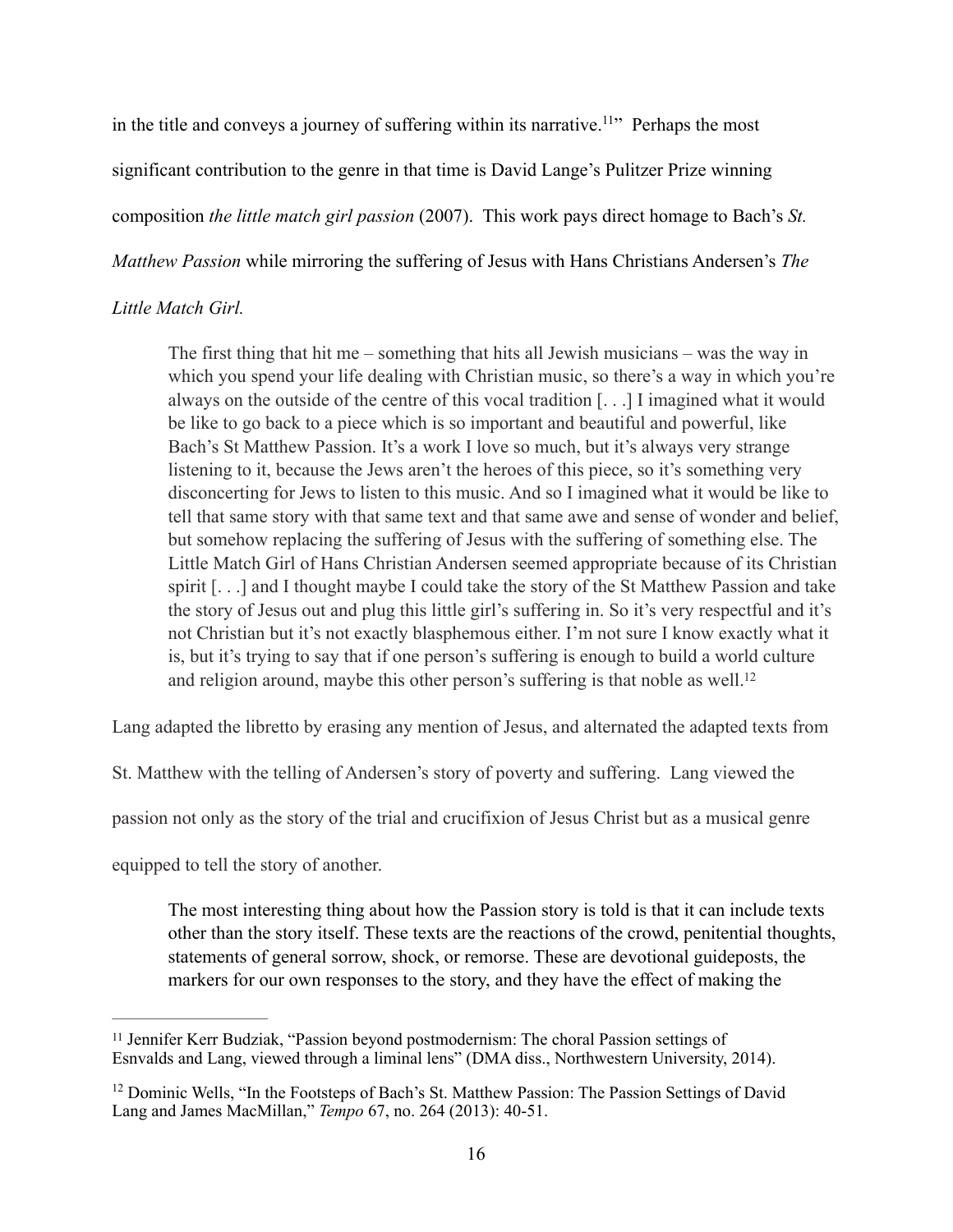in the title and conveys a journey of suffering within its narrative.[11]" Perhaps the most significant contribution to the genre in that time is David Lange's Pulitzer Prize winning composition *the little match girl passion* (2007). This work pays direct homage to Bach's *St. Matthew Passion* while mirroring the suffering of Jesus with Hans Christians Andersen's *The Little Match Girl.*

> The first thing that hit me – something that hits all Jewish musicians – was the way in which you spend your life dealing with Christian music, so there's a way in which you're always on the outside of the centre of this vocal tradition [. . .] I imagined what it would be like to go back to a piece which is so important and beautiful and powerful, like Bach's St Matthew Passion. It's a work I love so much, but it's always very strange listening to it, because the Jews aren't the heroes of this piece, so it's something very disconcerting for Jews to listen to this music. And so I imagined what it would be like to tell that same story with that same text and that same awe and sense of wonder and belief, but somehow replacing the suffering of Jesus with the suffering of something else. The Little Match Girl of Hans Christian Andersen seemed appropriate because of its Christian spirit [. . .] and I thought maybe I could take the story of the St Matthew Passion and take the story of Jesus out and plug this little girl's suffering in. So it's very respectful and it's not Christian but it's not exactly blasphemous either. I'm not sure I know exactly what it is, but it's trying to say that if one person's suffering is enough to build a world culture and religion around, maybe this other person's suffering is that noble as well.[12]

Lang adapted the libretto by erasing any mention of Jesus, and alternated the adapted texts from St. Matthew with the telling of Andersen's story of poverty and suffering. Lang viewed the passion not only as the story of the trial and crucifixion of Jesus Christ but as a musical genre equipped to tell the story of another.

> The most interesting thing about how the Passion story is told is that it can include texts other than the story itself. These texts are the reactions of the crowd, penitential thoughts, statements of general sorrow, shock, or remorse. These are devotional guideposts, the markers for our own responses to the story, and they have the effect of making the

---

[11] Jennifer Kerr Budziak, "Passion beyond postmodernism: The choral Passion settings of Esnvalds and Lang, viewed through a liminal lens" (DMA diss., Northwestern University, 2014).

[12] Dominic Wells, "In the Footsteps of Bach's St. Matthew Passion: The Passion Settings of David Lang and James MacMillan," *Tempo* 67, no. 264 (2013): 40-51.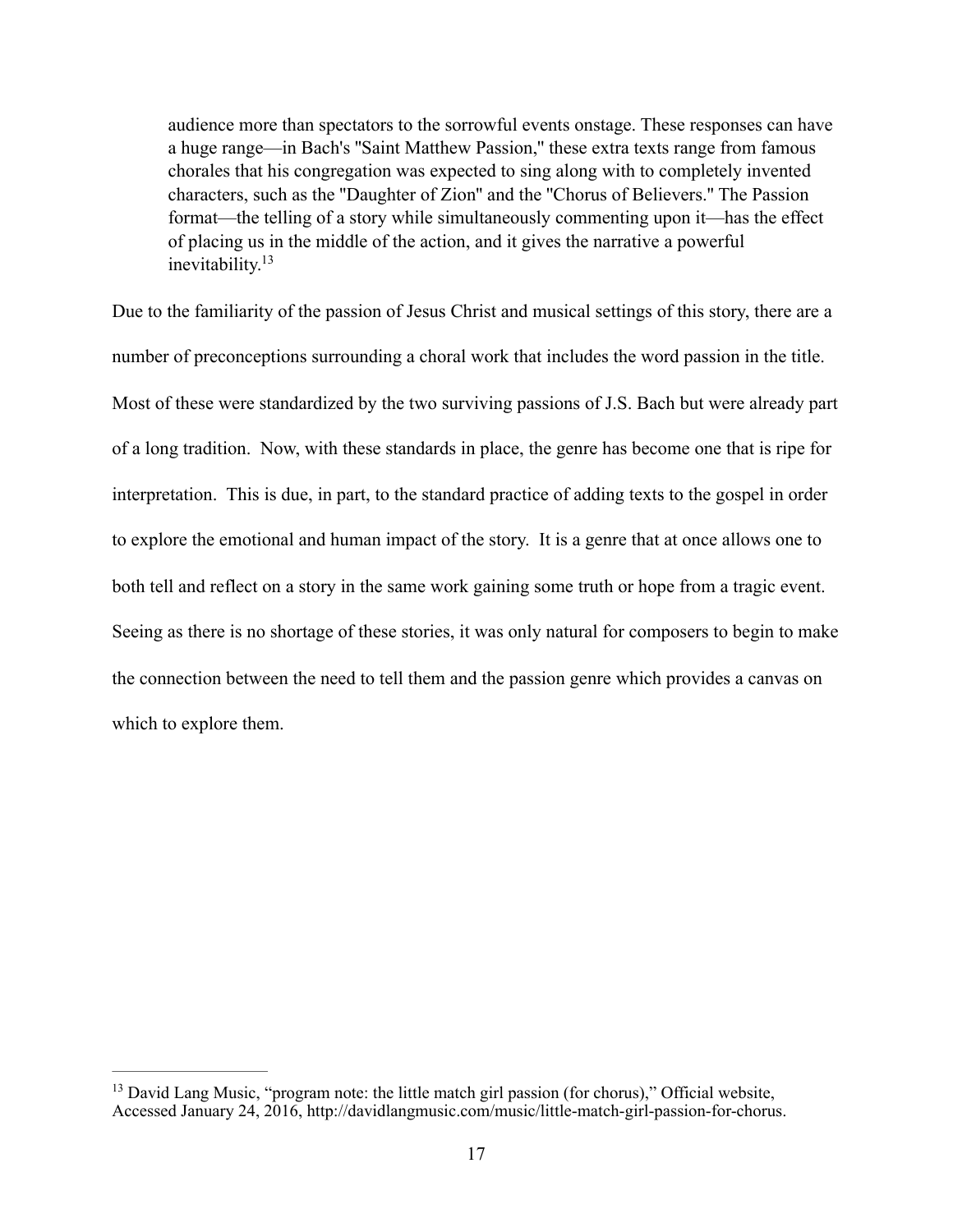> audience more than spectators to the sorrowful events onstage. These responses can have a huge range—in Bach's "Saint Matthew Passion," these extra texts range from famous chorales that his congregation was expected to sing along with to completely invented characters, such as the "Daughter of Zion" and the "Chorus of Believers." The Passion format—the telling of a story while simultaneously commenting upon it—has the effect of placing us in the middle of the action, and it gives the narrative a powerful inevitability.[13]

Due to the familiarity of the passion of Jesus Christ and musical settings of this story, there are a number of preconceptions surrounding a choral work that includes the word passion in the title. Most of these were standardized by the two surviving passions of J.S. Bach but were already part of a long tradition. Now, with these standards in place, the genre has become one that is ripe for interpretation. This is due, in part, to the standard practice of adding texts to the gospel in order to explore the emotional and human impact of the story. It is a genre that at once allows one to both tell and reflect on a story in the same work gaining some truth or hope from a tragic event. Seeing as there is no shortage of these stories, it was only natural for composers to begin to make the connection between the need to tell them and the passion genre which provides a canvas on which to explore them.

---

[13] David Lang Music, "program note: the little match girl passion (for chorus)," Official website, Accessed January 24, 2016, http://davidlangmusic.com/music/little-match-girl-passion-for-chorus.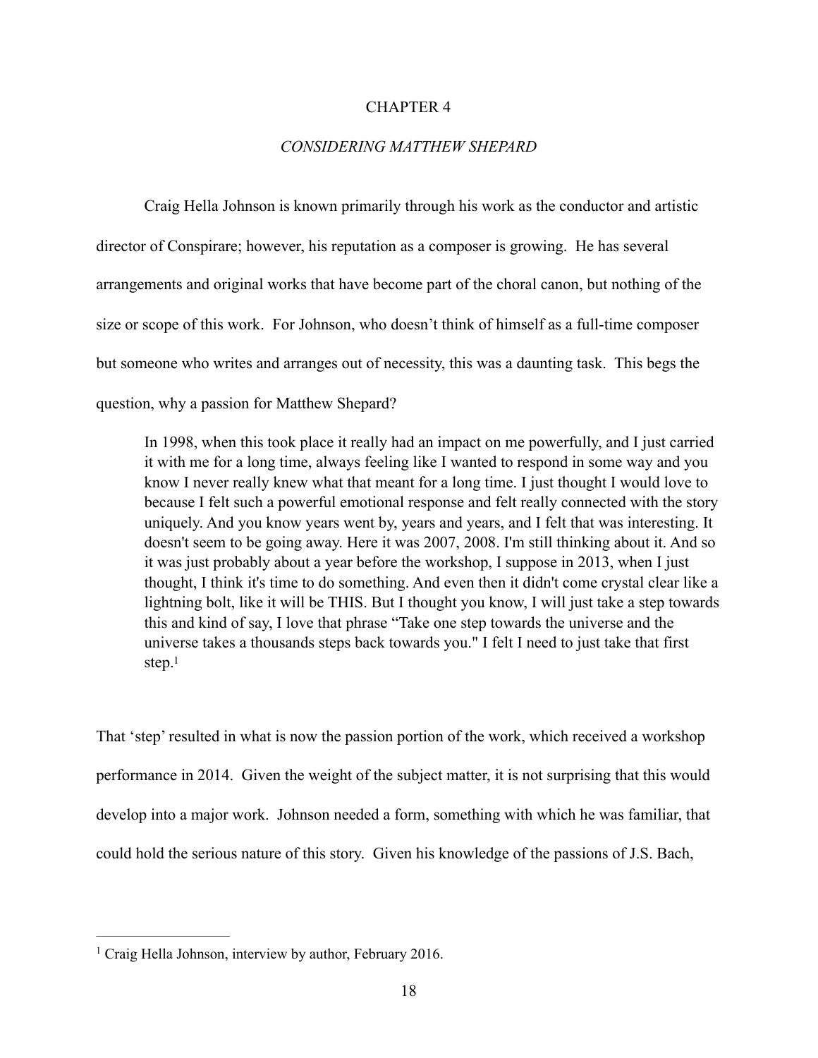# CHAPTER 4

## *CONSIDERING MATTHEW SHEPARD*

Craig Hella Johnson is known primarily through his work as the conductor and artistic director of Conspirare; however, his reputation as a composer is growing. He has several arrangements and original works that have become part of the choral canon, but nothing of the size or scope of this work. For Johnson, who doesn't think of himself as a full-time composer but someone who writes and arranges out of necessity, this was a daunting task. This begs the question, why a passion for Matthew Shepard?

> In 1998, when this took place it really had an impact on me powerfully, and I just carried it with me for a long time, always feeling like I wanted to respond in some way and you know I never really knew what that meant for a long time. I just thought I would love to because I felt such a powerful emotional response and felt really connected with the story uniquely. And you know years went by, years and years, and I felt that was interesting. It doesn't seem to be going away. Here it was 2007, 2008. I'm still thinking about it. And so it was just probably about a year before the workshop, I suppose in 2013, when I just thought, I think it's time to do something. And even then it didn't come crystal clear like a lightning bolt, like it will be THIS. But I thought you know, I will just take a step towards this and kind of say, I love that phrase "Take one step towards the universe and the universe takes a thousands steps back towards you." I felt I need to just take that first step.[1]

That 'step' resulted in what is now the passion portion of the work, which received a workshop performance in 2014. Given the weight of the subject matter, it is not surprising that this would develop into a major work. Johnson needed a form, something with which he was familiar, that could hold the serious nature of this story. Given his knowledge of the passions of J.S. Bach,

---

[1] Craig Hella Johnson, interview by author, February 2016.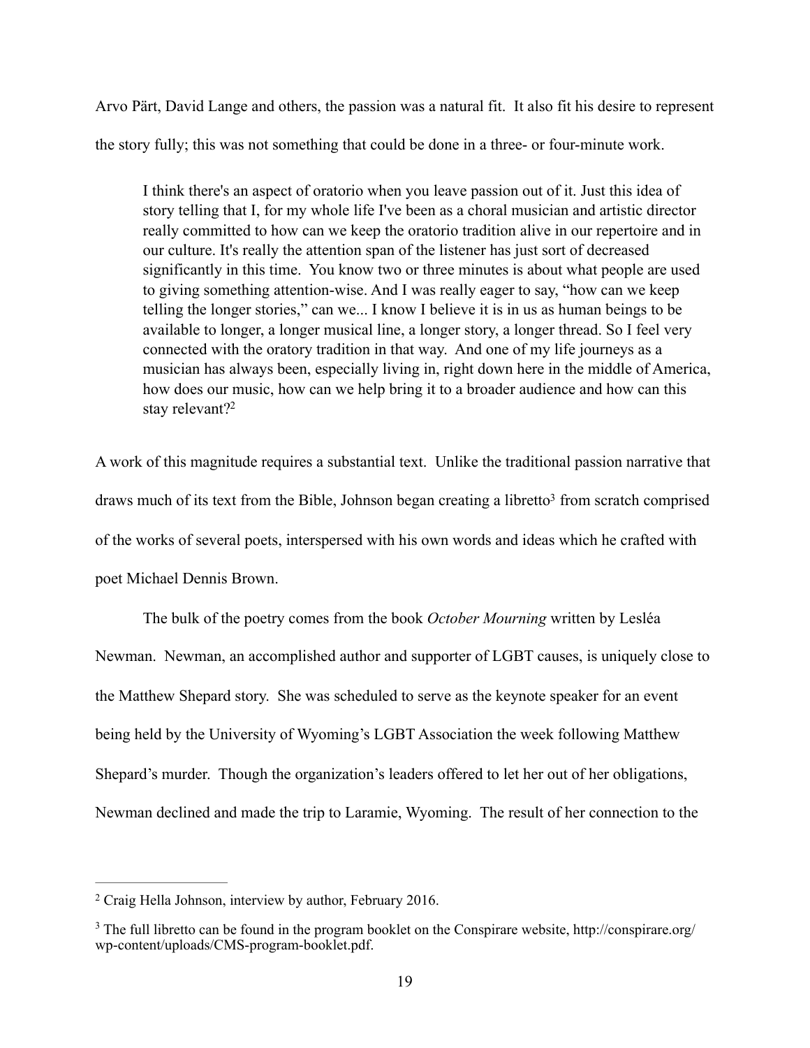Arvo Pärt, David Lange and others, the passion was a natural fit. It also fit his desire to represent the story fully; this was not something that could be done in a three- or four-minute work.

> I think there's an aspect of oratorio when you leave passion out of it. Just this idea of story telling that I, for my whole life I've been as a choral musician and artistic director really committed to how can we keep the oratorio tradition alive in our repertoire and in our culture. It's really the attention span of the listener has just sort of decreased significantly in this time. You know two or three minutes is about what people are used to giving something attention-wise. And I was really eager to say, "how can we keep telling the longer stories," can we... I know I believe it is in us as human beings to be available to longer, a longer musical line, a longer story, a longer thread. So I feel very connected with the oratory tradition in that way. And one of my life journeys as a musician has always been, especially living in, right down here in the middle of America, how does our music, how can we help bring it to a broader audience and how can this stay relevant?[2]

A work of this magnitude requires a substantial text. Unlike the traditional passion narrative that draws much of its text from the Bible, Johnson began creating a libretto[3] from scratch comprised of the works of several poets, interspersed with his own words and ideas which he crafted with poet Michael Dennis Brown.

The bulk of the poetry comes from the book *October Mourning* written by Lesléa Newman. Newman, an accomplished author and supporter of LGBT causes, is uniquely close to the Matthew Shepard story. She was scheduled to serve as the keynote speaker for an event being held by the University of Wyoming's LGBT Association the week following Matthew Shepard's murder. Though the organization's leaders offered to let her out of her obligations, Newman declined and made the trip to Laramie, Wyoming. The result of her connection to the

---

[2] Craig Hella Johnson, interview by author, February 2016.

[3] The full libretto can be found in the program booklet on the Conspirare website, http://conspirare.org/wp-content/uploads/CMS-program-booklet.pdf.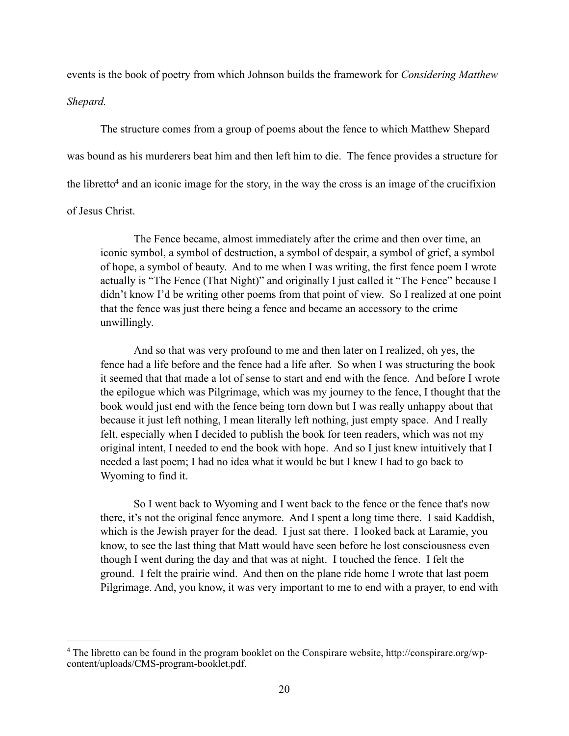events is the book of poetry from which Johnson builds the framework for *Considering Matthew Shepard.*

The structure comes from a group of poems about the fence to which Matthew Shepard was bound as his murderers beat him and then left him to die. The fence provides a structure for the libretto[4] and an iconic image for the story, in the way the cross is an image of the crucifixion of Jesus Christ.

> The Fence became, almost immediately after the crime and then over time, an iconic symbol, a symbol of destruction, a symbol of despair, a symbol of grief, a symbol of hope, a symbol of beauty. And to me when I was writing, the first fence poem I wrote actually is "The Fence (That Night)" and originally I just called it "The Fence" because I didn't know I'd be writing other poems from that point of view. So I realized at one point that the fence was just there being a fence and became an accessory to the crime unwillingly.
>
> And so that was very profound to me and then later on I realized, oh yes, the fence had a life before and the fence had a life after. So when I was structuring the book it seemed that that made a lot of sense to start and end with the fence. And before I wrote the epilogue which was Pilgrimage, which was my journey to the fence, I thought that the book would just end with the fence being torn down but I was really unhappy about that because it just left nothing, I mean literally left nothing, just empty space. And I really felt, especially when I decided to publish the book for teen readers, which was not my original intent, I needed to end the book with hope. And so I just knew intuitively that I needed a last poem; I had no idea what it would be but I knew I had to go back to Wyoming to find it.
>
> So I went back to Wyoming and I went back to the fence or the fence that's now there, it's not the original fence anymore. And I spent a long time there. I said Kaddish, which is the Jewish prayer for the dead. I just sat there. I looked back at Laramie, you know, to see the last thing that Matt would have seen before he lost consciousness even though I went during the day and that was at night. I touched the fence. I felt the ground. I felt the prairie wind. And then on the plane ride home I wrote that last poem Pilgrimage. And, you know, it was very important to me to end with a prayer, to end with

---

[4] The libretto can be found in the program booklet on the Conspirare website, http://conspirare.org/wp-content/uploads/CMS-program-booklet.pdf.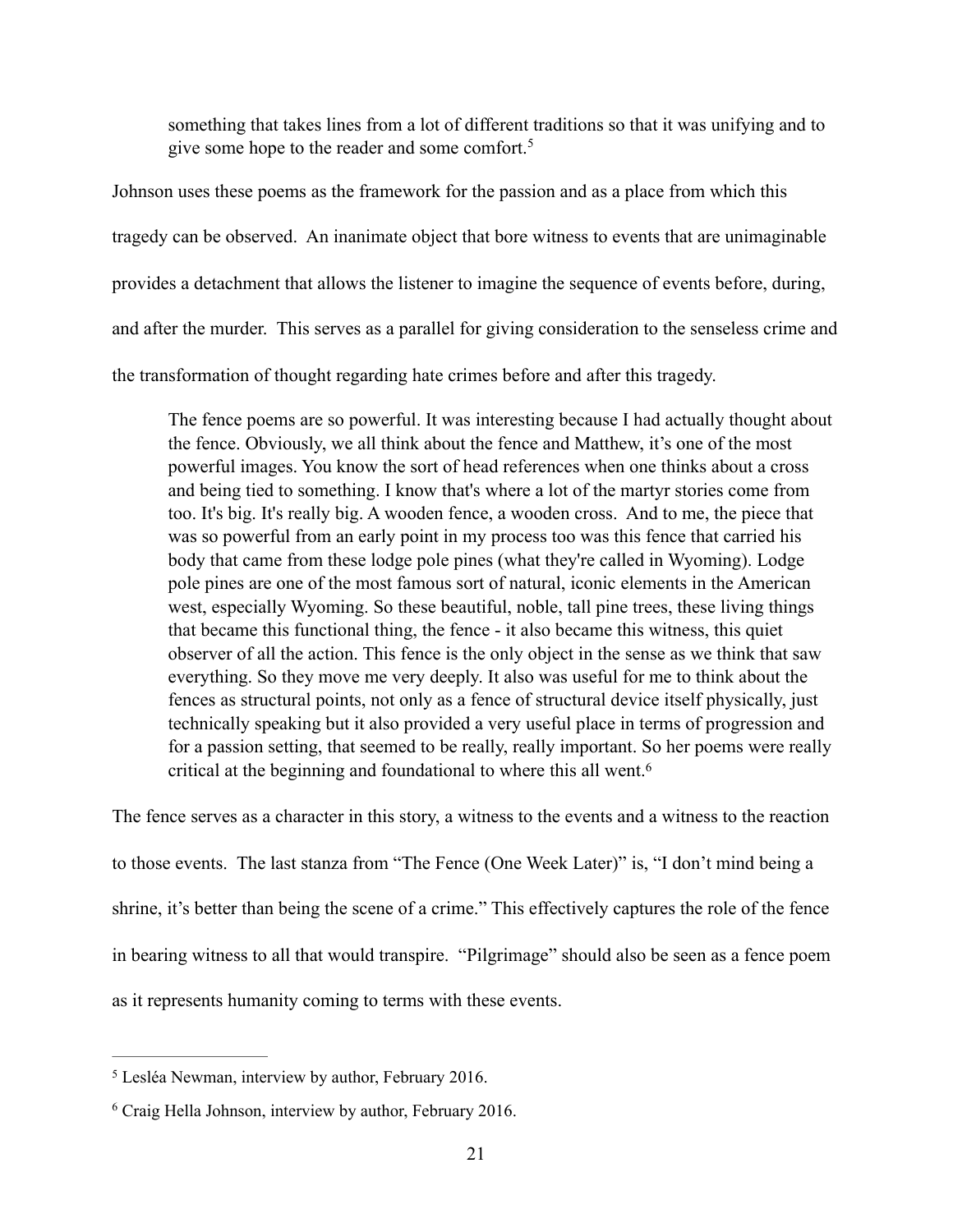> something that takes lines from a lot of different traditions so that it was unifying and to give some hope to the reader and some comfort.[5]

Johnson uses these poems as the framework for the passion and as a place from which this tragedy can be observed. An inanimate object that bore witness to events that are unimaginable provides a detachment that allows the listener to imagine the sequence of events before, during, and after the murder. This serves as a parallel for giving consideration to the senseless crime and the transformation of thought regarding hate crimes before and after this tragedy.

> The fence poems are so powerful. It was interesting because I had actually thought about the fence. Obviously, we all think about the fence and Matthew, it's one of the most powerful images. You know the sort of head references when one thinks about a cross and being tied to something. I know that's where a lot of the martyr stories come from too. It's big. It's really big. A wooden fence, a wooden cross. And to me, the piece that was so powerful from an early point in my process too was this fence that carried his body that came from these lodge pole pines (what they're called in Wyoming). Lodge pole pines are one of the most famous sort of natural, iconic elements in the American west, especially Wyoming. So these beautiful, noble, tall pine trees, these living things that became this functional thing, the fence - it also became this witness, this quiet observer of all the action. This fence is the only object in the sense as we think that saw everything. So they move me very deeply. It also was useful for me to think about the fences as structural points, not only as a fence of structural device itself physically, just technically speaking but it also provided a very useful place in terms of progression and for a passion setting, that seemed to be really, really important. So her poems were really critical at the beginning and foundational to where this all went.[6]

The fence serves as a character in this story, a witness to the events and a witness to the reaction to those events. The last stanza from "The Fence (One Week Later)" is, "I don't mind being a shrine, it's better than being the scene of a crime." This effectively captures the role of the fence in bearing witness to all that would transpire. "Pilgrimage" should also be seen as a fence poem as it represents humanity coming to terms with these events.

---

[5] Lesléa Newman, interview by author, February 2016.

[6] Craig Hella Johnson, interview by author, February 2016.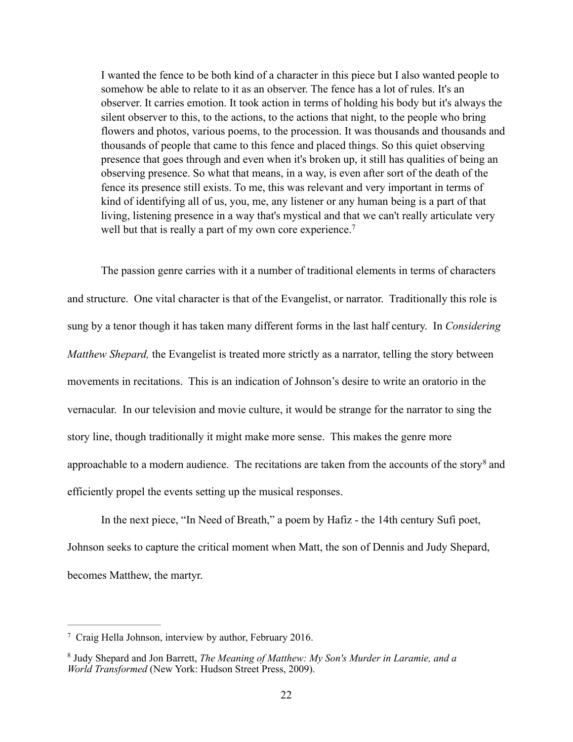> I wanted the fence to be both kind of a character in this piece but I also wanted people to somehow be able to relate to it as an observer. The fence has a lot of rules. It's an observer. It carries emotion. It took action in terms of holding his body but it's always the silent observer to this, to the actions, to the actions that night, to the people who bring flowers and photos, various poems, to the procession. It was thousands and thousands and thousands of people that came to this fence and placed things. So this quiet observing presence that goes through and even when it's broken up, it still has qualities of being an observing presence. So what that means, in a way, is even after sort of the death of the fence its presence still exists. To me, this was relevant and very important in terms of kind of identifying all of us, you, me, any listener or any human being is a part of that living, listening presence in a way that's mystical and that we can't really articulate very well but that is really a part of my own core experience.[7]

The passion genre carries with it a number of traditional elements in terms of characters and structure. One vital character is that of the Evangelist, or narrator. Traditionally this role is sung by a tenor though it has taken many different forms in the last half century. In *Considering Matthew Shepard,* the Evangelist is treated more strictly as a narrator, telling the story between movements in recitations. This is an indication of Johnson's desire to write an oratorio in the vernacular. In our television and movie culture, it would be strange for the narrator to sing the story line, though traditionally it might make more sense. This makes the genre more approachable to a modern audience. The recitations are taken from the accounts of the story[8] and efficiently propel the events setting up the musical responses.

In the next piece, "In Need of Breath," a poem by Hafiz - the 14th century Sufi poet, Johnson seeks to capture the critical moment when Matt, the son of Dennis and Judy Shepard, becomes Matthew, the martyr.

---

[7] Craig Hella Johnson, interview by author, February 2016.

[8] Judy Shepard and Jon Barrett, *The Meaning of Matthew: My Son's Murder in Laramie, and a World Transformed* (New York: Hudson Street Press, 2009).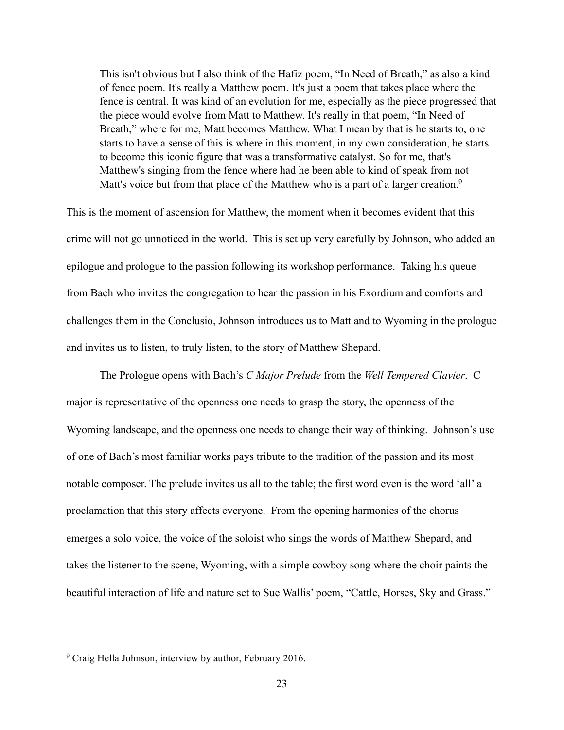> This isn't obvious but I also think of the Hafiz poem, "In Need of Breath," as also a kind of fence poem. It's really a Matthew poem. It's just a poem that takes place where the fence is central. It was kind of an evolution for me, especially as the piece progressed that the piece would evolve from Matt to Matthew. It's really in that poem, "In Need of Breath," where for me, Matt becomes Matthew. What I mean by that is he starts to, one starts to have a sense of this is where in this moment, in my own consideration, he starts to become this iconic figure that was a transformative catalyst. So for me, that's Matthew's singing from the fence where had he been able to kind of speak from not Matt's voice but from that place of the Matthew who is a part of a larger creation.[9]

This is the moment of ascension for Matthew, the moment when it becomes evident that this crime will not go unnoticed in the world. This is set up very carefully by Johnson, who added an epilogue and prologue to the passion following its workshop performance. Taking his queue from Bach who invites the congregation to hear the passion in his Exordium and comforts and challenges them in the Conclusio, Johnson introduces us to Matt and to Wyoming in the prologue and invites us to listen, to truly listen, to the story of Matthew Shepard.

The Prologue opens with Bach's *C Major Prelude* from the *Well Tempered Clavier*. C major is representative of the openness one needs to grasp the story, the openness of the Wyoming landscape, and the openness one needs to change their way of thinking. Johnson's use of one of Bach's most familiar works pays tribute to the tradition of the passion and its most notable composer. The prelude invites us all to the table; the first word even is the word 'all' a proclamation that this story affects everyone. From the opening harmonies of the chorus emerges a solo voice, the voice of the soloist who sings the words of Matthew Shepard, and takes the listener to the scene, Wyoming, with a simple cowboy song where the choir paints the beautiful interaction of life and nature set to Sue Wallis' poem, "Cattle, Horses, Sky and Grass."

---

[9] Craig Hella Johnson, interview by author, February 2016.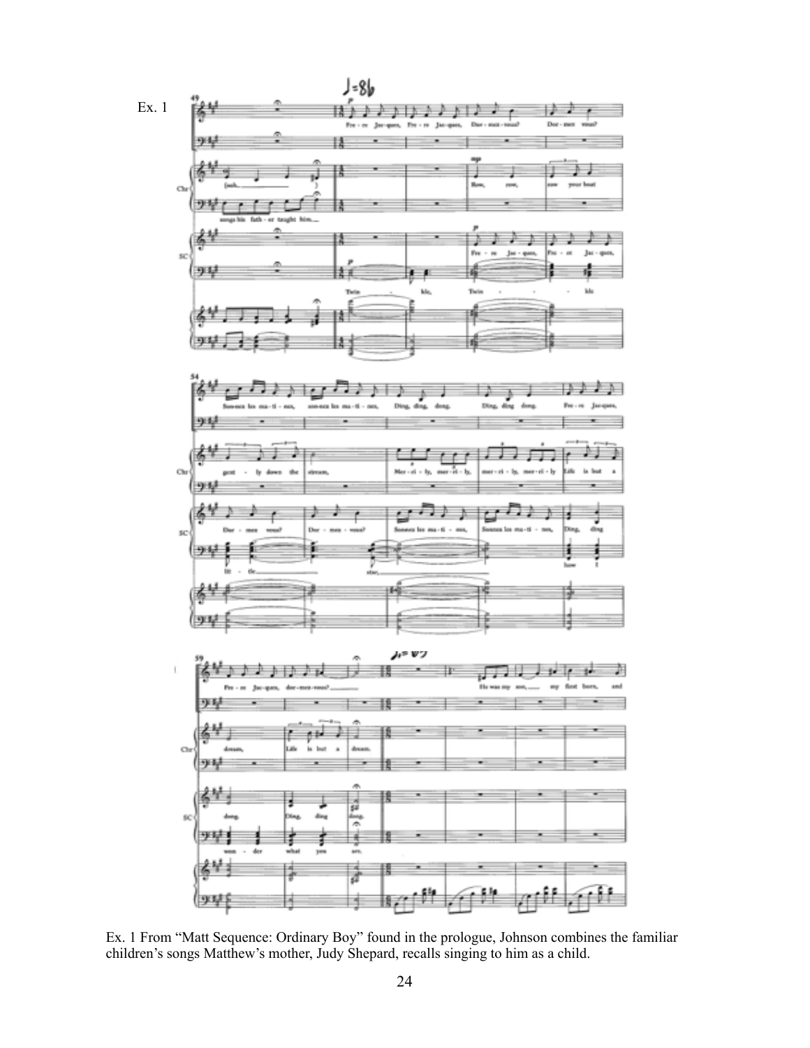Ex. 1 From "Matt Sequence: Ordinary Boy" found in the prologue, Johnson combines the familiar children's songs Matthew's mother, Judy Shepard, recalls singing to him as a child.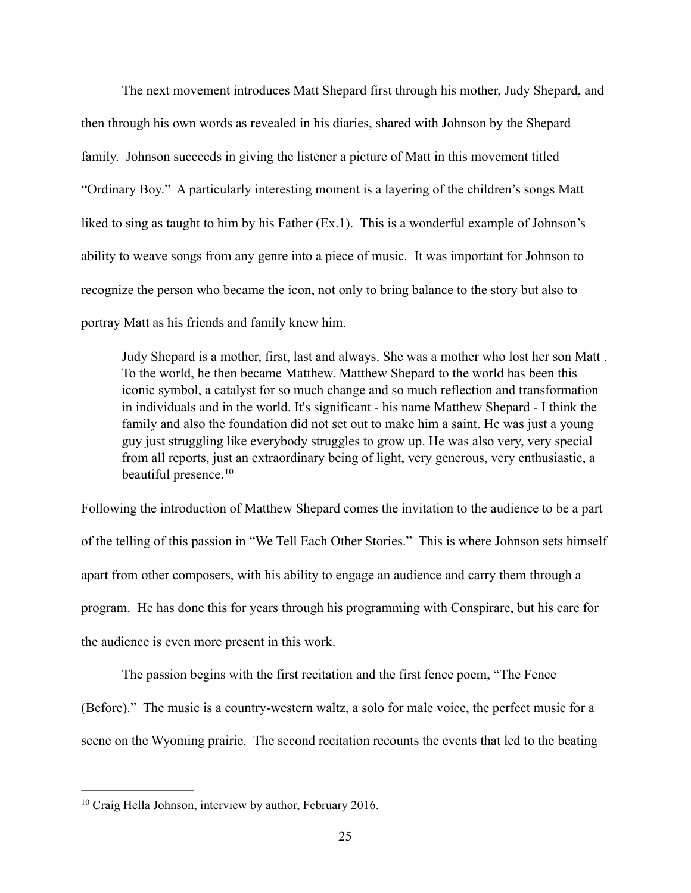The next movement introduces Matt Shepard first through his mother, Judy Shepard, and then through his own words as revealed in his diaries, shared with Johnson by the Shepard family. Johnson succeeds in giving the listener a picture of Matt in this movement titled "Ordinary Boy." A particularly interesting moment is a layering of the children's songs Matt liked to sing as taught to him by his Father (Ex.1). This is a wonderful example of Johnson's ability to weave songs from any genre into a piece of music. It was important for Johnson to recognize the person who became the icon, not only to bring balance to the story but also to portray Matt as his friends and family knew him.

> Judy Shepard is a mother, first, last and always. She was a mother who lost her son Matt . To the world, he then became Matthew. Matthew Shepard to the world has been this iconic symbol, a catalyst for so much change and so much reflection and transformation in individuals and in the world. It's significant - his name Matthew Shepard - I think the family and also the foundation did not set out to make him a saint. He was just a young guy just struggling like everybody struggles to grow up. He was also very, very special from all reports, just an extraordinary being of light, very generous, very enthusiastic, a beautiful presence.[10]

Following the introduction of Matthew Shepard comes the invitation to the audience to be a part of the telling of this passion in "We Tell Each Other Stories." This is where Johnson sets himself apart from other composers, with his ability to engage an audience and carry them through a program. He has done this for years through his programming with Conspirare, but his care for the audience is even more present in this work.

The passion begins with the first recitation and the first fence poem, "The Fence (Before)." The music is a country-western waltz, a solo for male voice, the perfect music for a scene on the Wyoming prairie. The second recitation recounts the events that led to the beating

---

[10] Craig Hella Johnson, interview by author, February 2016.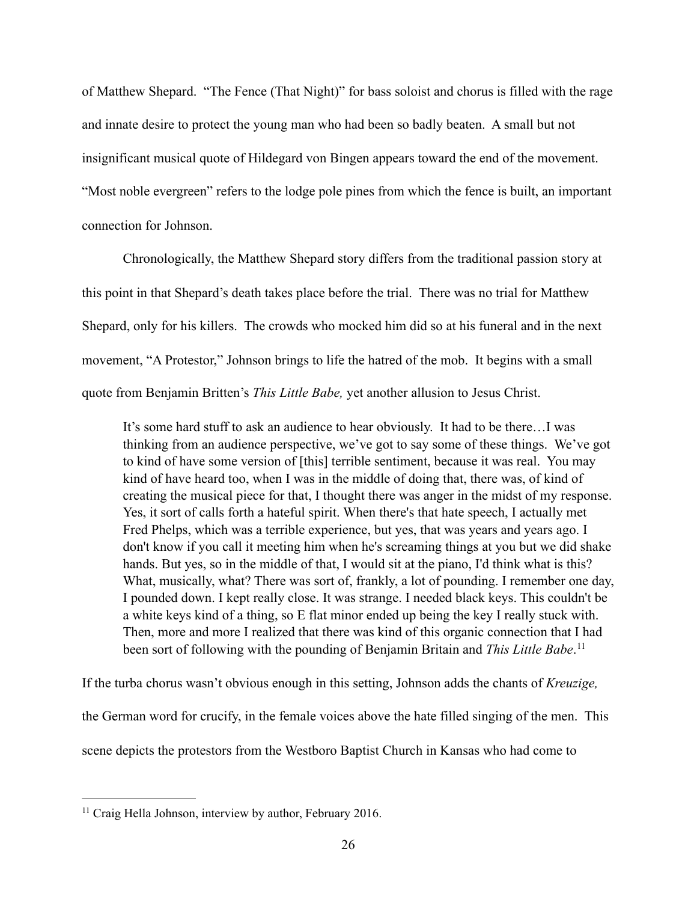of Matthew Shepard. "The Fence (That Night)" for bass soloist and chorus is filled with the rage and innate desire to protect the young man who had been so badly beaten. A small but not insignificant musical quote of Hildegard von Bingen appears toward the end of the movement. "Most noble evergreen" refers to the lodge pole pines from which the fence is built, an important connection for Johnson.

Chronologically, the Matthew Shepard story differs from the traditional passion story at this point in that Shepard's death takes place before the trial. There was no trial for Matthew Shepard, only for his killers. The crowds who mocked him did so at his funeral and in the next movement, "A Protestor," Johnson brings to life the hatred of the mob. It begins with a small quote from Benjamin Britten's *This Little Babe,* yet another allusion to Jesus Christ.

> It's some hard stuff to ask an audience to hear obviously. It had to be there…I was thinking from an audience perspective, we've got to say some of these things. We've got to kind of have some version of [this] terrible sentiment, because it was real. You may kind of have heard too, when I was in the middle of doing that, there was, of kind of creating the musical piece for that, I thought there was anger in the midst of my response. Yes, it sort of calls forth a hateful spirit. When there's that hate speech, I actually met Fred Phelps, which was a terrible experience, but yes, that was years and years ago. I don't know if you call it meeting him when he's screaming things at you but we did shake hands. But yes, so in the middle of that, I would sit at the piano, I'd think what is this? What, musically, what? There was sort of, frankly, a lot of pounding. I remember one day, I pounded down. I kept really close. It was strange. I needed black keys. This couldn't be a white keys kind of a thing, so E flat minor ended up being the key I really stuck with. Then, more and more I realized that there was kind of this organic connection that I had been sort of following with the pounding of Benjamin Britain and *This Little Babe*.[11]

If the turba chorus wasn't obvious enough in this setting, Johnson adds the chants of *Kreuzige,* the German word for crucify, in the female voices above the hate filled singing of the men. This scene depicts the protestors from the Westboro Baptist Church in Kansas who had come to

---

[11] Craig Hella Johnson, interview by author, February 2016.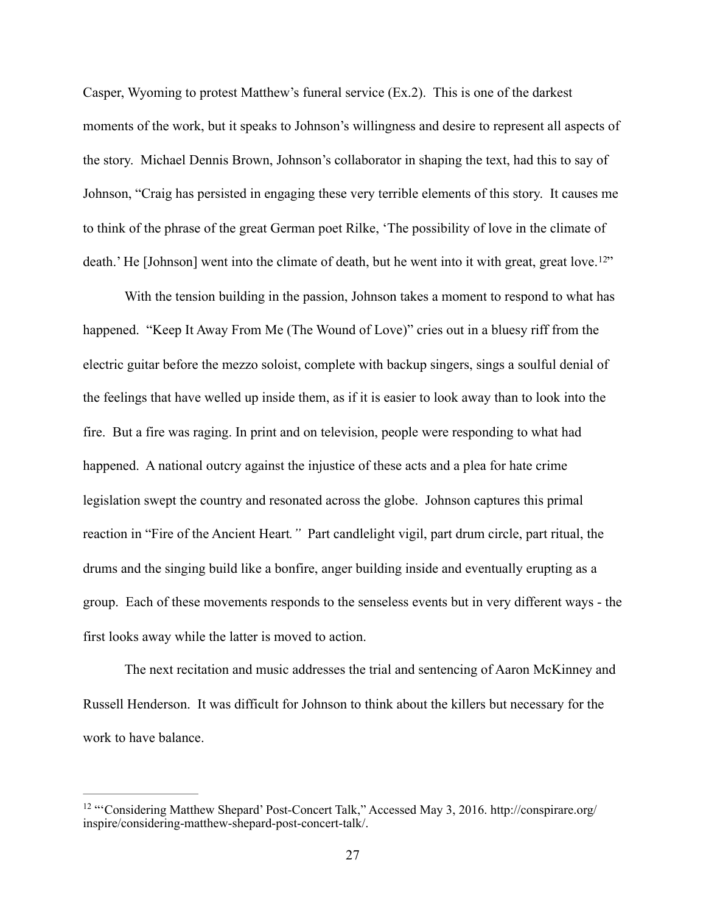Casper, Wyoming to protest Matthew's funeral service (Ex.2). This is one of the darkest moments of the work, but it speaks to Johnson's willingness and desire to represent all aspects of the story. Michael Dennis Brown, Johnson's collaborator in shaping the text, had this to say of Johnson, "Craig has persisted in engaging these very terrible elements of this story. It causes me to think of the phrase of the great German poet Rilke, 'The possibility of love in the climate of death.' He [Johnson] went into the climate of death, but he went into it with great, great love.[12]"

With the tension building in the passion, Johnson takes a moment to respond to what has happened. "Keep It Away From Me (The Wound of Love)" cries out in a bluesy riff from the electric guitar before the mezzo soloist, complete with backup singers, sings a soulful denial of the feelings that have welled up inside them, as if it is easier to look away than to look into the fire. But a fire was raging. In print and on television, people were responding to what had happened. A national outcry against the injustice of these acts and a plea for hate crime legislation swept the country and resonated across the globe. Johnson captures this primal reaction in "Fire of the Ancient Heart*.*" Part candlelight vigil, part drum circle, part ritual, the drums and the singing build like a bonfire, anger building inside and eventually erupting as a group. Each of these movements responds to the senseless events but in very different ways - the first looks away while the latter is moved to action.

The next recitation and music addresses the trial and sentencing of Aaron McKinney and Russell Henderson. It was difficult for Johnson to think about the killers but necessary for the work to have balance.

---

[12] "'Considering Matthew Shepard' Post-Concert Talk," Accessed May 3, 2016. http://conspirare.org/inspire/considering-matthew-shepard-post-concert-talk/.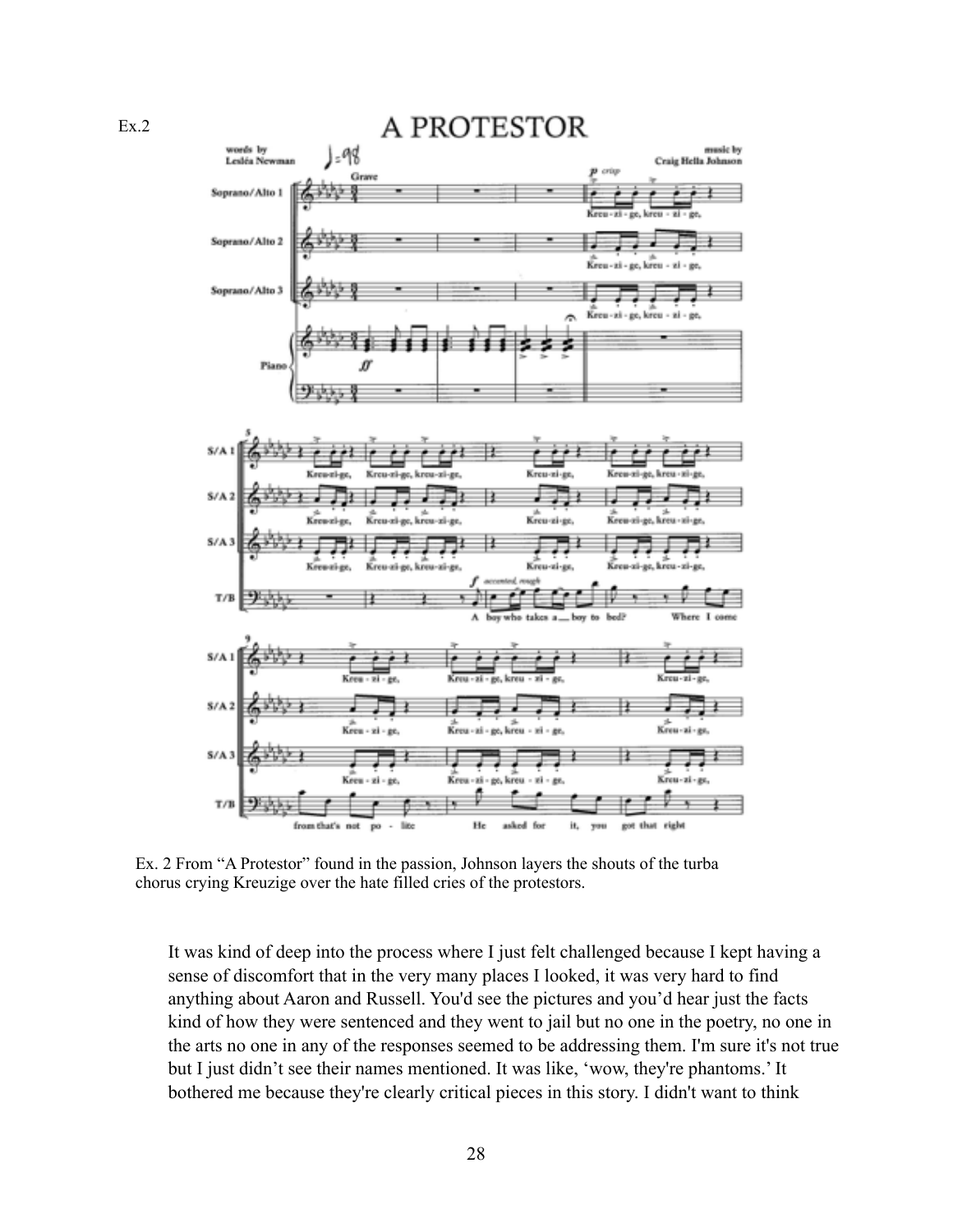Ex.2

Ex. 2 From "A Protestor" found in the passion, Johnson layers the shouts of the turba chorus crying Kreuzige over the hate filled cries of the protestors.

> It was kind of deep into the process where I just felt challenged because I kept having a sense of discomfort that in the very many places I looked, it was very hard to find anything about Aaron and Russell. You'd see the pictures and you'd hear just the facts kind of how they were sentenced and they went to jail but no one in the poetry, no one in the arts no one in any of the responses seemed to be addressing them. I'm sure it's not true but I just didn't see their names mentioned. It was like, 'wow, they're phantoms.' It bothered me because they're clearly critical pieces in this story. I didn't want to think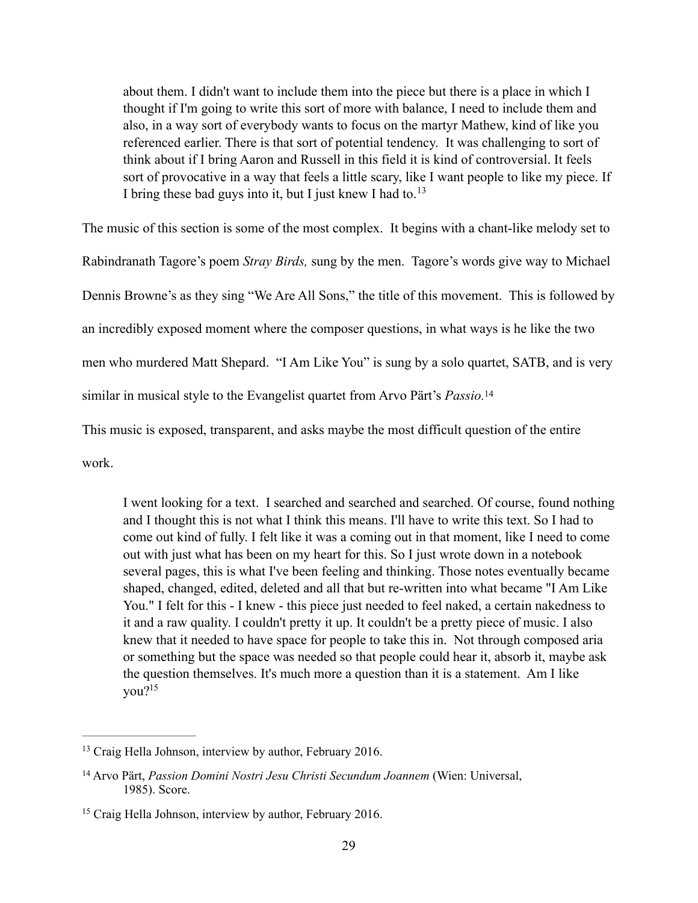> about them. I didn't want to include them into the piece but there is a place in which I thought if I'm going to write this sort of more with balance, I need to include them and also, in a way sort of everybody wants to focus on the martyr Mathew, kind of like you referenced earlier. There is that sort of potential tendency. It was challenging to sort of think about if I bring Aaron and Russell in this field it is kind of controversial. It feels sort of provocative in a way that feels a little scary, like I want people to like my piece. If I bring these bad guys into it, but I just knew I had to.[13]

The music of this section is some of the most complex. It begins with a chant-like melody set to Rabindranath Tagore's poem *Stray Birds,* sung by the men. Tagore's words give way to Michael Dennis Browne's as they sing "We Are All Sons," the title of this movement. This is followed by an incredibly exposed moment where the composer questions, in what ways is he like the two men who murdered Matt Shepard. "I Am Like You" is sung by a solo quartet, SATB, and is very similar in musical style to the Evangelist quartet from Arvo Pärt's *Passio.*[14]

This music is exposed, transparent, and asks maybe the most difficult question of the entire work.

> I went looking for a text. I searched and searched and searched. Of course, found nothing and I thought this is not what I think this means. I'll have to write this text. So I had to come out kind of fully. I felt like it was a coming out in that moment, like I need to come out with just what has been on my heart for this. So I just wrote down in a notebook several pages, this is what I've been feeling and thinking. Those notes eventually became shaped, changed, edited, deleted and all that but re-written into what became "I Am Like You." I felt for this - I knew - this piece just needed to feel naked, a certain nakedness to it and a raw quality. I couldn't pretty it up. It couldn't be a pretty piece of music. I also knew that it needed to have space for people to take this in. Not through composed aria or something but the space was needed so that people could hear it, absorb it, maybe ask the question themselves. It's much more a question than it is a statement. Am I like you?[15]

---

[13] Craig Hella Johnson, interview by author, February 2016.

[14] Arvo Pärt, *Passion Domini Nostri Jesu Christi Secundum Joannem* (Wien: Universal, 1985). Score.

[15] Craig Hella Johnson, interview by author, February 2016.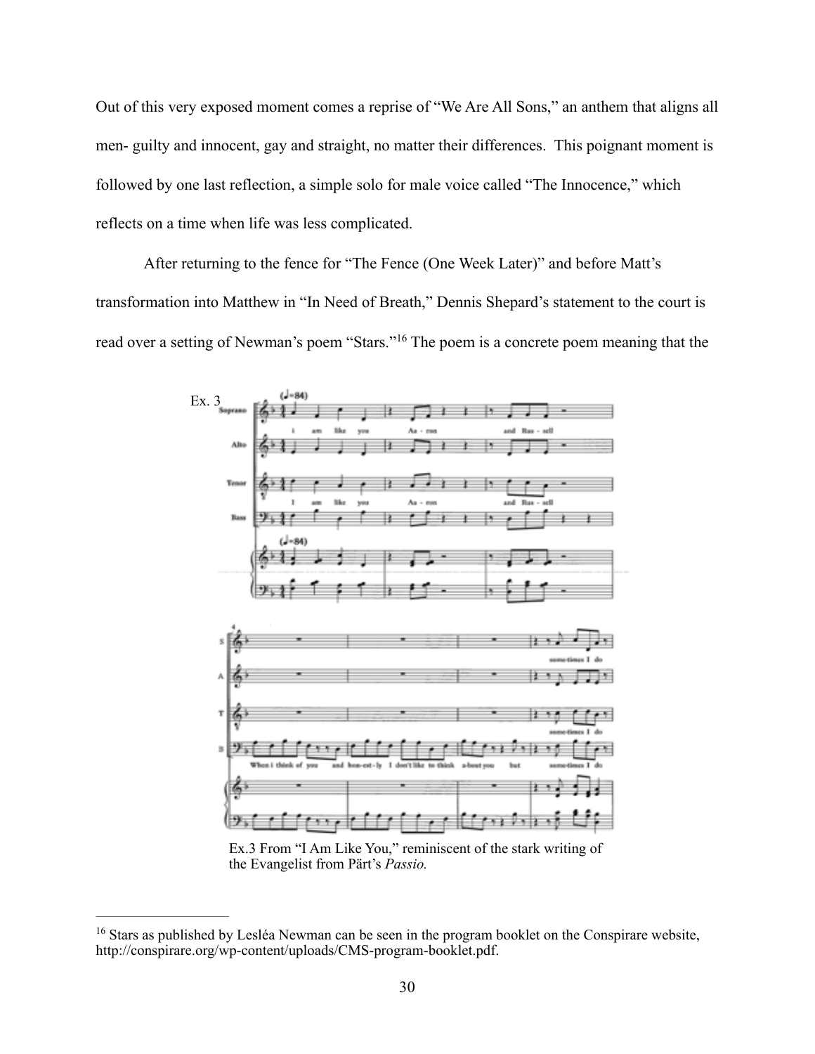Out of this very exposed moment comes a reprise of "We Are All Sons," an anthem that aligns all men- guilty and innocent, gay and straight, no matter their differences. This poignant moment is followed by one last reflection, a simple solo for male voice called "The Innocence," which reflects on a time when life was less complicated.

After returning to the fence for "The Fence (One Week Later)" and before Matt's transformation into Matthew in "In Need of Breath," Dennis Shepard's statement to the court is read over a setting of Newman's poem "Stars."[16] The poem is a concrete poem meaning that the

Ex. 3

Ex.3 From "I Am Like You," reminiscent of the stark writing of the Evangelist from Pärt's *Passio.*

[16] Stars as published by Lesléa Newman can be seen in the program booklet on the Conspirare website, http://conspirare.org/wp-content/uploads/CMS-program-booklet.pdf.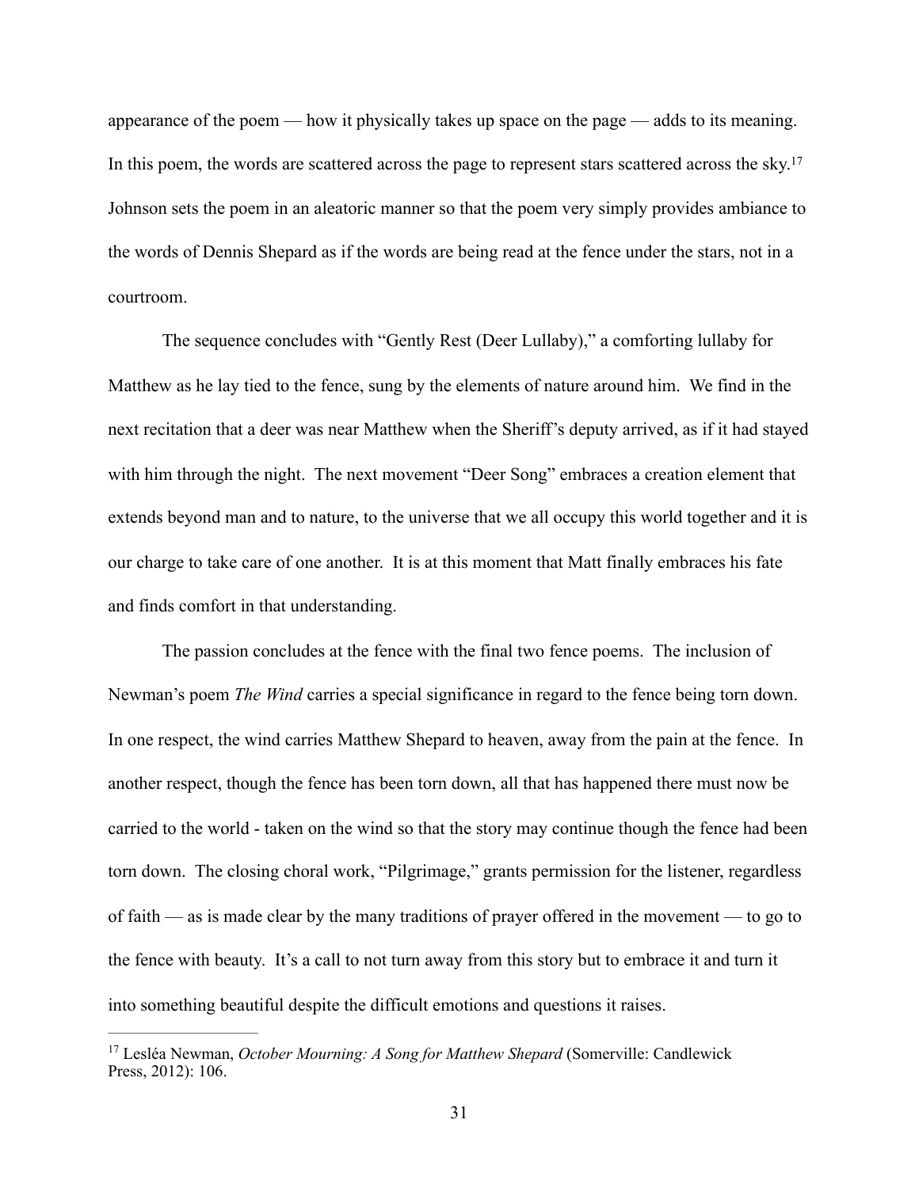appearance of the poem — how it physically takes up space on the page — adds to its meaning. In this poem, the words are scattered across the page to represent stars scattered across the sky.[17] Johnson sets the poem in an aleatoric manner so that the poem very simply provides ambiance to the words of Dennis Shepard as if the words are being read at the fence under the stars, not in a courtroom.

The sequence concludes with "Gently Rest (Deer Lullaby)," a comforting lullaby for Matthew as he lay tied to the fence, sung by the elements of nature around him. We find in the next recitation that a deer was near Matthew when the Sheriff's deputy arrived, as if it had stayed with him through the night. The next movement "Deer Song" embraces a creation element that extends beyond man and to nature, to the universe that we all occupy this world together and it is our charge to take care of one another. It is at this moment that Matt finally embraces his fate and finds comfort in that understanding.

The passion concludes at the fence with the final two fence poems. The inclusion of Newman's poem *The Wind* carries a special significance in regard to the fence being torn down. In one respect, the wind carries Matthew Shepard to heaven, away from the pain at the fence. In another respect, though the fence has been torn down, all that has happened there must now be carried to the world - taken on the wind so that the story may continue though the fence had been torn down. The closing choral work, "Pilgrimage," grants permission for the listener, regardless of faith — as is made clear by the many traditions of prayer offered in the movement — to go to the fence with beauty. It's a call to not turn away from this story but to embrace it and turn it into something beautiful despite the difficult emotions and questions it raises.

---

[17] Lesléa Newman, *October Mourning: A Song for Matthew Shepard* (Somerville: Candlewick Press, 2012): 106.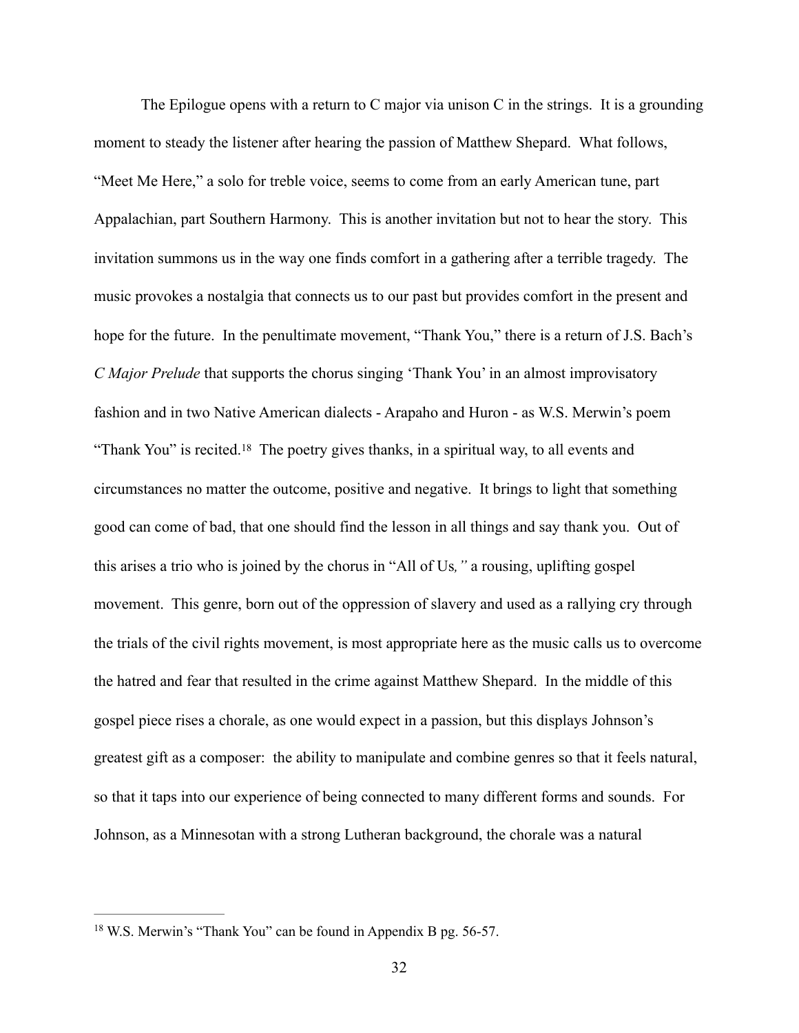The Epilogue opens with a return to C major via unison C in the strings. It is a grounding moment to steady the listener after hearing the passion of Matthew Shepard. What follows, "Meet Me Here," a solo for treble voice, seems to come from an early American tune, part Appalachian, part Southern Harmony. This is another invitation but not to hear the story. This invitation summons us in the way one finds comfort in a gathering after a terrible tragedy. The music provokes a nostalgia that connects us to our past but provides comfort in the present and hope for the future. In the penultimate movement, "Thank You," there is a return of J.S. Bach's *C Major Prelude* that supports the chorus singing 'Thank You' in an almost improvisatory fashion and in two Native American dialects - Arapaho and Huron - as W.S. Merwin's poem "Thank You" is recited.[18] The poetry gives thanks, in a spiritual way, to all events and circumstances no matter the outcome, positive and negative. It brings to light that something good can come of bad, that one should find the lesson in all things and say thank you. Out of this arises a trio who is joined by the chorus in "All of Us*,"* a rousing, uplifting gospel movement. This genre, born out of the oppression of slavery and used as a rallying cry through the trials of the civil rights movement, is most appropriate here as the music calls us to overcome the hatred and fear that resulted in the crime against Matthew Shepard. In the middle of this gospel piece rises a chorale, as one would expect in a passion, but this displays Johnson's greatest gift as a composer: the ability to manipulate and combine genres so that it feels natural, so that it taps into our experience of being connected to many different forms and sounds. For Johnson, as a Minnesotan with a strong Lutheran background, the chorale was a natural

---

[18] W.S. Merwin's "Thank You" can be found in Appendix B pg. 56-57.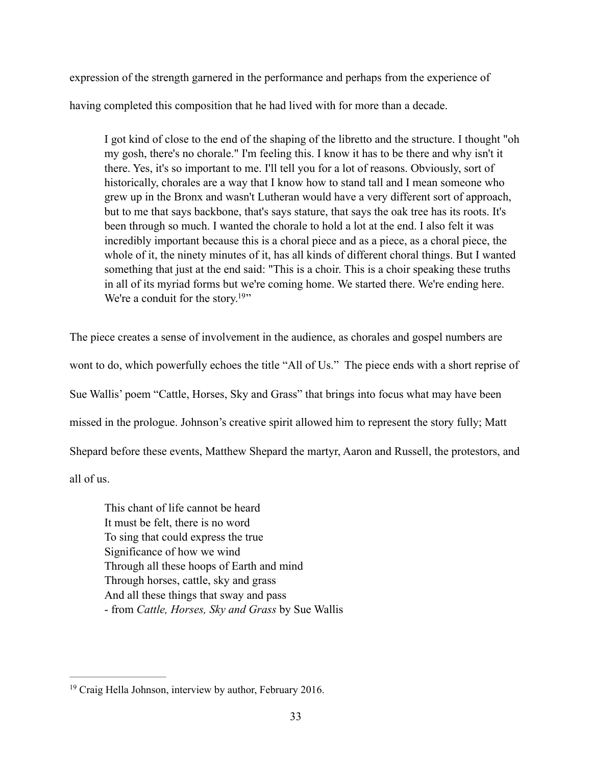expression of the strength garnered in the performance and perhaps from the experience of having completed this composition that he had lived with for more than a decade.

> I got kind of close to the end of the shaping of the libretto and the structure. I thought "oh my gosh, there's no chorale." I'm feeling this. I know it has to be there and why isn't it there. Yes, it's so important to me. I'll tell you for a lot of reasons. Obviously, sort of historically, chorales are a way that I know how to stand tall and I mean someone who grew up in the Bronx and wasn't Lutheran would have a very different sort of approach, but to me that says backbone, that's says stature, that says the oak tree has its roots. It's been through so much. I wanted the chorale to hold a lot at the end. I also felt it was incredibly important because this is a choral piece and as a piece, as a choral piece, the whole of it, the ninety minutes of it, has all kinds of different choral things. But I wanted something that just at the end said: "This is a choir. This is a choir speaking these truths in all of its myriad forms but we're coming home. We started there. We're ending here. We're a conduit for the story.[19]"

The piece creates a sense of involvement in the audience, as chorales and gospel numbers are wont to do, which powerfully echoes the title "All of Us." The piece ends with a short reprise of Sue Wallis' poem "Cattle, Horses, Sky and Grass" that brings into focus what may have been missed in the prologue. Johnson's creative spirit allowed him to represent the story fully; Matt Shepard before these events, Matthew Shepard the martyr, Aaron and Russell, the protestors, and all of us.

> This chant of life cannot be heard  
> It must be felt, there is no word  
> To sing that could express the true  
> Significance of how we wind  
> Through all these hoops of Earth and mind  
> Through horses, cattle, sky and grass  
> And all these things that sway and pass  
> - from *Cattle, Horses, Sky and Grass* by Sue Wallis

---

[19] Craig Hella Johnson, interview by author, February 2016.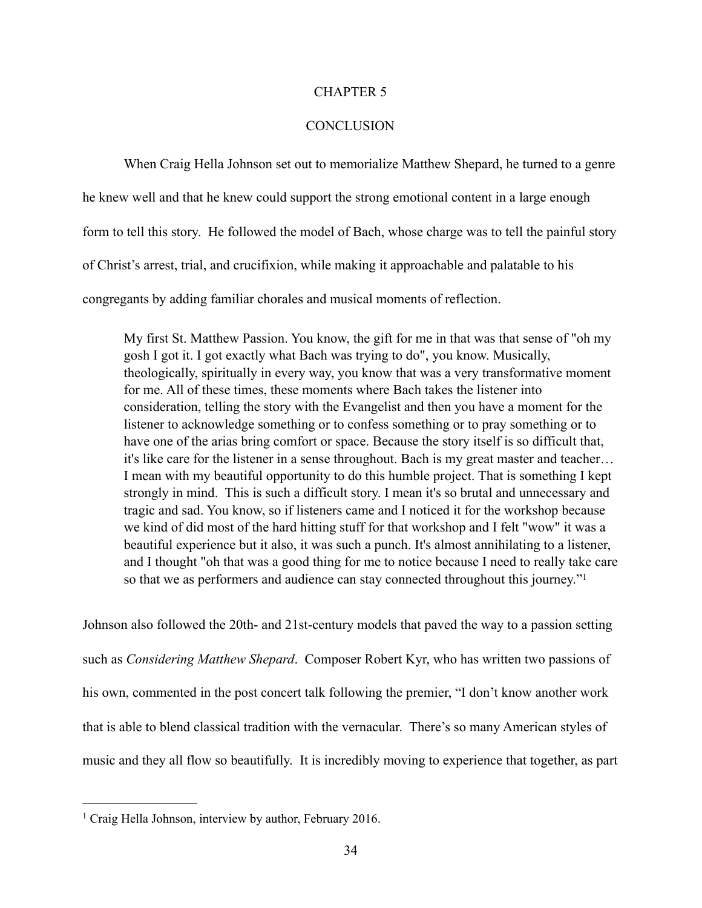# CHAPTER 5

# CONCLUSION

When Craig Hella Johnson set out to memorialize Matthew Shepard, he turned to a genre he knew well and that he knew could support the strong emotional content in a large enough form to tell this story. He followed the model of Bach, whose charge was to tell the painful story of Christ's arrest, trial, and crucifixion, while making it approachable and palatable to his congregants by adding familiar chorales and musical moments of reflection.

> My first St. Matthew Passion. You know, the gift for me in that was that sense of "oh my gosh I got it. I got exactly what Bach was trying to do", you know. Musically, theologically, spiritually in every way, you know that was a very transformative moment for me. All of these times, these moments where Bach takes the listener into consideration, telling the story with the Evangelist and then you have a moment for the listener to acknowledge something or to confess something or to pray something or to have one of the arias bring comfort or space. Because the story itself is so difficult that, it's like care for the listener in a sense throughout. Bach is my great master and teacher… I mean with my beautiful opportunity to do this humble project. That is something I kept strongly in mind. This is such a difficult story. I mean it's so brutal and unnecessary and tragic and sad. You know, so if listeners came and I noticed it for the workshop because we kind of did most of the hard hitting stuff for that workshop and I felt "wow" it was a beautiful experience but it also, it was such a punch. It's almost annihilating to a listener, and I thought "oh that was a good thing for me to notice because I need to really take care so that we as performers and audience can stay connected throughout this journey."[1]

Johnson also followed the 20th- and 21st-century models that paved the way to a passion setting such as *Considering Matthew Shepard*. Composer Robert Kyr, who has written two passions of his own, commented in the post concert talk following the premier, "I don't know another work that is able to blend classical tradition with the vernacular. There's so many American styles of music and they all flow so beautifully. It is incredibly moving to experience that together, as part

[1] Craig Hella Johnson, interview by author, February 2016.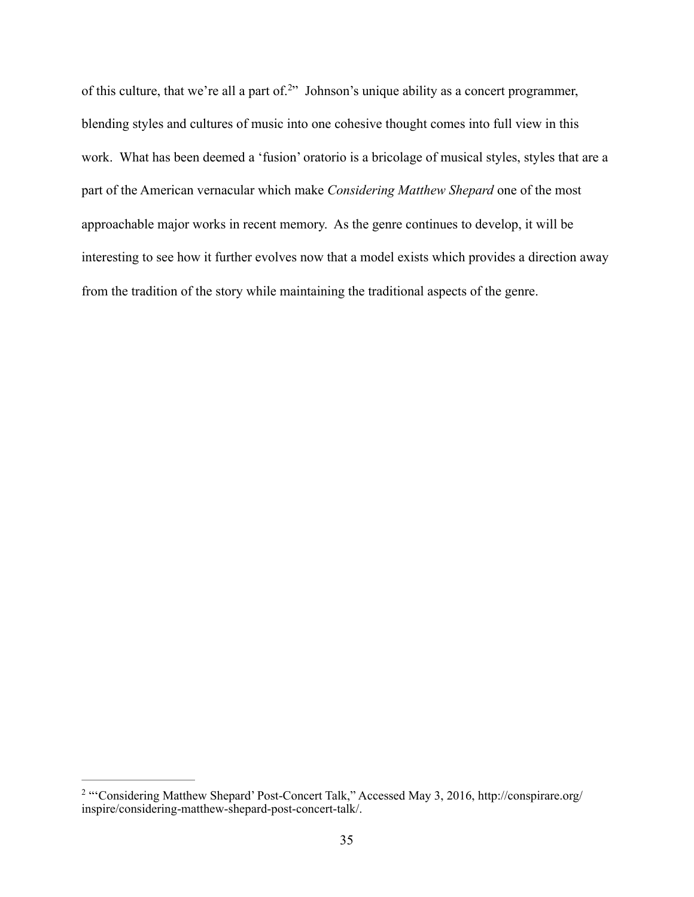of this culture, that we're all a part of.[2]" Johnson's unique ability as a concert programmer, blending styles and cultures of music into one cohesive thought comes into full view in this work. What has been deemed a 'fusion' oratorio is a bricolage of musical styles, styles that are a part of the American vernacular which make *Considering Matthew Shepard* one of the most approachable major works in recent memory. As the genre continues to develop, it will be interesting to see how it further evolves now that a model exists which provides a direction away from the tradition of the story while maintaining the traditional aspects of the genre.

---

[2] "'Considering Matthew Shepard' Post-Concert Talk," Accessed May 3, 2016, http://conspirare.org/inspire/considering-matthew-shepard-post-concert-talk/.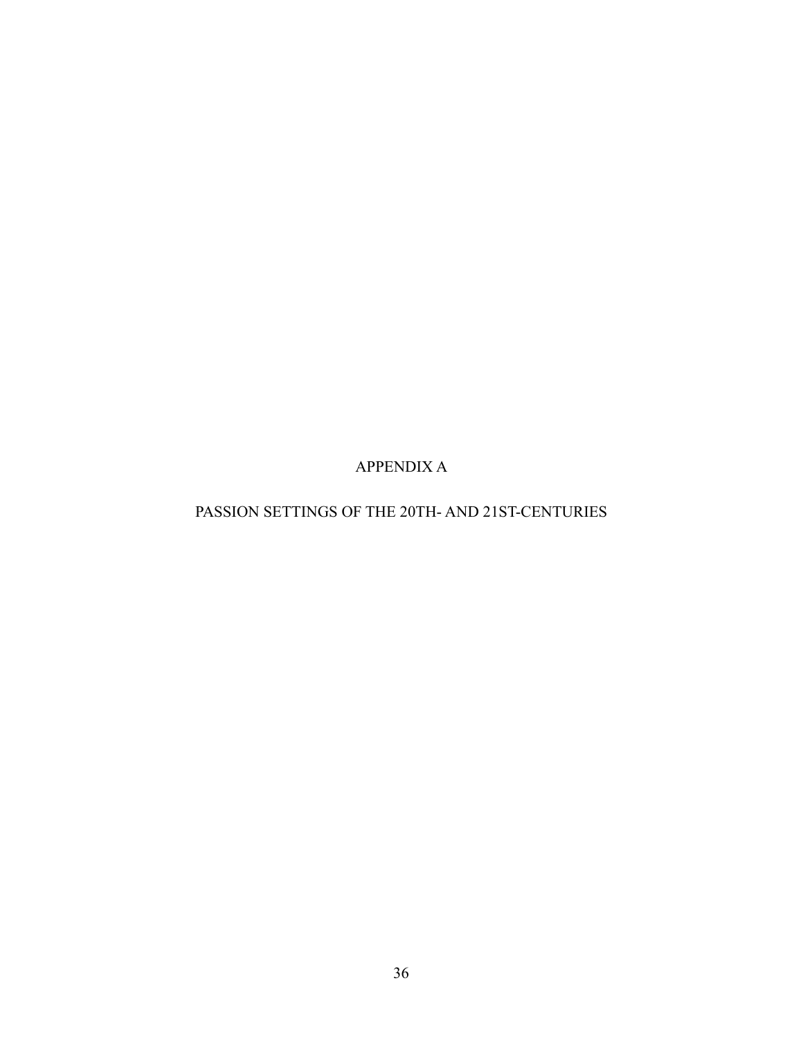# APPENDIX A

## PASSION SETTINGS OF THE 20TH- AND 21ST-CENTURIES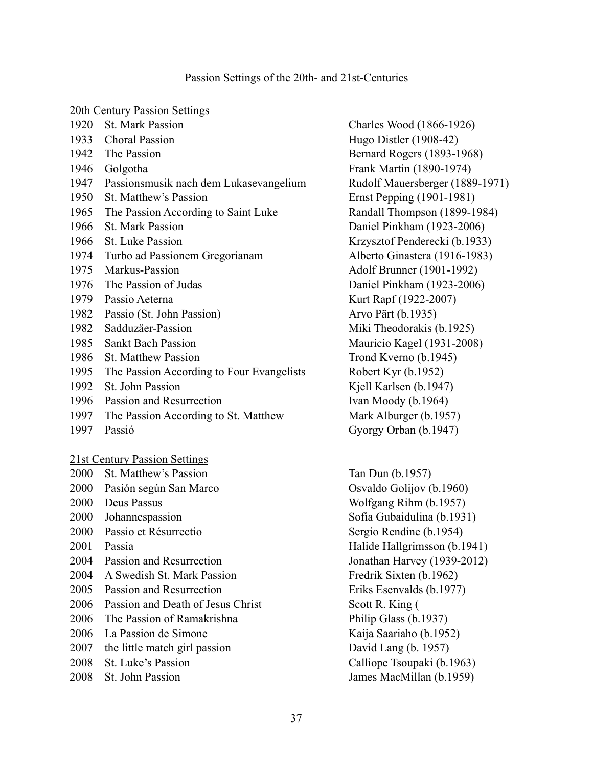# Passion Settings of the 20th- and 21st-Centuries

## 20th Century Passion Settings

| Year | Title | Composer |
|---|---|---|
| 1920 | St. Mark Passion | Charles Wood (1866-1926) |
| 1933 | Choral Passion | Hugo Distler (1908-42) |
| 1942 | The Passion | Bernard Rogers (1893-1968) |
| 1946 | Golgotha | Frank Martin (1890-1974) |
| 1947 | Passionsmusik nach dem Lukasevangelium | Rudolf Mauersberger (1889-1971) |
| 1950 | St. Matthew's Passion | Ernst Pepping (1901-1981) |
| 1965 | The Passion According to Saint Luke | Randall Thompson (1899-1984) |
| 1966 | St. Mark Passion | Daniel Pinkham (1923-2006) |
| 1966 | St. Luke Passion | Krzysztof Penderecki (b.1933) |
| 1974 | Turbo ad Passionem Gregorianam | Alberto Ginastera (1916-1983) |
| 1975 | Markus-Passion | Adolf Brunner (1901-1992) |
| 1976 | The Passion of Judas | Daniel Pinkham (1923-2006) |
| 1979 | Passio Aeterna | Kurt Rapf (1922-2007) |
| 1982 | Passio (St. John Passion) | Arvo Pärt (b.1935) |
| 1982 | Sadduzäer-Passion | Miki Theodorakis (b.1925) |
| 1985 | Sankt Bach Passion | Mauricio Kagel (1931-2008) |
| 1986 | St. Matthew Passion | Trond Kverno (b.1945) |
| 1995 | The Passion According to Four Evangelists | Robert Kyr (b.1952) |
| 1992 | St. John Passion | Kjell Karlsen (b.1947) |
| 1996 | Passion and Resurrection | Ivan Moody (b.1964) |
| 1997 | The Passion According to St. Matthew | Mark Alburger (b.1957) |
| 1997 | Passió | Gyorgy Orban (b.1947) |

## 21st Century Passion Settings

| Year | Title | Composer |
|---|---|---|
| 2000 | St. Matthew's Passion | Tan Dun (b.1957) |
| 2000 | Pasión según San Marco | Osvaldo Golijov (b.1960) |
| 2000 | Deus Passus | Wolfgang Rihm (b.1957) |
| 2000 | Johannespassion | Sofia Gubaidulina (b.1931) |
| 2000 | Passio et Résurrectio | Sergio Rendine (b.1954) |
| 2001 | Passia | Halide Hallgrimsson (b.1941) |
| 2004 | Passion and Resurrection | Jonathan Harvey (1939-2012) |
| 2004 | A Swedish St. Mark Passion | Fredrik Sixten (b.1962) |
| 2005 | Passion and Resurrection | Eriks Esenvalds (b.1977) |
| 2006 | Passion and Death of Jesus Christ | Scott R. King ( |
| 2006 | The Passion of Ramakrishna | Philip Glass (b.1937) |
| 2006 | La Passion de Simone | Kaija Saariaho (b.1952) |
| 2007 | the little match girl passion | David Lang (b. 1957) |
| 2008 | St. Luke's Passion | Calliope Tsoupaki (b.1963) |
| 2008 | St. John Passion | James MacMillan (b.1959) |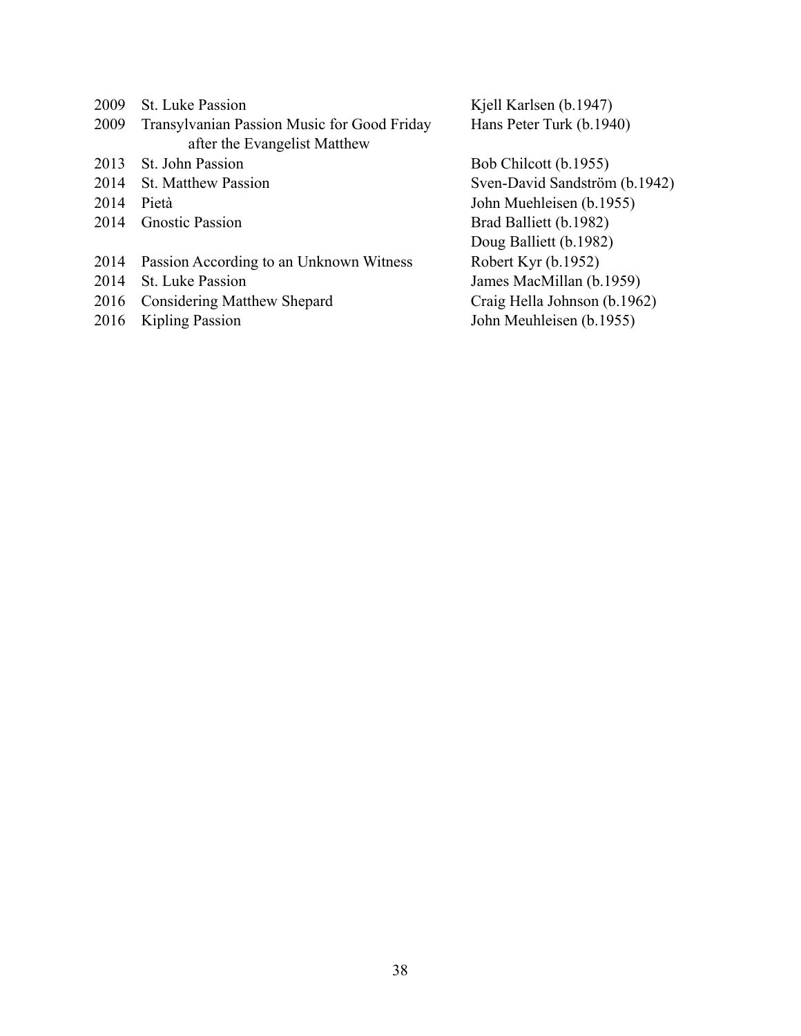| | | |
|---|---|---|
| 2009 | St. Luke Passion | Kjell Karlsen (b.1947) |
| 2009 | Transylvanian Passion Music for Good Friday after the Evangelist Matthew | Hans Peter Turk (b.1940) |
| 2013 | St. John Passion | Bob Chilcott (b.1955) |
| 2014 | St. Matthew Passion | Sven-David Sandström (b.1942) |
| 2014 | Pietà | John Muehleisen (b.1955) |
| 2014 | Gnostic Passion | Brad Balliett (b.1982)<br>Doug Balliett (b.1982) |
| 2014 | Passion According to an Unknown Witness | Robert Kyr (b.1952) |
| 2014 | St. Luke Passion | James MacMillan (b.1959) |
| 2016 | Considering Matthew Shepard | Craig Hella Johnson (b.1962) |
| 2016 | Kipling Passion | John Meuhleisen (b.1955) |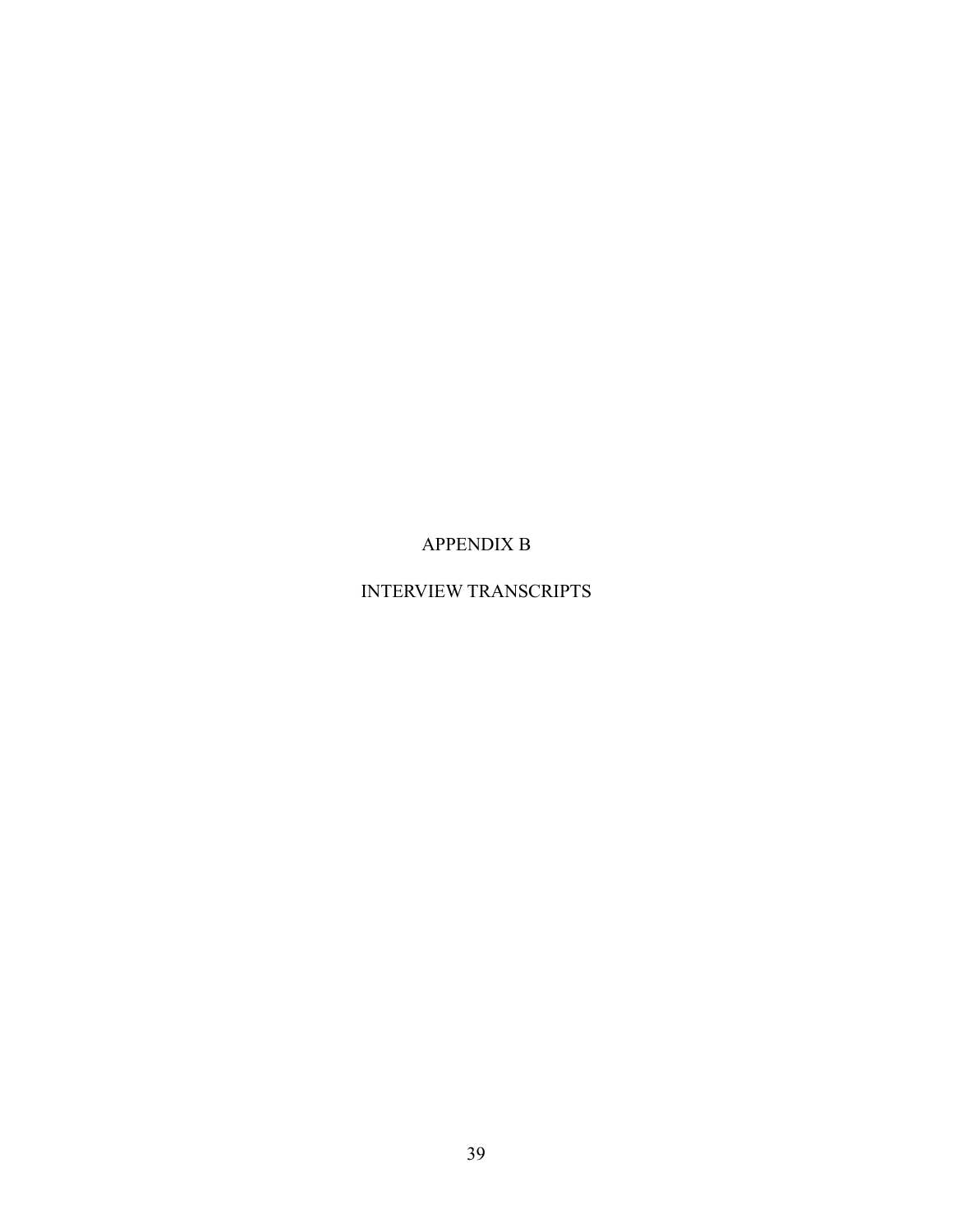# APPENDIX B

# INTERVIEW TRANSCRIPTS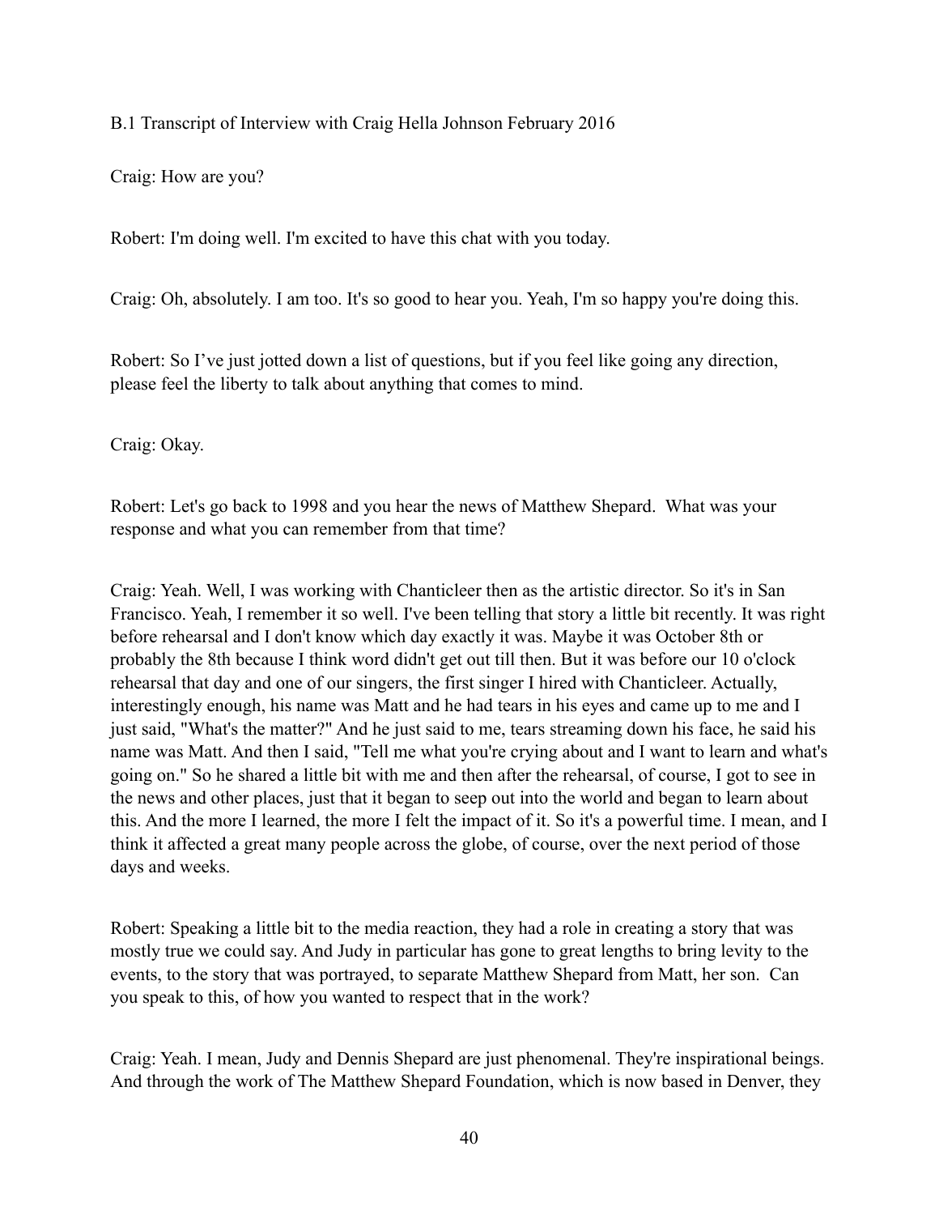B.1 Transcript of Interview with Craig Hella Johnson February 2016

Craig: How are you?

Robert: I'm doing well. I'm excited to have this chat with you today.

Craig: Oh, absolutely. I am too. It's so good to hear you. Yeah, I'm so happy you're doing this.

Robert: So I've just jotted down a list of questions, but if you feel like going any direction, please feel the liberty to talk about anything that comes to mind.

Craig: Okay.

Robert: Let's go back to 1998 and you hear the news of Matthew Shepard. What was your response and what you can remember from that time?

Craig: Yeah. Well, I was working with Chanticleer then as the artistic director. So it's in San Francisco. Yeah, I remember it so well. I've been telling that story a little bit recently. It was right before rehearsal and I don't know which day exactly it was. Maybe it was October 8th or probably the 8th because I think word didn't get out till then. But it was before our 10 o'clock rehearsal that day and one of our singers, the first singer I hired with Chanticleer. Actually, interestingly enough, his name was Matt and he had tears in his eyes and came up to me and I just said, "What's the matter?" And he just said to me, tears streaming down his face, he said his name was Matt. And then I said, "Tell me what you're crying about and I want to learn and what's going on." So he shared a little bit with me and then after the rehearsal, of course, I got to see in the news and other places, just that it began to seep out into the world and began to learn about this. And the more I learned, the more I felt the impact of it. So it's a powerful time. I mean, and I think it affected a great many people across the globe, of course, over the next period of those days and weeks.

Robert: Speaking a little bit to the media reaction, they had a role in creating a story that was mostly true we could say. And Judy in particular has gone to great lengths to bring levity to the events, to the story that was portrayed, to separate Matthew Shepard from Matt, her son. Can you speak to this, of how you wanted to respect that in the work?

Craig: Yeah. I mean, Judy and Dennis Shepard are just phenomenal. They're inspirational beings. And through the work of The Matthew Shepard Foundation, which is now based in Denver, they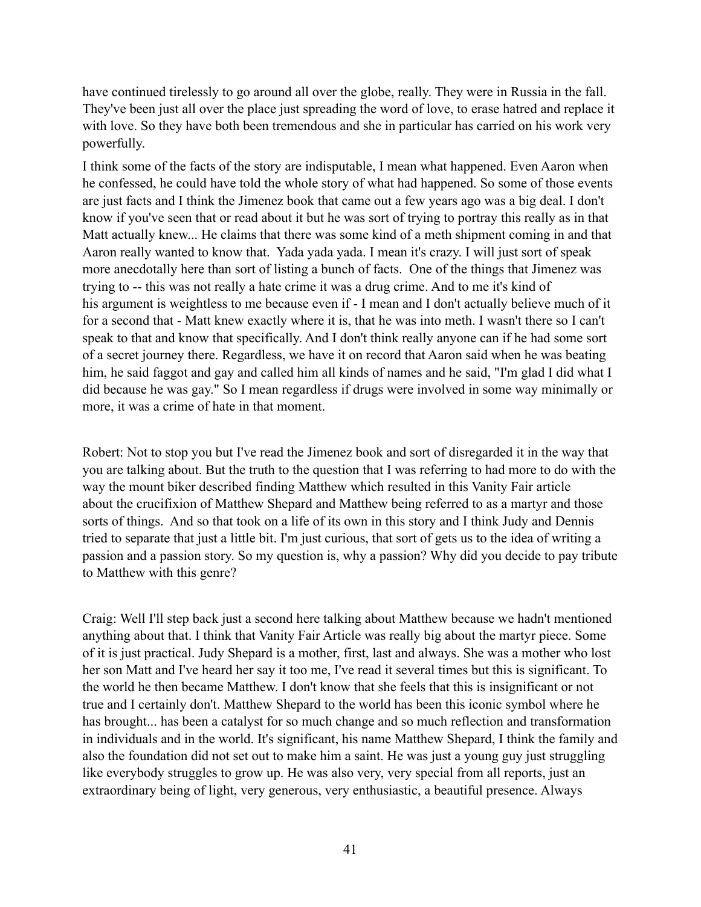have continued tirelessly to go around all over the globe, really. They were in Russia in the fall. They've been just all over the place just spreading the word of love, to erase hatred and replace it with love. So they have both been tremendous and she in particular has carried on his work very powerfully.

I think some of the facts of the story are indisputable, I mean what happened. Even Aaron when he confessed, he could have told the whole story of what had happened. So some of those events are just facts and I think the Jimenez book that came out a few years ago was a big deal. I don't know if you've seen that or read about it but he was sort of trying to portray this really as in that Matt actually knew... He claims that there was some kind of a meth shipment coming in and that Aaron really wanted to know that. Yada yada yada. I mean it's crazy. I will just sort of speak more anecdotally here than sort of listing a bunch of facts. One of the things that Jimenez was trying to -- this was not really a hate crime it was a drug crime. And to me it's kind of his argument is weightless to me because even if - I mean and I don't actually believe much of it for a second that - Matt knew exactly where it is, that he was into meth. I wasn't there so I can't speak to that and know that specifically. And I don't think really anyone can if he had some sort of a secret journey there. Regardless, we have it on record that Aaron said when he was beating him, he said faggot and gay and called him all kinds of names and he said, "I'm glad I did what I did because he was gay." So I mean regardless if drugs were involved in some way minimally or more, it was a crime of hate in that moment.

Robert: Not to stop you but I've read the Jimenez book and sort of disregarded it in the way that you are talking about. But the truth to the question that I was referring to had more to do with the way the mount biker described finding Matthew which resulted in this Vanity Fair article about the crucifixion of Matthew Shepard and Matthew being referred to as a martyr and those sorts of things. And so that took on a life of its own in this story and I think Judy and Dennis tried to separate that just a little bit. I'm just curious, that sort of gets us to the idea of writing a passion and a passion story. So my question is, why a passion? Why did you decide to pay tribute to Matthew with this genre?

Craig: Well I'll step back just a second here talking about Matthew because we hadn't mentioned anything about that. I think that Vanity Fair Article was really big about the martyr piece. Some of it is just practical. Judy Shepard is a mother, first, last and always. She was a mother who lost her son Matt and I've heard her say it too me, I've read it several times but this is significant. To the world he then became Matthew. I don't know that she feels that this is insignificant or not true and I certainly don't. Matthew Shepard to the world has been this iconic symbol where he has brought... has been a catalyst for so much change and so much reflection and transformation in individuals and in the world. It's significant, his name Matthew Shepard, I think the family and also the foundation did not set out to make him a saint. He was just a young guy just struggling like everybody struggles to grow up. He was also very, very special from all reports, just an extraordinary being of light, very generous, very enthusiastic, a beautiful presence. Always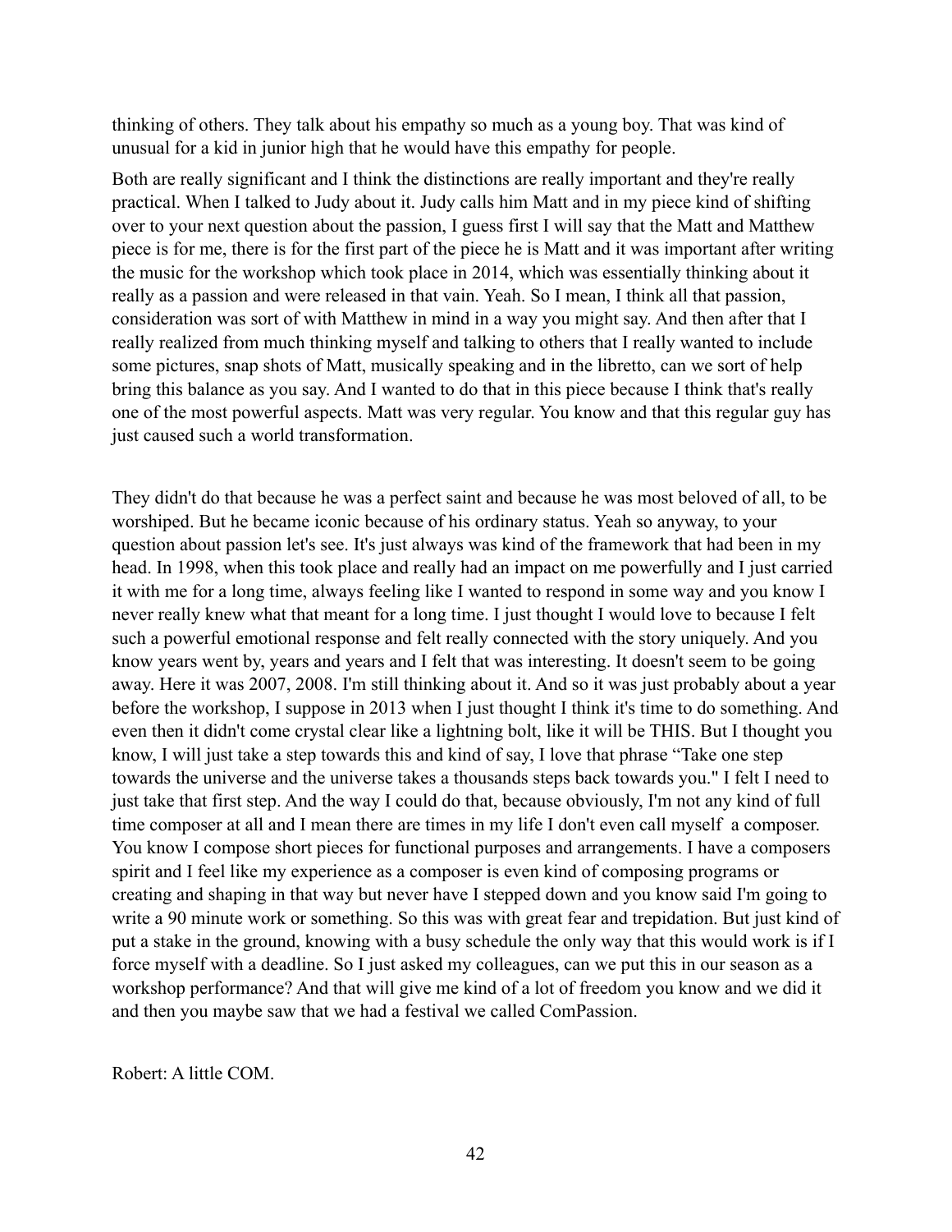thinking of others. They talk about his empathy so much as a young boy. That was kind of unusual for a kid in junior high that he would have this empathy for people.

Both are really significant and I think the distinctions are really important and they're really practical. When I talked to Judy about it. Judy calls him Matt and in my piece kind of shifting over to your next question about the passion, I guess first I will say that the Matt and Matthew piece is for me, there is for the first part of the piece he is Matt and it was important after writing the music for the workshop which took place in 2014, which was essentially thinking about it really as a passion and were released in that vain. Yeah. So I mean, I think all that passion, consideration was sort of with Matthew in mind in a way you might say. And then after that I really realized from much thinking myself and talking to others that I really wanted to include some pictures, snap shots of Matt, musically speaking and in the libretto, can we sort of help bring this balance as you say. And I wanted to do that in this piece because I think that's really one of the most powerful aspects. Matt was very regular. You know and that this regular guy has just caused such a world transformation.

They didn't do that because he was a perfect saint and because he was most beloved of all, to be worshiped. But he became iconic because of his ordinary status. Yeah so anyway, to your question about passion let's see. It's just always was kind of the framework that had been in my head. In 1998, when this took place and really had an impact on me powerfully and I just carried it with me for a long time, always feeling like I wanted to respond in some way and you know I never really knew what that meant for a long time. I just thought I would love to because I felt such a powerful emotional response and felt really connected with the story uniquely. And you know years went by, years and years and I felt that was interesting. It doesn't seem to be going away. Here it was 2007, 2008. I'm still thinking about it. And so it was just probably about a year before the workshop, I suppose in 2013 when I just thought I think it's time to do something. And even then it didn't come crystal clear like a lightning bolt, like it will be THIS. But I thought you know, I will just take a step towards this and kind of say, I love that phrase "Take one step towards the universe and the universe takes a thousands steps back towards you." I felt I need to just take that first step. And the way I could do that, because obviously, I'm not any kind of full time composer at all and I mean there are times in my life I don't even call myself a composer. You know I compose short pieces for functional purposes and arrangements. I have a composers spirit and I feel like my experience as a composer is even kind of composing programs or creating and shaping in that way but never have I stepped down and you know said I'm going to write a 90 minute work or something. So this was with great fear and trepidation. But just kind of put a stake in the ground, knowing with a busy schedule the only way that this would work is if I force myself with a deadline. So I just asked my colleagues, can we put this in our season as a workshop performance? And that will give me kind of a lot of freedom you know and we did it and then you maybe saw that we had a festival we called ComPassion.

Robert: A little COM.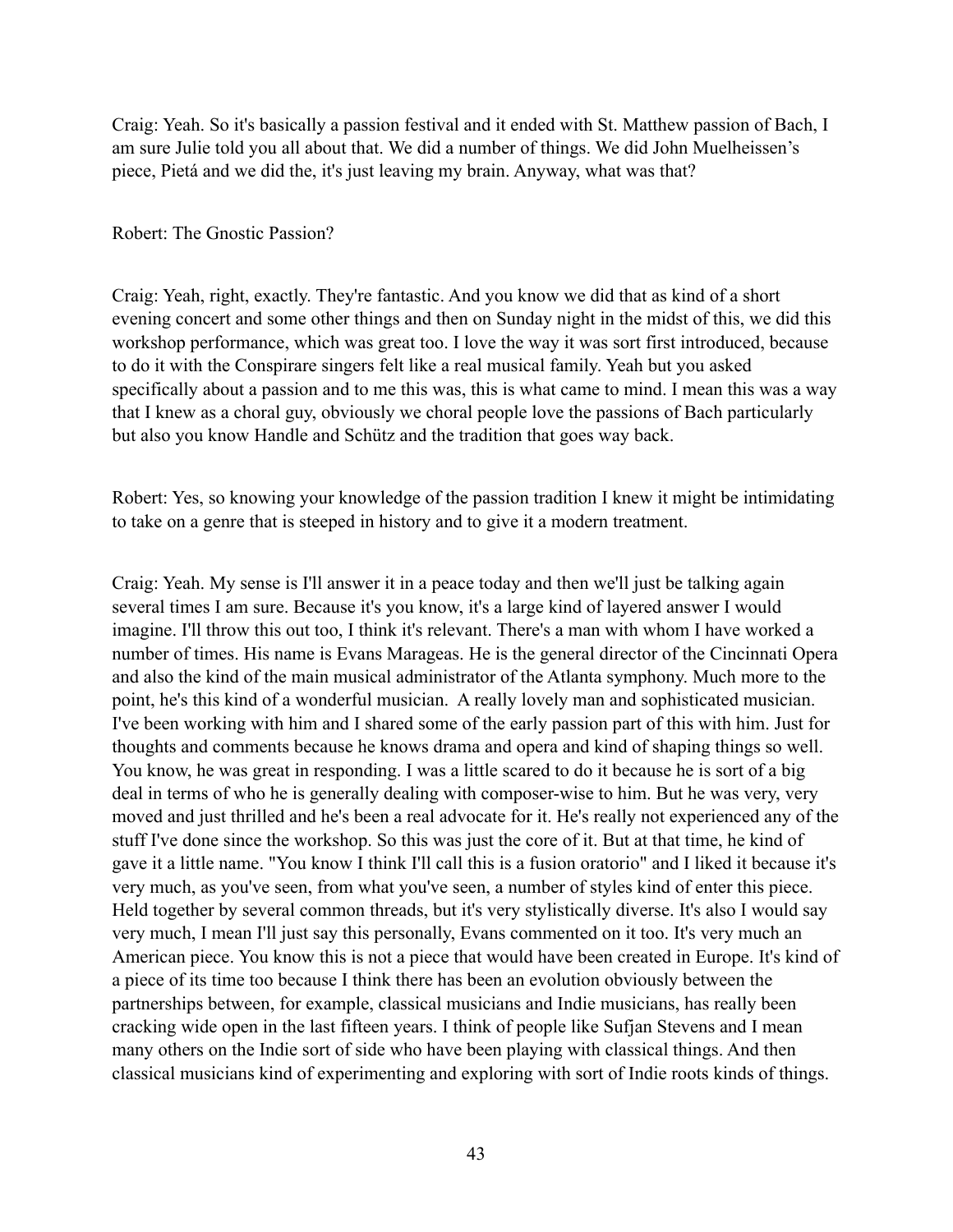Craig: Yeah. So it's basically a passion festival and it ended with St. Matthew passion of Bach, I am sure Julie told you all about that. We did a number of things. We did John Muelheissen's piece, Pietá and we did the, it's just leaving my brain. Anyway, what was that?

Robert: The Gnostic Passion?

Craig: Yeah, right, exactly. They're fantastic. And you know we did that as kind of a short evening concert and some other things and then on Sunday night in the midst of this, we did this workshop performance, which was great too. I love the way it was sort first introduced, because to do it with the Conspirare singers felt like a real musical family. Yeah but you asked specifically about a passion and to me this was, this is what came to mind. I mean this was a way that I knew as a choral guy, obviously we choral people love the passions of Bach particularly but also you know Handle and Schütz and the tradition that goes way back.

Robert: Yes, so knowing your knowledge of the passion tradition I knew it might be intimidating to take on a genre that is steeped in history and to give it a modern treatment.

Craig: Yeah. My sense is I'll answer it in a peace today and then we'll just be talking again several times I am sure. Because it's you know, it's a large kind of layered answer I would imagine. I'll throw this out too, I think it's relevant. There's a man with whom I have worked a number of times. His name is Evans Marageas. He is the general director of the Cincinnati Opera and also the kind of the main musical administrator of the Atlanta symphony. Much more to the point, he's this kind of a wonderful musician. A really lovely man and sophisticated musician. I've been working with him and I shared some of the early passion part of this with him. Just for thoughts and comments because he knows drama and opera and kind of shaping things so well. You know, he was great in responding. I was a little scared to do it because he is sort of a big deal in terms of who he is generally dealing with composer-wise to him. But he was very, very moved and just thrilled and he's been a real advocate for it. He's really not experienced any of the stuff I've done since the workshop. So this was just the core of it. But at that time, he kind of gave it a little name. "You know I think I'll call this is a fusion oratorio" and I liked it because it's very much, as you've seen, from what you've seen, a number of styles kind of enter this piece. Held together by several common threads, but it's very stylistically diverse. It's also I would say very much, I mean I'll just say this personally, Evans commented on it too. It's very much an American piece. You know this is not a piece that would have been created in Europe. It's kind of a piece of its time too because I think there has been an evolution obviously between the partnerships between, for example, classical musicians and Indie musicians, has really been cracking wide open in the last fifteen years. I think of people like Sufjan Stevens and I mean many others on the Indie sort of side who have been playing with classical things. And then classical musicians kind of experimenting and exploring with sort of Indie roots kinds of things.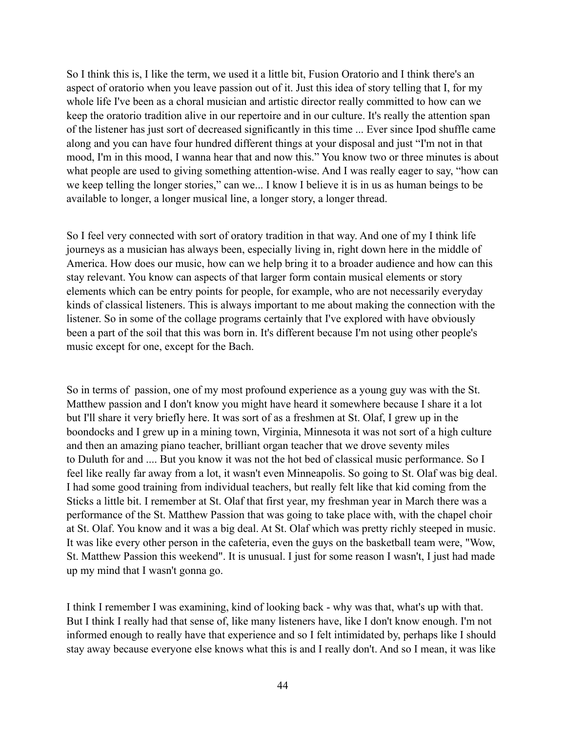So I think this is, I like the term, we used it a little bit, Fusion Oratorio and I think there's an aspect of oratorio when you leave passion out of it. Just this idea of story telling that I, for my whole life I've been as a choral musician and artistic director really committed to how can we keep the oratorio tradition alive in our repertoire and in our culture. It's really the attention span of the listener has just sort of decreased significantly in this time ... Ever since Ipod shuffle came along and you can have four hundred different things at your disposal and just "I'm not in that mood, I'm in this mood, I wanna hear that and now this." You know two or three minutes is about what people are used to giving something attention-wise. And I was really eager to say, "how can we keep telling the longer stories," can we... I know I believe it is in us as human beings to be available to longer, a longer musical line, a longer story, a longer thread.

So I feel very connected with sort of oratory tradition in that way. And one of my I think life journeys as a musician has always been, especially living in, right down here in the middle of America. How does our music, how can we help bring it to a broader audience and how can this stay relevant. You know can aspects of that larger form contain musical elements or story elements which can be entry points for people, for example, who are not necessarily everyday kinds of classical listeners. This is always important to me about making the connection with the listener. So in some of the collage programs certainly that I've explored with have obviously been a part of the soil that this was born in. It's different because I'm not using other people's music except for one, except for the Bach.

So in terms of passion, one of my most profound experience as a young guy was with the St. Matthew passion and I don't know you might have heard it somewhere because I share it a lot but I'll share it very briefly here. It was sort of as a freshmen at St. Olaf, I grew up in the boondocks and I grew up in a mining town, Virginia, Minnesota it was not sort of a high culture and then an amazing piano teacher, brilliant organ teacher that we drove seventy miles to Duluth for and .... But you know it was not the hot bed of classical music performance. So I feel like really far away from a lot, it wasn't even Minneapolis. So going to St. Olaf was big deal. I had some good training from individual teachers, but really felt like that kid coming from the Sticks a little bit. I remember at St. Olaf that first year, my freshman year in March there was a performance of the St. Matthew Passion that was going to take place with, with the chapel choir at St. Olaf. You know and it was a big deal. At St. Olaf which was pretty richly steeped in music. It was like every other person in the cafeteria, even the guys on the basketball team were, "Wow, St. Matthew Passion this weekend". It is unusual. I just for some reason I wasn't, I just had made up my mind that I wasn't gonna go.

I think I remember I was examining, kind of looking back - why was that, what's up with that. But I think I really had that sense of, like many listeners have, like I don't know enough. I'm not informed enough to really have that experience and so I felt intimidated by, perhaps like I should stay away because everyone else knows what this is and I really don't. And so I mean, it was like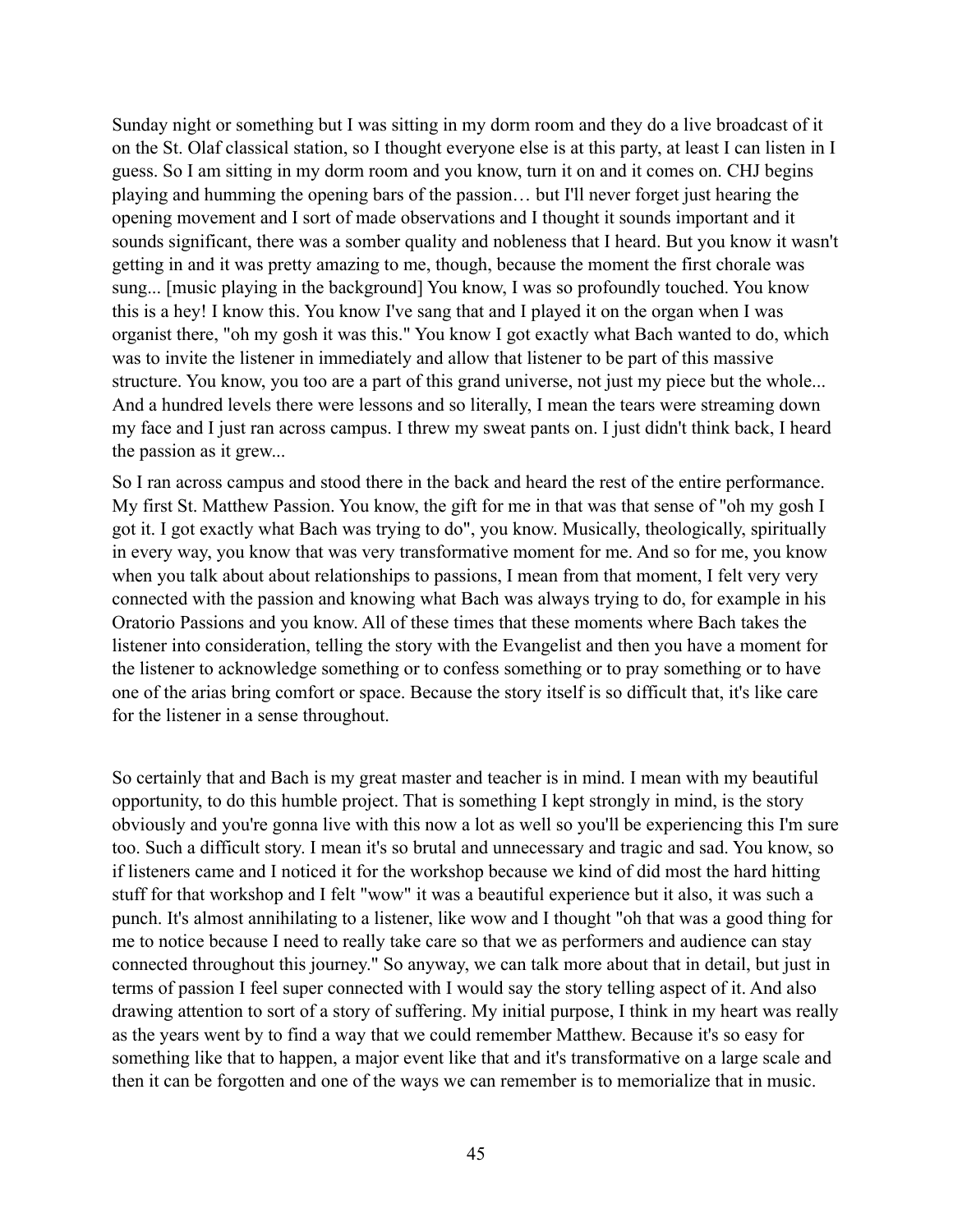Sunday night or something but I was sitting in my dorm room and they do a live broadcast of it on the St. Olaf classical station, so I thought everyone else is at this party, at least I can listen in I guess. So I am sitting in my dorm room and you know, turn it on and it comes on. CHJ begins playing and humming the opening bars of the passion… but I'll never forget just hearing the opening movement and I sort of made observations and I thought it sounds important and it sounds significant, there was a somber quality and nobleness that I heard. But you know it wasn't getting in and it was pretty amazing to me, though, because the moment the first chorale was sung... [music playing in the background] You know, I was so profoundly touched. You know this is a hey! I know this. You know I've sang that and I played it on the organ when I was organist there, "oh my gosh it was this." You know I got exactly what Bach wanted to do, which was to invite the listener in immediately and allow that listener to be part of this massive structure. You know, you too are a part of this grand universe, not just my piece but the whole... And a hundred levels there were lessons and so literally, I mean the tears were streaming down my face and I just ran across campus. I threw my sweat pants on. I just didn't think back, I heard the passion as it grew...

So I ran across campus and stood there in the back and heard the rest of the entire performance. My first St. Matthew Passion. You know, the gift for me in that was that sense of "oh my gosh I got it. I got exactly what Bach was trying to do", you know. Musically, theologically, spiritually in every way, you know that was very transformative moment for me. And so for me, you know when you talk about about relationships to passions, I mean from that moment, I felt very very connected with the passion and knowing what Bach was always trying to do, for example in his Oratorio Passions and you know. All of these times that these moments where Bach takes the listener into consideration, telling the story with the Evangelist and then you have a moment for the listener to acknowledge something or to confess something or to pray something or to have one of the arias bring comfort or space. Because the story itself is so difficult that, it's like care for the listener in a sense throughout.

So certainly that and Bach is my great master and teacher is in mind. I mean with my beautiful opportunity, to do this humble project. That is something I kept strongly in mind, is the story obviously and you're gonna live with this now a lot as well so you'll be experiencing this I'm sure too. Such a difficult story. I mean it's so brutal and unnecessary and tragic and sad. You know, so if listeners came and I noticed it for the workshop because we kind of did most the hard hitting stuff for that workshop and I felt "wow" it was a beautiful experience but it also, it was such a punch. It's almost annihilating to a listener, like wow and I thought "oh that was a good thing for me to notice because I need to really take care so that we as performers and audience can stay connected throughout this journey." So anyway, we can talk more about that in detail, but just in terms of passion I feel super connected with I would say the story telling aspect of it. And also drawing attention to sort of a story of suffering. My initial purpose, I think in my heart was really as the years went by to find a way that we could remember Matthew. Because it's so easy for something like that to happen, a major event like that and it's transformative on a large scale and then it can be forgotten and one of the ways we can remember is to memorialize that in music.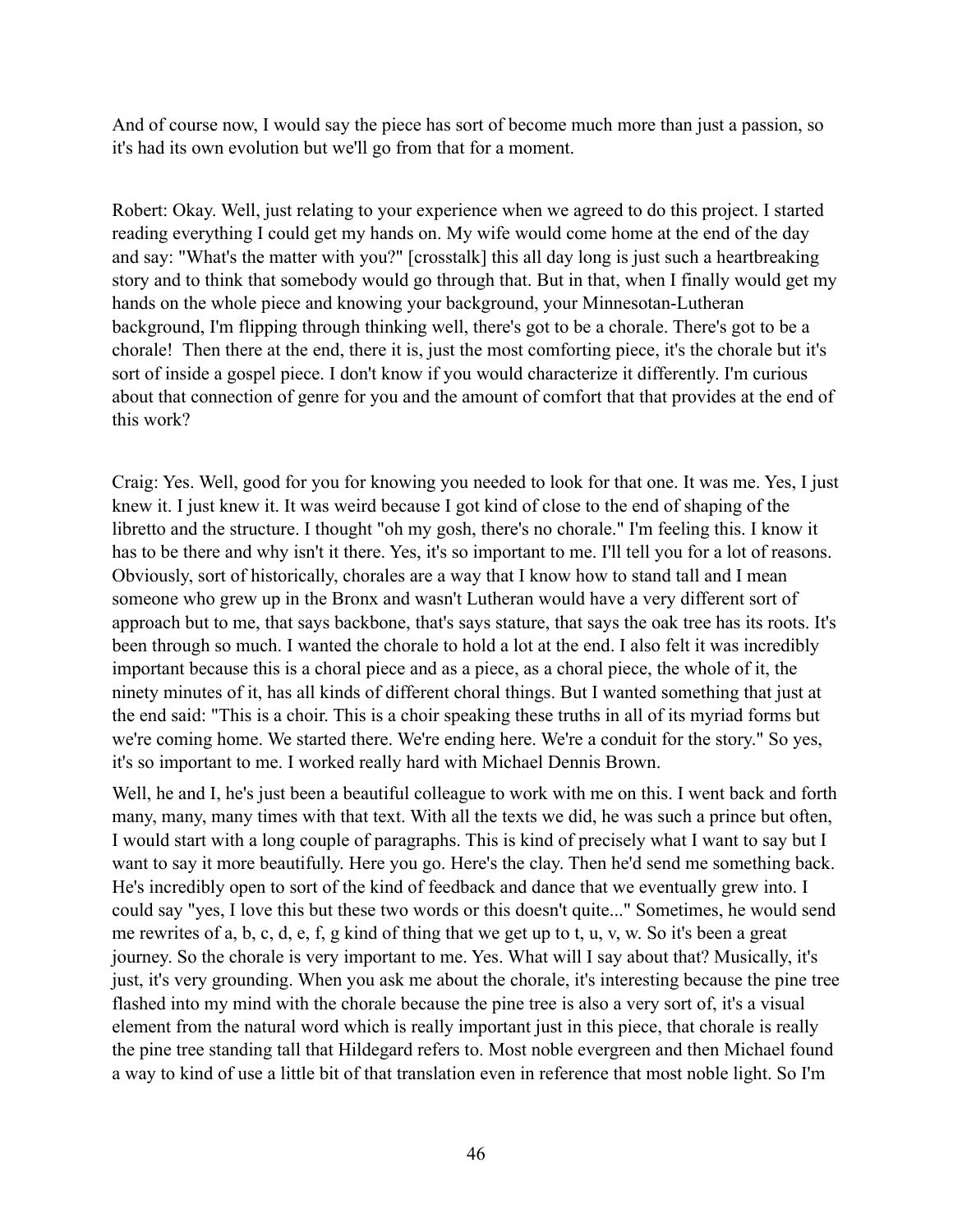And of course now, I would say the piece has sort of become much more than just a passion, so it's had its own evolution but we'll go from that for a moment.

Robert: Okay. Well, just relating to your experience when we agreed to do this project. I started reading everything I could get my hands on. My wife would come home at the end of the day and say: "What's the matter with you?" [crosstalk] this all day long is just such a heartbreaking story and to think that somebody would go through that. But in that, when I finally would get my hands on the whole piece and knowing your background, your Minnesotan-Lutheran background, I'm flipping through thinking well, there's got to be a chorale. There's got to be a chorale! Then there at the end, there it is, just the most comforting piece, it's the chorale but it's sort of inside a gospel piece. I don't know if you would characterize it differently. I'm curious about that connection of genre for you and the amount of comfort that that provides at the end of this work?

Craig: Yes. Well, good for you for knowing you needed to look for that one. It was me. Yes, I just knew it. I just knew it. It was weird because I got kind of close to the end of shaping of the libretto and the structure. I thought "oh my gosh, there's no chorale." I'm feeling this. I know it has to be there and why isn't it there. Yes, it's so important to me. I'll tell you for a lot of reasons. Obviously, sort of historically, chorales are a way that I know how to stand tall and I mean someone who grew up in the Bronx and wasn't Lutheran would have a very different sort of approach but to me, that says backbone, that's says stature, that says the oak tree has its roots. It's been through so much. I wanted the chorale to hold a lot at the end. I also felt it was incredibly important because this is a choral piece and as a piece, as a choral piece, the whole of it, the ninety minutes of it, has all kinds of different choral things. But I wanted something that just at the end said: "This is a choir. This is a choir speaking these truths in all of its myriad forms but we're coming home. We started there. We're ending here. We're a conduit for the story." So yes, it's so important to me. I worked really hard with Michael Dennis Brown.

Well, he and I, he's just been a beautiful colleague to work with me on this. I went back and forth many, many, many times with that text. With all the texts we did, he was such a prince but often, I would start with a long couple of paragraphs. This is kind of precisely what I want to say but I want to say it more beautifully. Here you go. Here's the clay. Then he'd send me something back. He's incredibly open to sort of the kind of feedback and dance that we eventually grew into. I could say "yes, I love this but these two words or this doesn't quite..." Sometimes, he would send me rewrites of a, b, c, d, e, f, g kind of thing that we get up to t, u, v, w. So it's been a great journey. So the chorale is very important to me. Yes. What will I say about that? Musically, it's just, it's very grounding. When you ask me about the chorale, it's interesting because the pine tree flashed into my mind with the chorale because the pine tree is also a very sort of, it's a visual element from the natural word which is really important just in this piece, that chorale is really the pine tree standing tall that Hildegard refers to. Most noble evergreen and then Michael found a way to kind of use a little bit of that translation even in reference that most noble light. So I'm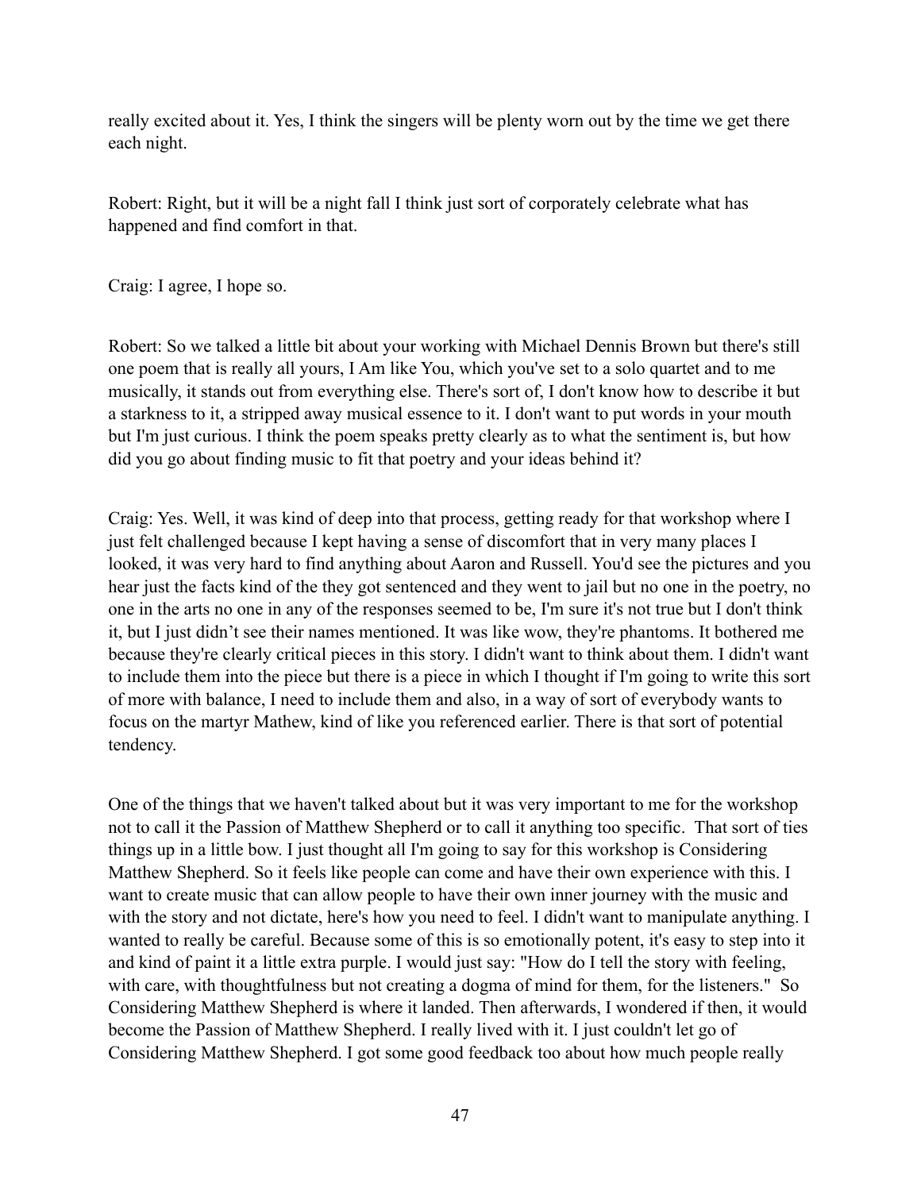really excited about it. Yes, I think the singers will be plenty worn out by the time we get there each night.

Robert: Right, but it will be a night fall I think just sort of corporately celebrate what has happened and find comfort in that.

Craig: I agree, I hope so.

Robert: So we talked a little bit about your working with Michael Dennis Brown but there's still one poem that is really all yours, I Am like You, which you've set to a solo quartet and to me musically, it stands out from everything else. There's sort of, I don't know how to describe it but a starkness to it, a stripped away musical essence to it. I don't want to put words in your mouth but I'm just curious. I think the poem speaks pretty clearly as to what the sentiment is, but how did you go about finding music to fit that poetry and your ideas behind it?

Craig: Yes. Well, it was kind of deep into that process, getting ready for that workshop where I just felt challenged because I kept having a sense of discomfort that in very many places I looked, it was very hard to find anything about Aaron and Russell. You'd see the pictures and you hear just the facts kind of the they got sentenced and they went to jail but no one in the poetry, no one in the arts no one in any of the responses seemed to be, I'm sure it's not true but I don't think it, but I just didn't see their names mentioned. It was like wow, they're phantoms. It bothered me because they're clearly critical pieces in this story. I didn't want to think about them. I didn't want to include them into the piece but there is a piece in which I thought if I'm going to write this sort of more with balance, I need to include them and also, in a way of sort of everybody wants to focus on the martyr Mathew, kind of like you referenced earlier. There is that sort of potential tendency.

One of the things that we haven't talked about but it was very important to me for the workshop not to call it the Passion of Matthew Shepherd or to call it anything too specific. That sort of ties things up in a little bow. I just thought all I'm going to say for this workshop is Considering Matthew Shepherd. So it feels like people can come and have their own experience with this. I want to create music that can allow people to have their own inner journey with the music and with the story and not dictate, here's how you need to feel. I didn't want to manipulate anything. I wanted to really be careful. Because some of this is so emotionally potent, it's easy to step into it and kind of paint it a little extra purple. I would just say: "How do I tell the story with feeling, with care, with thoughtfulness but not creating a dogma of mind for them, for the listeners." So Considering Matthew Shepherd is where it landed. Then afterwards, I wondered if then, it would become the Passion of Matthew Shepherd. I really lived with it. I just couldn't let go of Considering Matthew Shepherd. I got some good feedback too about how much people really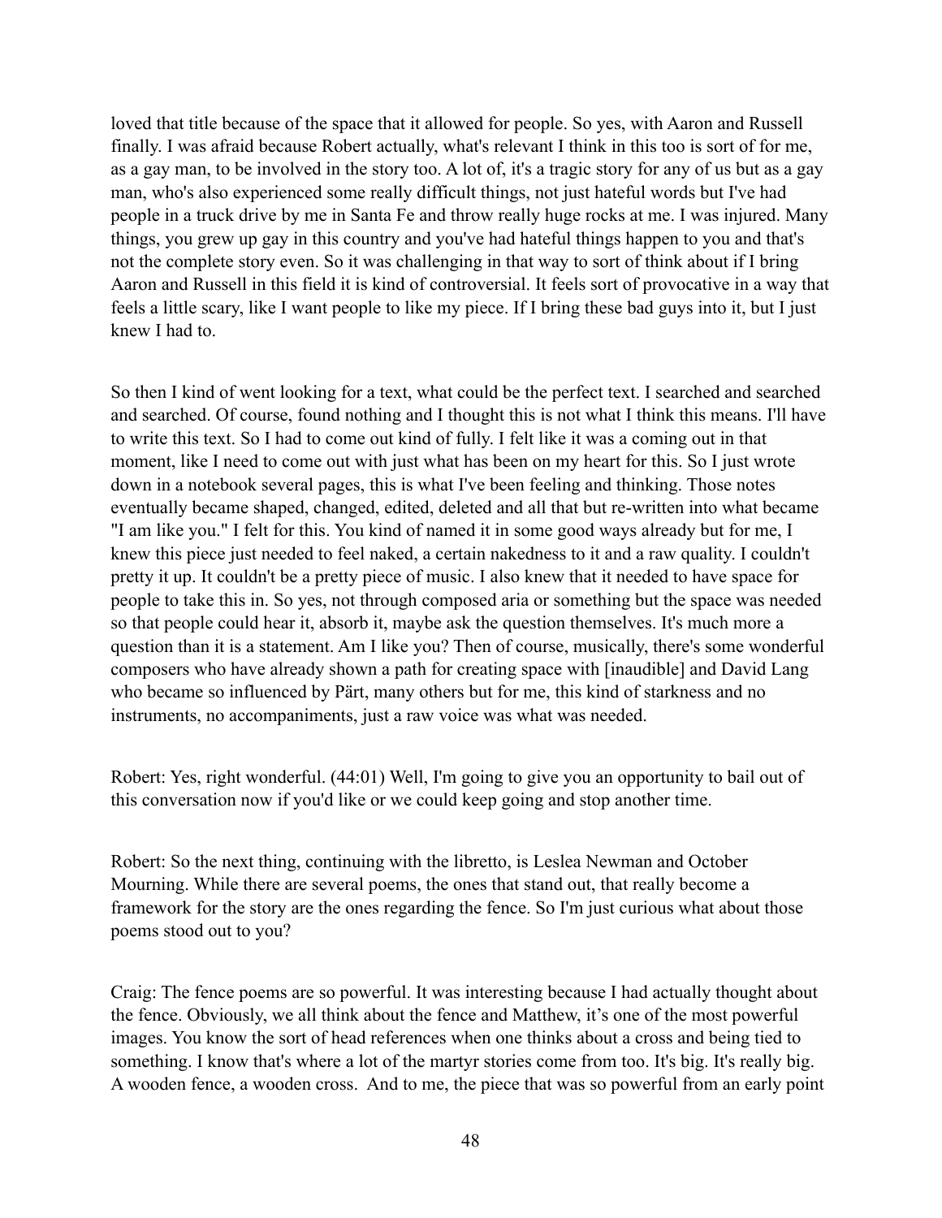loved that title because of the space that it allowed for people. So yes, with Aaron and Russell finally. I was afraid because Robert actually, what's relevant I think in this too is sort of for me, as a gay man, to be involved in the story too. A lot of, it's a tragic story for any of us but as a gay man, who's also experienced some really difficult things, not just hateful words but I've had people in a truck drive by me in Santa Fe and throw really huge rocks at me. I was injured. Many things, you grew up gay in this country and you've had hateful things happen to you and that's not the complete story even. So it was challenging in that way to sort of think about if I bring Aaron and Russell in this field it is kind of controversial. It feels sort of provocative in a way that feels a little scary, like I want people to like my piece. If I bring these bad guys into it, but I just knew I had to.

So then I kind of went looking for a text, what could be the perfect text. I searched and searched and searched. Of course, found nothing and I thought this is not what I think this means. I'll have to write this text. So I had to come out kind of fully. I felt like it was a coming out in that moment, like I need to come out with just what has been on my heart for this. So I just wrote down in a notebook several pages, this is what I've been feeling and thinking. Those notes eventually became shaped, changed, edited, deleted and all that but re-written into what became "I am like you." I felt for this. You kind of named it in some good ways already but for me, I knew this piece just needed to feel naked, a certain nakedness to it and a raw quality. I couldn't pretty it up. It couldn't be a pretty piece of music. I also knew that it needed to have space for people to take this in. So yes, not through composed aria or something but the space was needed so that people could hear it, absorb it, maybe ask the question themselves. It's much more a question than it is a statement. Am I like you? Then of course, musically, there's some wonderful composers who have already shown a path for creating space with [inaudible] and David Lang who became so influenced by Pärt, many others but for me, this kind of starkness and no instruments, no accompaniments, just a raw voice was what was needed.

Robert: Yes, right wonderful. (44:01) Well, I'm going to give you an opportunity to bail out of this conversation now if you'd like or we could keep going and stop another time.

Robert: So the next thing, continuing with the libretto, is Leslea Newman and October Mourning. While there are several poems, the ones that stand out, that really become a framework for the story are the ones regarding the fence. So I'm just curious what about those poems stood out to you?

Craig: The fence poems are so powerful. It was interesting because I had actually thought about the fence. Obviously, we all think about the fence and Matthew, it's one of the most powerful images. You know the sort of head references when one thinks about a cross and being tied to something. I know that's where a lot of the martyr stories come from too. It's big. It's really big. A wooden fence, a wooden cross. And to me, the piece that was so powerful from an early point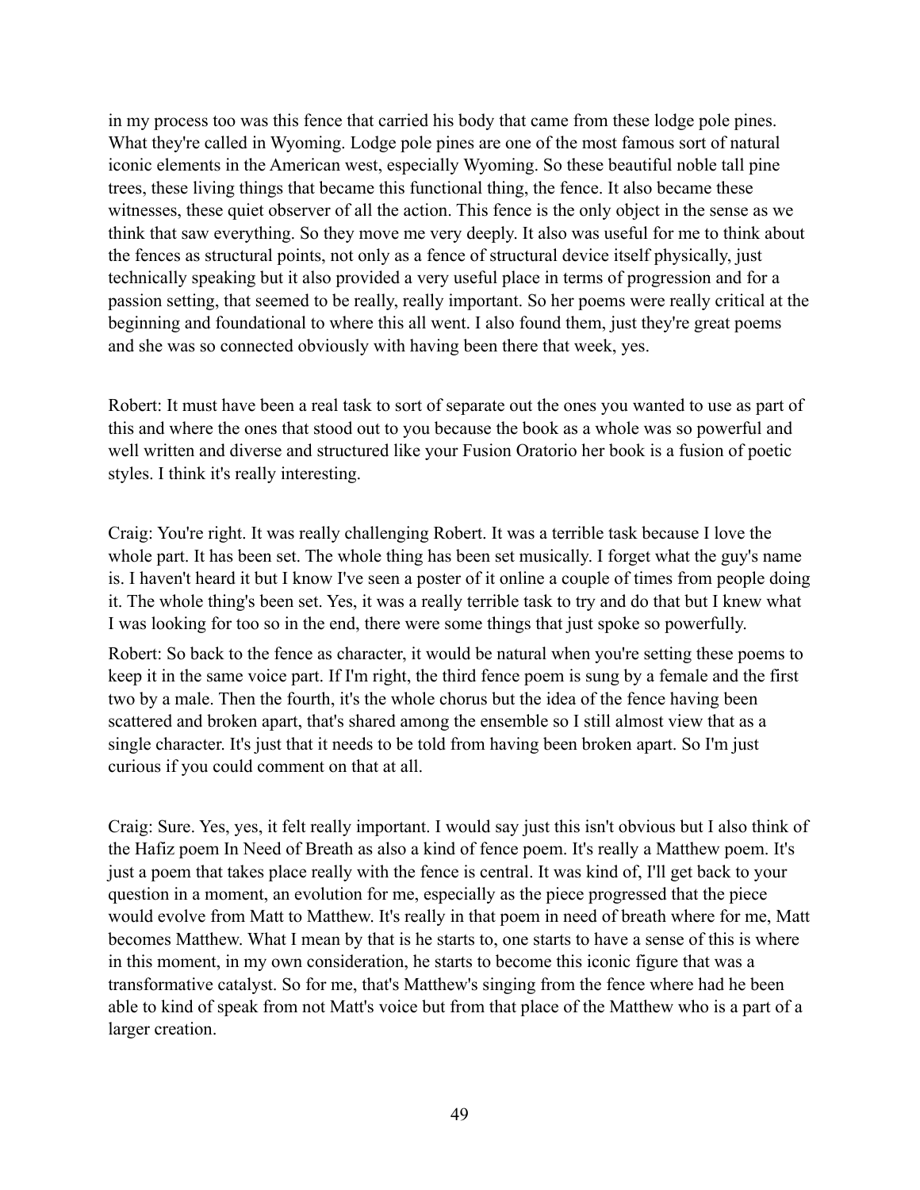in my process too was this fence that carried his body that came from these lodge pole pines. What they're called in Wyoming. Lodge pole pines are one of the most famous sort of natural iconic elements in the American west, especially Wyoming. So these beautiful noble tall pine trees, these living things that became this functional thing, the fence. It also became these witnesses, these quiet observer of all the action. This fence is the only object in the sense as we think that saw everything. So they move me very deeply. It also was useful for me to think about the fences as structural points, not only as a fence of structural device itself physically, just technically speaking but it also provided a very useful place in terms of progression and for a passion setting, that seemed to be really, really important. So her poems were really critical at the beginning and foundational to where this all went. I also found them, just they're great poems and she was so connected obviously with having been there that week, yes.

Robert: It must have been a real task to sort of separate out the ones you wanted to use as part of this and where the ones that stood out to you because the book as a whole was so powerful and well written and diverse and structured like your Fusion Oratorio her book is a fusion of poetic styles. I think it's really interesting.

Craig: You're right. It was really challenging Robert. It was a terrible task because I love the whole part. It has been set. The whole thing has been set musically. I forget what the guy's name is. I haven't heard it but I know I've seen a poster of it online a couple of times from people doing it. The whole thing's been set. Yes, it was a really terrible task to try and do that but I knew what I was looking for too so in the end, there were some things that just spoke so powerfully.

Robert: So back to the fence as character, it would be natural when you're setting these poems to keep it in the same voice part. If I'm right, the third fence poem is sung by a female and the first two by a male. Then the fourth, it's the whole chorus but the idea of the fence having been scattered and broken apart, that's shared among the ensemble so I still almost view that as a single character. It's just that it needs to be told from having been broken apart. So I'm just curious if you could comment on that at all.

Craig: Sure. Yes, yes, it felt really important. I would say just this isn't obvious but I also think of the Hafiz poem In Need of Breath as also a kind of fence poem. It's really a Matthew poem. It's just a poem that takes place really with the fence is central. It was kind of, I'll get back to your question in a moment, an evolution for me, especially as the piece progressed that the piece would evolve from Matt to Matthew. It's really in that poem in need of breath where for me, Matt becomes Matthew. What I mean by that is he starts to, one starts to have a sense of this is where in this moment, in my own consideration, he starts to become this iconic figure that was a transformative catalyst. So for me, that's Matthew's singing from the fence where had he been able to kind of speak from not Matt's voice but from that place of the Matthew who is a part of a larger creation.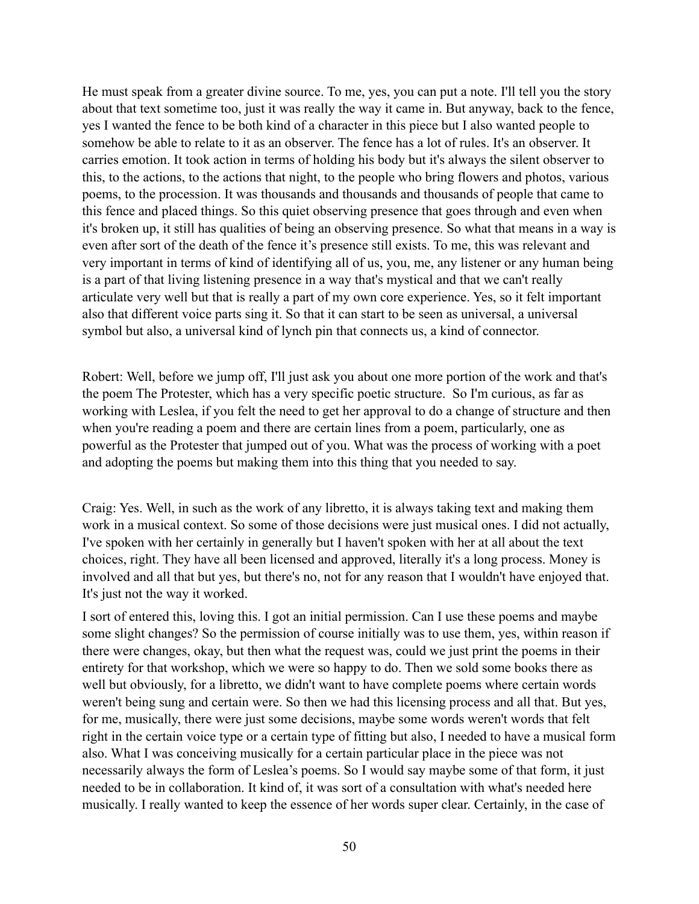He must speak from a greater divine source. To me, yes, you can put a note. I'll tell you the story about that text sometime too, just it was really the way it came in. But anyway, back to the fence, yes I wanted the fence to be both kind of a character in this piece but I also wanted people to somehow be able to relate to it as an observer. The fence has a lot of rules. It's an observer. It carries emotion. It took action in terms of holding his body but it's always the silent observer to this, to the actions, to the actions that night, to the people who bring flowers and photos, various poems, to the procession. It was thousands and thousands and thousands of people that came to this fence and placed things. So this quiet observing presence that goes through and even when it's broken up, it still has qualities of being an observing presence. So what that means in a way is even after sort of the death of the fence it's presence still exists. To me, this was relevant and very important in terms of kind of identifying all of us, you, me, any listener or any human being is a part of that living listening presence in a way that's mystical and that we can't really articulate very well but that is really a part of my own core experience. Yes, so it felt important also that different voice parts sing it. So that it can start to be seen as universal, a universal symbol but also, a universal kind of lynch pin that connects us, a kind of connector.

Robert: Well, before we jump off, I'll just ask you about one more portion of the work and that's the poem The Protester, which has a very specific poetic structure. So I'm curious, as far as working with Leslea, if you felt the need to get her approval to do a change of structure and then when you're reading a poem and there are certain lines from a poem, particularly, one as powerful as the Protester that jumped out of you. What was the process of working with a poet and adopting the poems but making them into this thing that you needed to say.

Craig: Yes. Well, in such as the work of any libretto, it is always taking text and making them work in a musical context. So some of those decisions were just musical ones. I did not actually, I've spoken with her certainly in generally but I haven't spoken with her at all about the text choices, right. They have all been licensed and approved, literally it's a long process. Money is involved and all that but yes, but there's no, not for any reason that I wouldn't have enjoyed that. It's just not the way it worked.

I sort of entered this, loving this. I got an initial permission. Can I use these poems and maybe some slight changes? So the permission of course initially was to use them, yes, within reason if there were changes, okay, but then what the request was, could we just print the poems in their entirety for that workshop, which we were so happy to do. Then we sold some books there as well but obviously, for a libretto, we didn't want to have complete poems where certain words weren't being sung and certain were. So then we had this licensing process and all that. But yes, for me, musically, there were just some decisions, maybe some words weren't words that felt right in the certain voice type or a certain type of fitting but also, I needed to have a musical form also. What I was conceiving musically for a certain particular place in the piece was not necessarily always the form of Leslea's poems. So I would say maybe some of that form, it just needed to be in collaboration. It kind of, it was sort of a consultation with what's needed here musically. I really wanted to keep the essence of her words super clear. Certainly, in the case of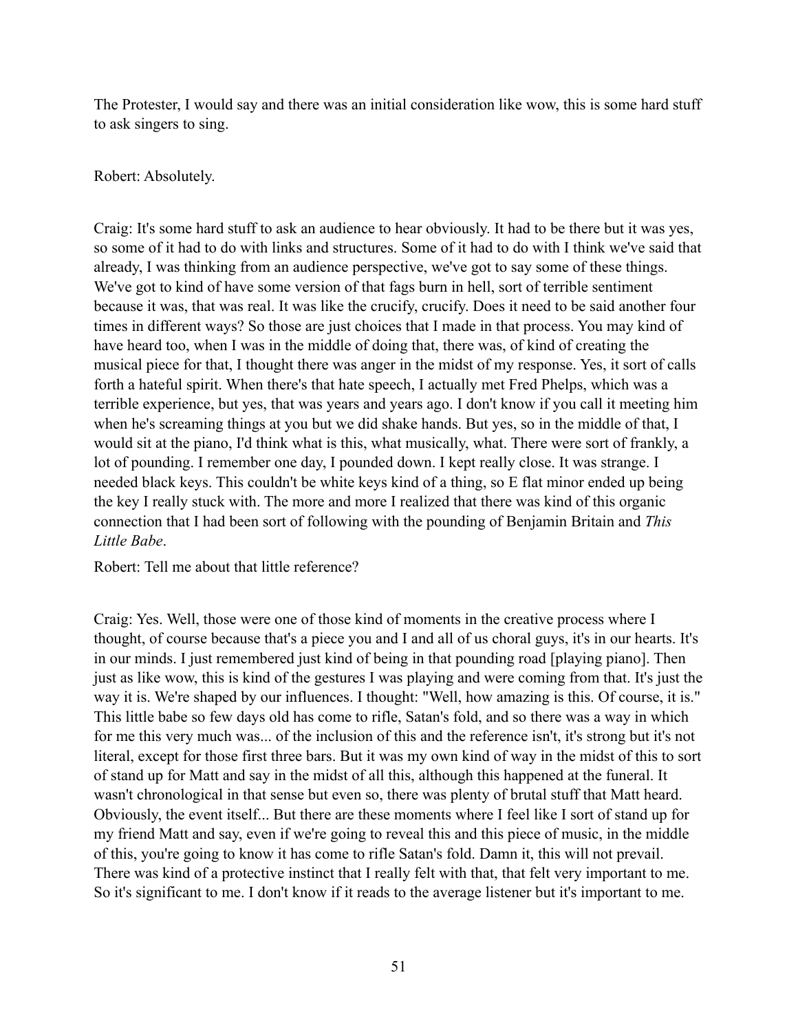The Protester, I would say and there was an initial consideration like wow, this is some hard stuff to ask singers to sing.

Robert: Absolutely.

Craig: It's some hard stuff to ask an audience to hear obviously. It had to be there but it was yes, so some of it had to do with links and structures. Some of it had to do with I think we've said that already, I was thinking from an audience perspective, we've got to say some of these things. We've got to kind of have some version of that fags burn in hell, sort of terrible sentiment because it was, that was real. It was like the crucify, crucify. Does it need to be said another four times in different ways? So those are just choices that I made in that process. You may kind of have heard too, when I was in the middle of doing that, there was, of kind of creating the musical piece for that, I thought there was anger in the midst of my response. Yes, it sort of calls forth a hateful spirit. When there's that hate speech, I actually met Fred Phelps, which was a terrible experience, but yes, that was years and years ago. I don't know if you call it meeting him when he's screaming things at you but we did shake hands. But yes, so in the middle of that, I would sit at the piano, I'd think what is this, what musically, what. There were sort of frankly, a lot of pounding. I remember one day, I pounded down. I kept really close. It was strange. I needed black keys. This couldn't be white keys kind of a thing, so E flat minor ended up being the key I really stuck with. The more and more I realized that there was kind of this organic connection that I had been sort of following with the pounding of Benjamin Britain and *This Little Babe*.

Robert: Tell me about that little reference?

Craig: Yes. Well, those were one of those kind of moments in the creative process where I thought, of course because that's a piece you and I and all of us choral guys, it's in our hearts. It's in our minds. I just remembered just kind of being in that pounding road [playing piano]. Then just as like wow, this is kind of the gestures I was playing and were coming from that. It's just the way it is. We're shaped by our influences. I thought: "Well, how amazing is this. Of course, it is." This little babe so few days old has come to rifle, Satan's fold, and so there was a way in which for me this very much was... of the inclusion of this and the reference isn't, it's strong but it's not literal, except for those first three bars. But it was my own kind of way in the midst of this to sort of stand up for Matt and say in the midst of all this, although this happened at the funeral. It wasn't chronological in that sense but even so, there was plenty of brutal stuff that Matt heard. Obviously, the event itself... But there are these moments where I feel like I sort of stand up for my friend Matt and say, even if we're going to reveal this and this piece of music, in the middle of this, you're going to know it has come to rifle Satan's fold. Damn it, this will not prevail. There was kind of a protective instinct that I really felt with that, that felt very important to me. So it's significant to me. I don't know if it reads to the average listener but it's important to me.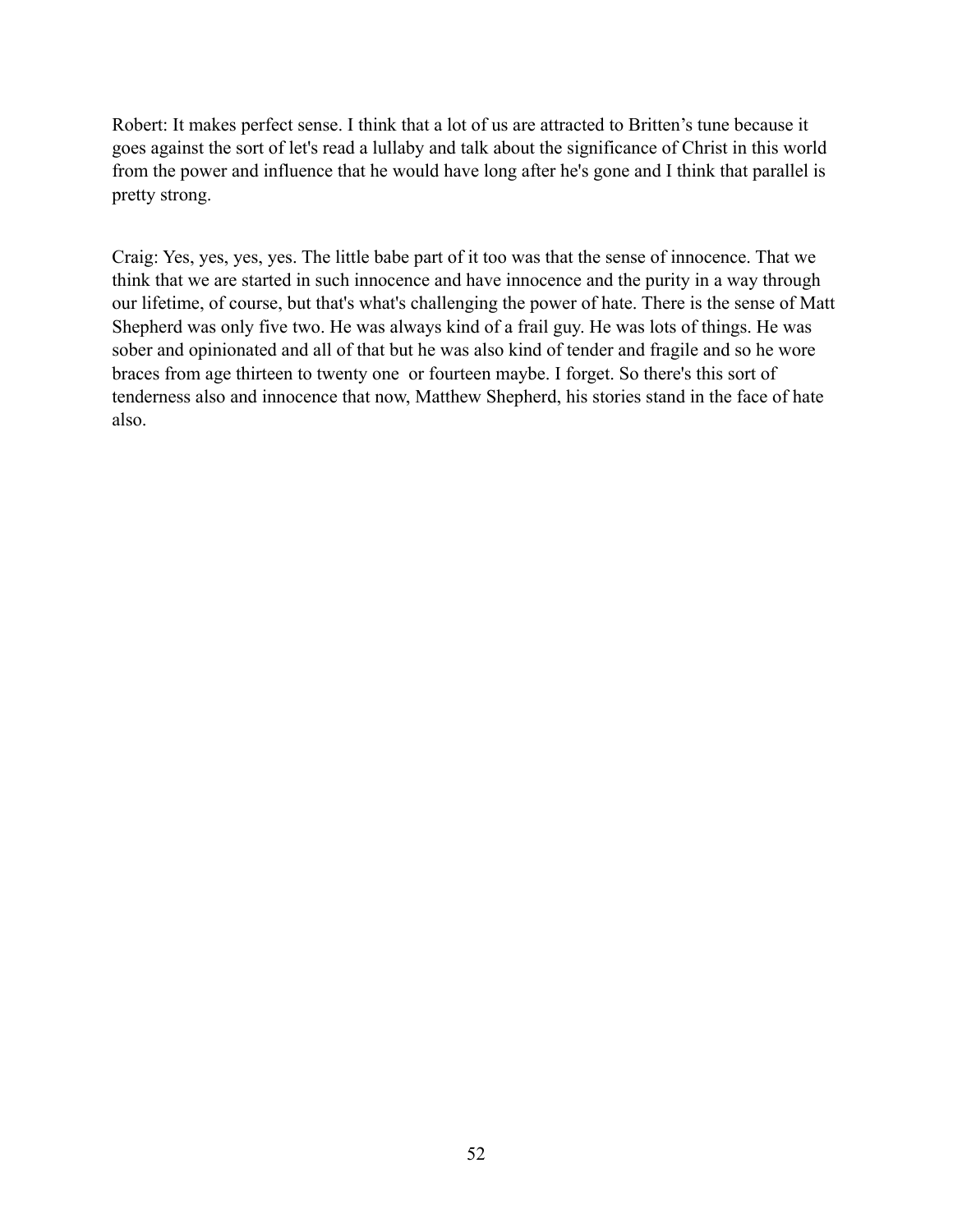Robert: It makes perfect sense. I think that a lot of us are attracted to Britten's tune because it goes against the sort of let's read a lullaby and talk about the significance of Christ in this world from the power and influence that he would have long after he's gone and I think that parallel is pretty strong.

Craig: Yes, yes, yes, yes. The little babe part of it too was that the sense of innocence. That we think that we are started in such innocence and have innocence and the purity in a way through our lifetime, of course, but that's what's challenging the power of hate. There is the sense of Matt Shepherd was only five two. He was always kind of a frail guy. He was lots of things. He was sober and opinionated and all of that but he was also kind of tender and fragile and so he wore braces from age thirteen to twenty one or fourteen maybe. I forget. So there's this sort of tenderness also and innocence that now, Matthew Shepherd, his stories stand in the face of hate also.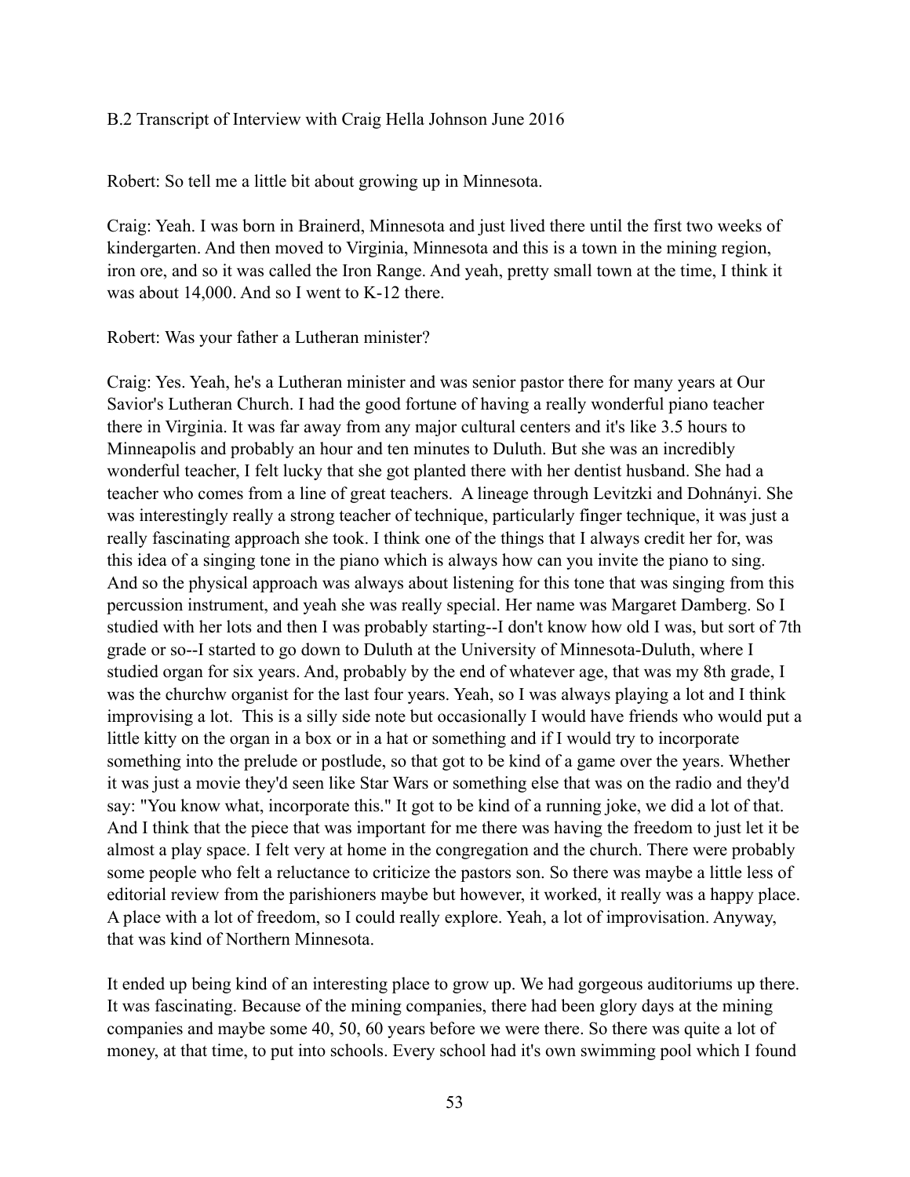B.2 Transcript of Interview with Craig Hella Johnson June 2016

Robert: So tell me a little bit about growing up in Minnesota.

Craig: Yeah. I was born in Brainerd, Minnesota and just lived there until the first two weeks of kindergarten. And then moved to Virginia, Minnesota and this is a town in the mining region, iron ore, and so it was called the Iron Range. And yeah, pretty small town at the time, I think it was about 14,000. And so I went to K-12 there.

Robert: Was your father a Lutheran minister?

Craig: Yes. Yeah, he's a Lutheran minister and was senior pastor there for many years at Our Savior's Lutheran Church. I had the good fortune of having a really wonderful piano teacher there in Virginia. It was far away from any major cultural centers and it's like 3.5 hours to Minneapolis and probably an hour and ten minutes to Duluth. But she was an incredibly wonderful teacher, I felt lucky that she got planted there with her dentist husband. She had a teacher who comes from a line of great teachers. A lineage through Levitzki and Dohnányi. She was interestingly really a strong teacher of technique, particularly finger technique, it was just a really fascinating approach she took. I think one of the things that I always credit her for, was this idea of a singing tone in the piano which is always how can you invite the piano to sing. And so the physical approach was always about listening for this tone that was singing from this percussion instrument, and yeah she was really special. Her name was Margaret Damberg. So I studied with her lots and then I was probably starting--I don't know how old I was, but sort of 7th grade or so--I started to go down to Duluth at the University of Minnesota-Duluth, where I studied organ for six years. And, probably by the end of whatever age, that was my 8th grade, I was the churchw organist for the last four years. Yeah, so I was always playing a lot and I think improvising a lot. This is a silly side note but occasionally I would have friends who would put a little kitty on the organ in a box or in a hat or something and if I would try to incorporate something into the prelude or postlude, so that got to be kind of a game over the years. Whether it was just a movie they'd seen like Star Wars or something else that was on the radio and they'd say: "You know what, incorporate this." It got to be kind of a running joke, we did a lot of that. And I think that the piece that was important for me there was having the freedom to just let it be almost a play space. I felt very at home in the congregation and the church. There were probably some people who felt a reluctance to criticize the pastors son. So there was maybe a little less of editorial review from the parishioners maybe but however, it worked, it really was a happy place. A place with a lot of freedom, so I could really explore. Yeah, a lot of improvisation. Anyway, that was kind of Northern Minnesota.

It ended up being kind of an interesting place to grow up. We had gorgeous auditoriums up there. It was fascinating. Because of the mining companies, there had been glory days at the mining companies and maybe some 40, 50, 60 years before we were there. So there was quite a lot of money, at that time, to put into schools. Every school had it's own swimming pool which I found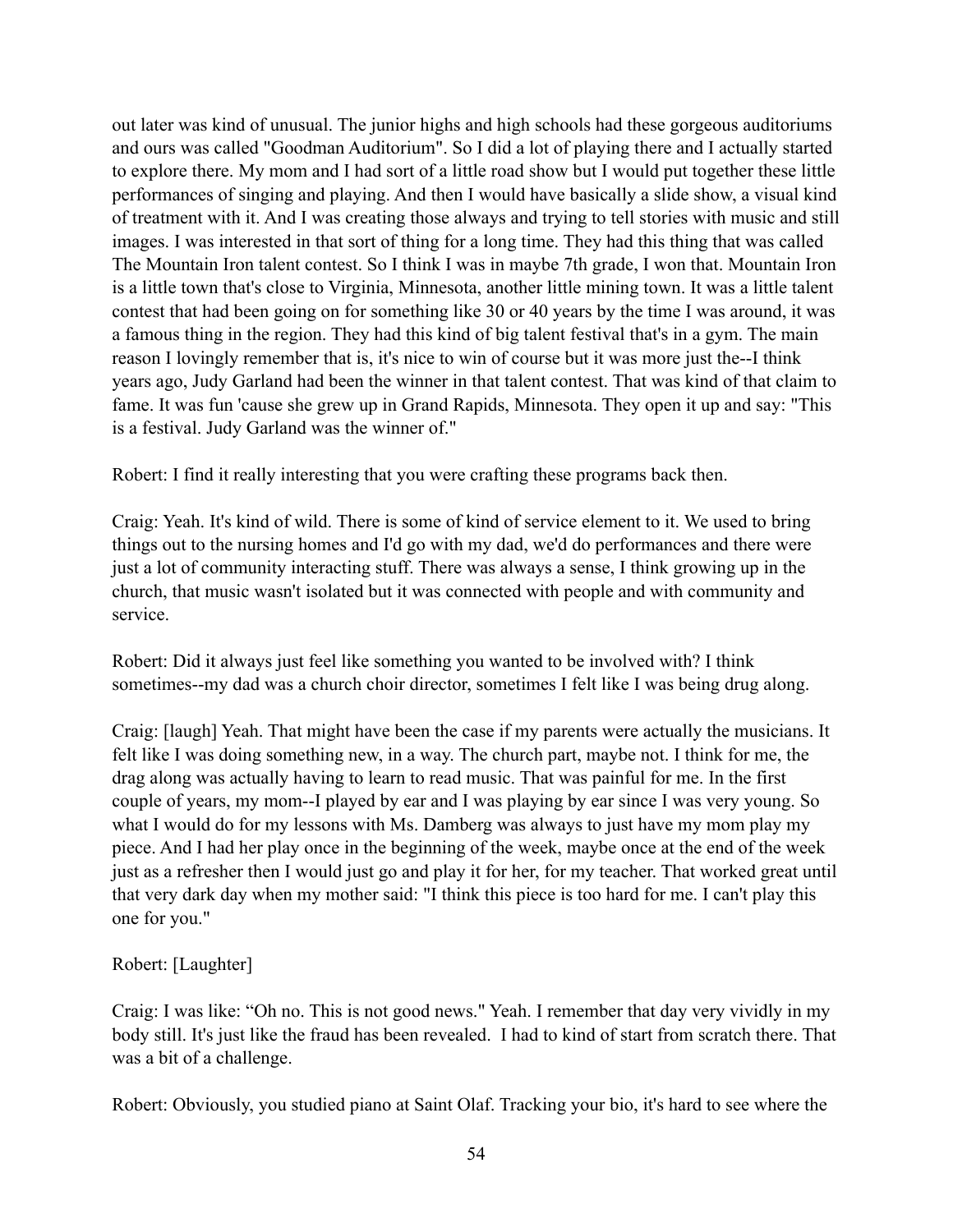out later was kind of unusual. The junior highs and high schools had these gorgeous auditoriums and ours was called "Goodman Auditorium". So I did a lot of playing there and I actually started to explore there. My mom and I had sort of a little road show but I would put together these little performances of singing and playing. And then I would have basically a slide show, a visual kind of treatment with it. And I was creating those always and trying to tell stories with music and still images. I was interested in that sort of thing for a long time. They had this thing that was called The Mountain Iron talent contest. So I think I was in maybe 7th grade, I won that. Mountain Iron is a little town that's close to Virginia, Minnesota, another little mining town. It was a little talent contest that had been going on for something like 30 or 40 years by the time I was around, it was a famous thing in the region. They had this kind of big talent festival that's in a gym. The main reason I lovingly remember that is, it's nice to win of course but it was more just the--I think years ago, Judy Garland had been the winner in that talent contest. That was kind of that claim to fame. It was fun 'cause she grew up in Grand Rapids, Minnesota. They open it up and say: "This is a festival. Judy Garland was the winner of."

Robert: I find it really interesting that you were crafting these programs back then.

Craig: Yeah. It's kind of wild. There is some of kind of service element to it. We used to bring things out to the nursing homes and I'd go with my dad, we'd do performances and there were just a lot of community interacting stuff. There was always a sense, I think growing up in the church, that music wasn't isolated but it was connected with people and with community and service.

Robert: Did it always just feel like something you wanted to be involved with? I think sometimes--my dad was a church choir director, sometimes I felt like I was being drug along.

Craig: [laugh] Yeah. That might have been the case if my parents were actually the musicians. It felt like I was doing something new, in a way. The church part, maybe not. I think for me, the drag along was actually having to learn to read music. That was painful for me. In the first couple of years, my mom--I played by ear and I was playing by ear since I was very young. So what I would do for my lessons with Ms. Damberg was always to just have my mom play my piece. And I had her play once in the beginning of the week, maybe once at the end of the week just as a refresher then I would just go and play it for her, for my teacher. That worked great until that very dark day when my mother said: "I think this piece is too hard for me. I can't play this one for you."

Robert: [Laughter]

Craig: I was like: "Oh no. This is not good news." Yeah. I remember that day very vividly in my body still. It's just like the fraud has been revealed. I had to kind of start from scratch there. That was a bit of a challenge.

Robert: Obviously, you studied piano at Saint Olaf. Tracking your bio, it's hard to see where the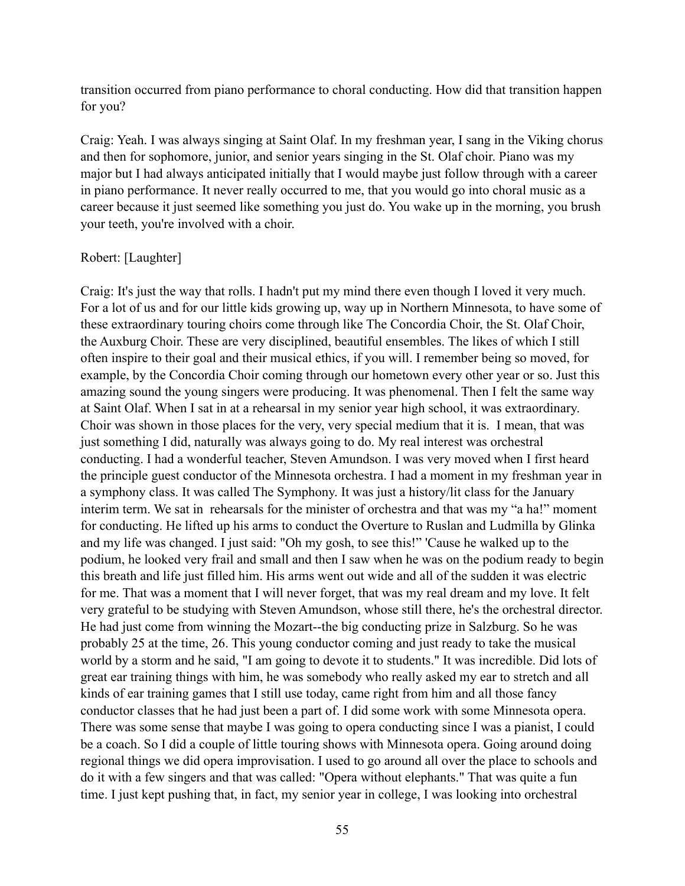transition occurred from piano performance to choral conducting. How did that transition happen for you?

Craig: Yeah. I was always singing at Saint Olaf. In my freshman year, I sang in the Viking chorus and then for sophomore, junior, and senior years singing in the St. Olaf choir. Piano was my major but I had always anticipated initially that I would maybe just follow through with a career in piano performance. It never really occurred to me, that you would go into choral music as a career because it just seemed like something you just do. You wake up in the morning, you brush your teeth, you're involved with a choir.

Robert: [Laughter]

Craig: It's just the way that rolls. I hadn't put my mind there even though I loved it very much. For a lot of us and for our little kids growing up, way up in Northern Minnesota, to have some of these extraordinary touring choirs come through like The Concordia Choir, the St. Olaf Choir, the Auxburg Choir. These are very disciplined, beautiful ensembles. The likes of which I still often inspire to their goal and their musical ethics, if you will. I remember being so moved, for example, by the Concordia Choir coming through our hometown every other year or so. Just this amazing sound the young singers were producing. It was phenomenal. Then I felt the same way at Saint Olaf. When I sat in at a rehearsal in my senior year high school, it was extraordinary. Choir was shown in those places for the very, very special medium that it is. I mean, that was just something I did, naturally was always going to do. My real interest was orchestral conducting. I had a wonderful teacher, Steven Amundson. I was very moved when I first heard the principle guest conductor of the Minnesota orchestra. I had a moment in my freshman year in a symphony class. It was called The Symphony. It was just a history/lit class for the January interim term. We sat in rehearsals for the minister of orchestra and that was my "a ha!" moment for conducting. He lifted up his arms to conduct the Overture to Ruslan and Ludmilla by Glinka and my life was changed. I just said: "Oh my gosh, to see this!" 'Cause he walked up to the podium, he looked very frail and small and then I saw when he was on the podium ready to begin this breath and life just filled him. His arms went out wide and all of the sudden it was electric for me. That was a moment that I will never forget, that was my real dream and my love. It felt very grateful to be studying with Steven Amundson, whose still there, he's the orchestral director. He had just come from winning the Mozart--the big conducting prize in Salzburg. So he was probably 25 at the time, 26. This young conductor coming and just ready to take the musical world by a storm and he said, "I am going to devote it to students." It was incredible. Did lots of great ear training things with him, he was somebody who really asked my ear to stretch and all kinds of ear training games that I still use today, came right from him and all those fancy conductor classes that he had just been a part of. I did some work with some Minnesota opera. There was some sense that maybe I was going to opera conducting since I was a pianist, I could be a coach. So I did a couple of little touring shows with Minnesota opera. Going around doing regional things we did opera improvisation. I used to go around all over the place to schools and do it with a few singers and that was called: "Opera without elephants." That was quite a fun time. I just kept pushing that, in fact, my senior year in college, I was looking into orchestral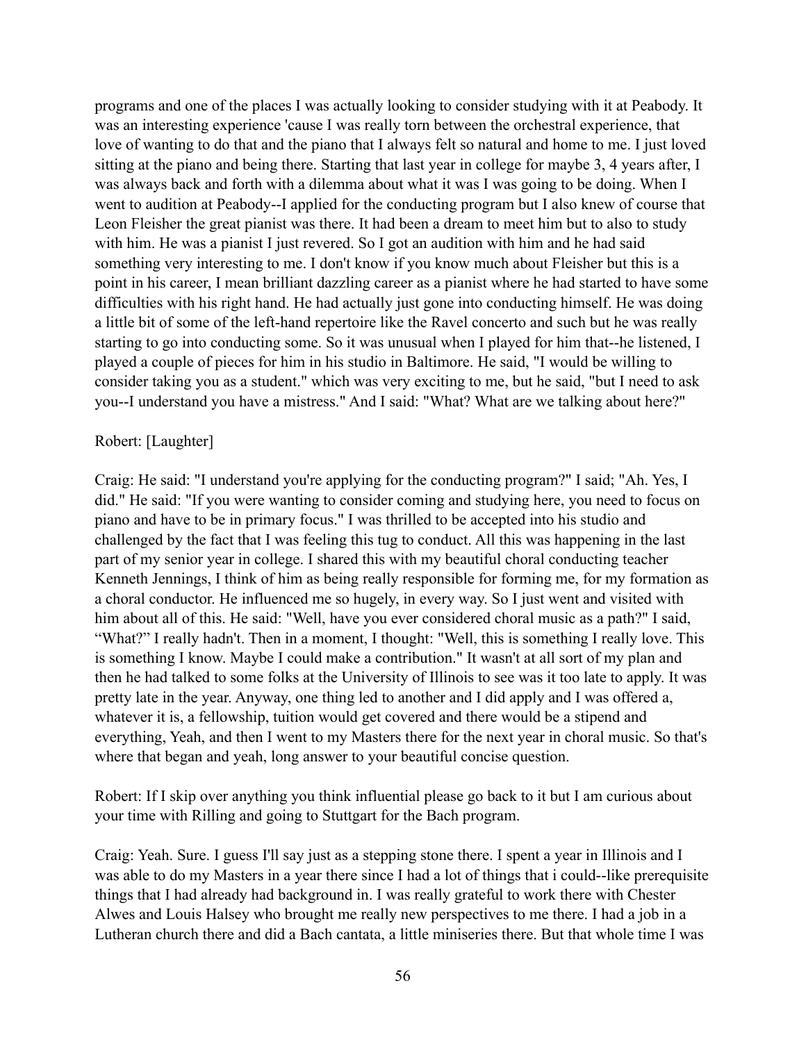programs and one of the places I was actually looking to consider studying with it at Peabody. It was an interesting experience 'cause I was really torn between the orchestral experience, that love of wanting to do that and the piano that I always felt so natural and home to me. I just loved sitting at the piano and being there. Starting that last year in college for maybe 3, 4 years after, I was always back and forth with a dilemma about what it was I was going to be doing. When I went to audition at Peabody--I applied for the conducting program but I also knew of course that Leon Fleisher the great pianist was there. It had been a dream to meet him but to also to study with him. He was a pianist I just revered. So I got an audition with him and he had said something very interesting to me. I don't know if you know much about Fleisher but this is a point in his career, I mean brilliant dazzling career as a pianist where he had started to have some difficulties with his right hand. He had actually just gone into conducting himself. He was doing a little bit of some of the left-hand repertoire like the Ravel concerto and such but he was really starting to go into conducting some. So it was unusual when I played for him that--he listened, I played a couple of pieces for him in his studio in Baltimore. He said, "I would be willing to consider taking you as a student." which was very exciting to me, but he said, "but I need to ask you--I understand you have a mistress." And I said: "What? What are we talking about here?"

Robert: [Laughter]

Craig: He said: "I understand you're applying for the conducting program?" I said; "Ah. Yes, I did." He said: "If you were wanting to consider coming and studying here, you need to focus on piano and have to be in primary focus." I was thrilled to be accepted into his studio and challenged by the fact that I was feeling this tug to conduct. All this was happening in the last part of my senior year in college. I shared this with my beautiful choral conducting teacher Kenneth Jennings, I think of him as being really responsible for forming me, for my formation as a choral conductor. He influenced me so hugely, in every way. So I just went and visited with him about all of this. He said: "Well, have you ever considered choral music as a path?" I said, "What?" I really hadn't. Then in a moment, I thought: "Well, this is something I really love. This is something I know. Maybe I could make a contribution." It wasn't at all sort of my plan and then he had talked to some folks at the University of Illinois to see was it too late to apply. It was pretty late in the year. Anyway, one thing led to another and I did apply and I was offered a, whatever it is, a fellowship, tuition would get covered and there would be a stipend and everything, Yeah, and then I went to my Masters there for the next year in choral music. So that's where that began and yeah, long answer to your beautiful concise question.

Robert: If I skip over anything you think influential please go back to it but I am curious about your time with Rilling and going to Stuttgart for the Bach program.

Craig: Yeah. Sure. I guess I'll say just as a stepping stone there. I spent a year in Illinois and I was able to do my Masters in a year there since I had a lot of things that i could--like prerequisite things that I had already had background in. I was really grateful to work there with Chester Alwes and Louis Halsey who brought me really new perspectives to me there. I had a job in a Lutheran church there and did a Bach cantata, a little miniseries there. But that whole time I was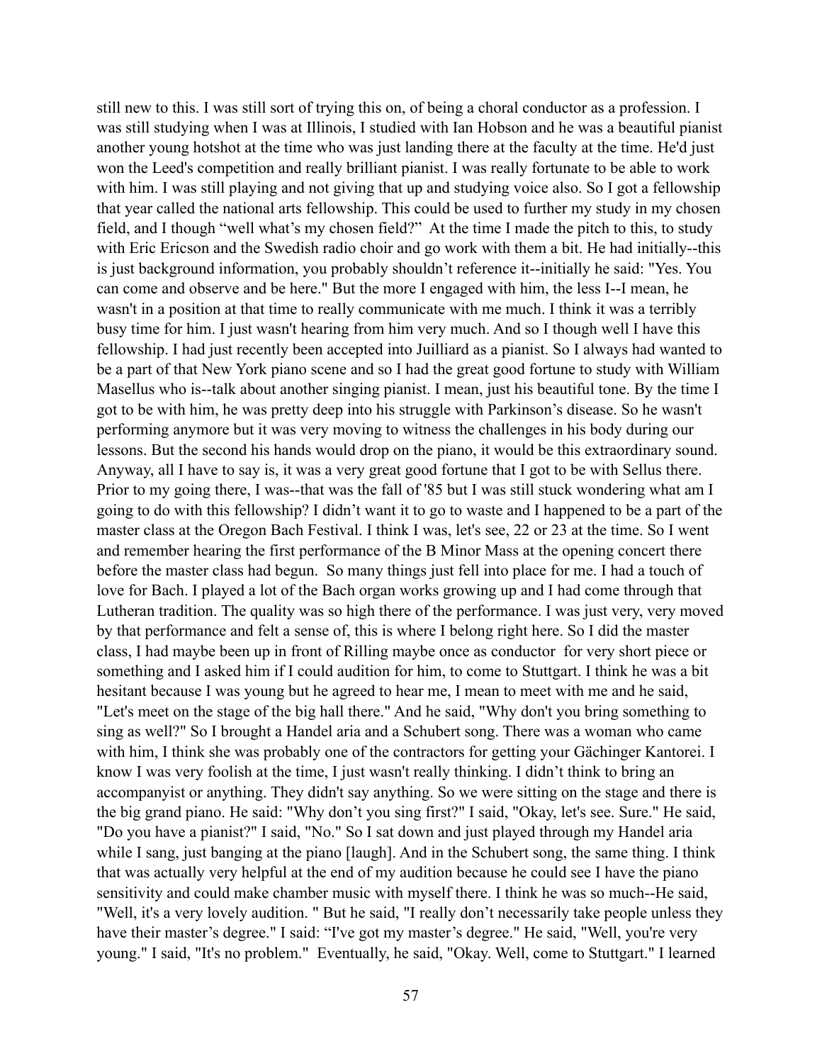still new to this. I was still sort of trying this on, of being a choral conductor as a profession. I was still studying when I was at Illinois, I studied with Ian Hobson and he was a beautiful pianist another young hotshot at the time who was just landing there at the faculty at the time. He'd just won the Leed's competition and really brilliant pianist. I was really fortunate to be able to work with him. I was still playing and not giving that up and studying voice also. So I got a fellowship that year called the national arts fellowship. This could be used to further my study in my chosen field, and I though "well what's my chosen field?" At the time I made the pitch to this, to study with Eric Ericson and the Swedish radio choir and go work with them a bit. He had initially--this is just background information, you probably shouldn't reference it--initially he said: "Yes. You can come and observe and be here." But the more I engaged with him, the less I--I mean, he wasn't in a position at that time to really communicate with me much. I think it was a terribly busy time for him. I just wasn't hearing from him very much. And so I though well I have this fellowship. I had just recently been accepted into Juilliard as a pianist. So I always had wanted to be a part of that New York piano scene and so I had the great good fortune to study with William Masellus who is--talk about another singing pianist. I mean, just his beautiful tone. By the time I got to be with him, he was pretty deep into his struggle with Parkinson's disease. So he wasn't performing anymore but it was very moving to witness the challenges in his body during our lessons. But the second his hands would drop on the piano, it would be this extraordinary sound. Anyway, all I have to say is, it was a very great good fortune that I got to be with Sellus there. Prior to my going there, I was--that was the fall of '85 but I was still stuck wondering what am I going to do with this fellowship? I didn't want it to go to waste and I happened to be a part of the master class at the Oregon Bach Festival. I think I was, let's see, 22 or 23 at the time. So I went and remember hearing the first performance of the B Minor Mass at the opening concert there before the master class had begun. So many things just fell into place for me. I had a touch of love for Bach. I played a lot of the Bach organ works growing up and I had come through that Lutheran tradition. The quality was so high there of the performance. I was just very, very moved by that performance and felt a sense of, this is where I belong right here. So I did the master class, I had maybe been up in front of Rilling maybe once as conductor for very short piece or something and I asked him if I could audition for him, to come to Stuttgart. I think he was a bit hesitant because I was young but he agreed to hear me, I mean to meet with me and he said, "Let's meet on the stage of the big hall there." And he said, "Why don't you bring something to sing as well?" So I brought a Handel aria and a Schubert song. There was a woman who came with him, I think she was probably one of the contractors for getting your Gächinger Kantorei. I know I was very foolish at the time, I just wasn't really thinking. I didn't think to bring an accompanyist or anything. They didn't say anything. So we were sitting on the stage and there is the big grand piano. He said: "Why don't you sing first?" I said, "Okay, let's see. Sure." He said, "Do you have a pianist?" I said, "No." So I sat down and just played through my Handel aria while I sang, just banging at the piano [laugh]. And in the Schubert song, the same thing. I think that was actually very helpful at the end of my audition because he could see I have the piano sensitivity and could make chamber music with myself there. I think he was so much--He said, "Well, it's a very lovely audition. " But he said, "I really don't necessarily take people unless they have their master's degree." I said: "I've got my master's degree." He said, "Well, you're very young." I said, "It's no problem." Eventually, he said, "Okay. Well, come to Stuttgart." I learned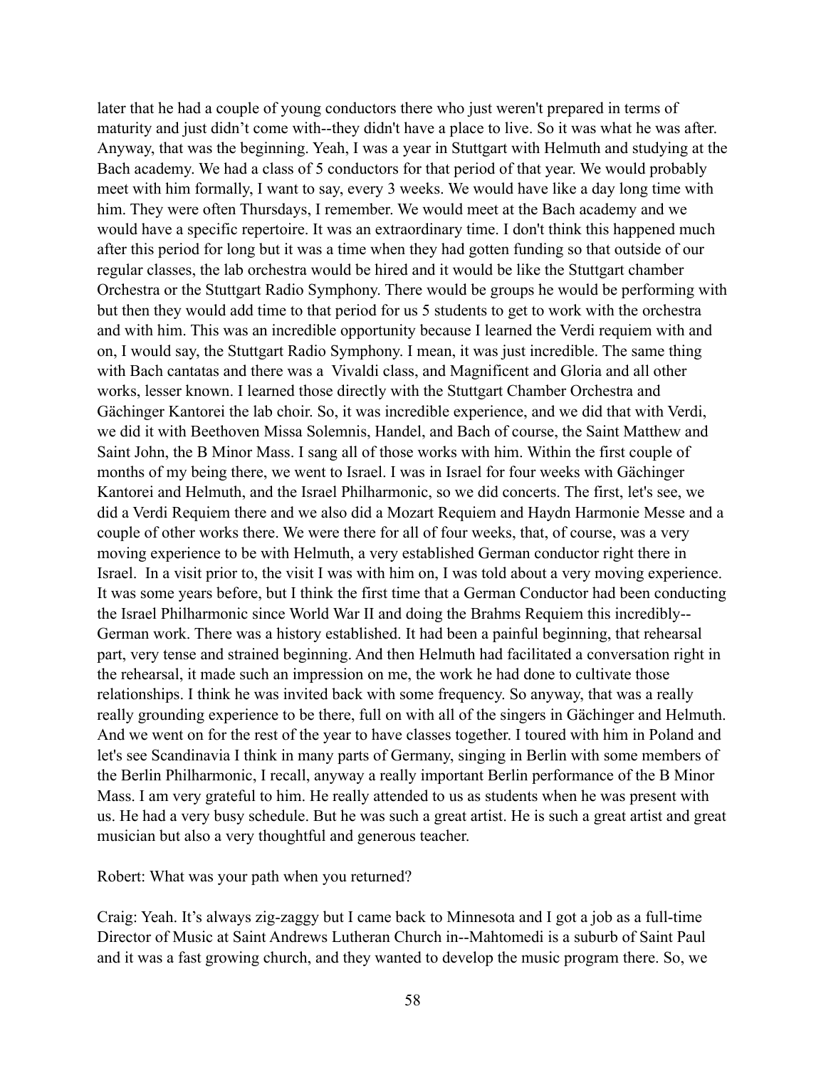later that he had a couple of young conductors there who just weren't prepared in terms of maturity and just didn't come with--they didn't have a place to live. So it was what he was after. Anyway, that was the beginning. Yeah, I was a year in Stuttgart with Helmuth and studying at the Bach academy. We had a class of 5 conductors for that period of that year. We would probably meet with him formally, I want to say, every 3 weeks. We would have like a day long time with him. They were often Thursdays, I remember. We would meet at the Bach academy and we would have a specific repertoire. It was an extraordinary time. I don't think this happened much after this period for long but it was a time when they had gotten funding so that outside of our regular classes, the lab orchestra would be hired and it would be like the Stuttgart chamber Orchestra or the Stuttgart Radio Symphony. There would be groups he would be performing with but then they would add time to that period for us 5 students to get to work with the orchestra and with him. This was an incredible opportunity because I learned the Verdi requiem with and on, I would say, the Stuttgart Radio Symphony. I mean, it was just incredible. The same thing with Bach cantatas and there was a Vivaldi class, and Magnificent and Gloria and all other works, lesser known. I learned those directly with the Stuttgart Chamber Orchestra and Gächinger Kantorei the lab choir. So, it was incredible experience, and we did that with Verdi, we did it with Beethoven Missa Solemnis, Handel, and Bach of course, the Saint Matthew and Saint John, the B Minor Mass. I sang all of those works with him. Within the first couple of months of my being there, we went to Israel. I was in Israel for four weeks with Gächinger Kantorei and Helmuth, and the Israel Philharmonic, so we did concerts. The first, let's see, we did a Verdi Requiem there and we also did a Mozart Requiem and Haydn Harmonie Messe and a couple of other works there. We were there for all of four weeks, that, of course, was a very moving experience to be with Helmuth, a very established German conductor right there in Israel. In a visit prior to, the visit I was with him on, I was told about a very moving experience. It was some years before, but I think the first time that a German Conductor had been conducting the Israel Philharmonic since World War II and doing the Brahms Requiem this incredibly--German work. There was a history established. It had been a painful beginning, that rehearsal part, very tense and strained beginning. And then Helmuth had facilitated a conversation right in the rehearsal, it made such an impression on me, the work he had done to cultivate those relationships. I think he was invited back with some frequency. So anyway, that was a really really grounding experience to be there, full on with all of the singers in Gächinger and Helmuth. And we went on for the rest of the year to have classes together. I toured with him in Poland and let's see Scandinavia I think in many parts of Germany, singing in Berlin with some members of the Berlin Philharmonic, I recall, anyway a really important Berlin performance of the B Minor Mass. I am very grateful to him. He really attended to us as students when he was present with us. He had a very busy schedule. But he was such a great artist. He is such a great artist and great musician but also a very thoughtful and generous teacher.

Robert: What was your path when you returned?

Craig: Yeah. It's always zig-zaggy but I came back to Minnesota and I got a job as a full-time Director of Music at Saint Andrews Lutheran Church in--Mahtomedi is a suburb of Saint Paul and it was a fast growing church, and they wanted to develop the music program there. So, we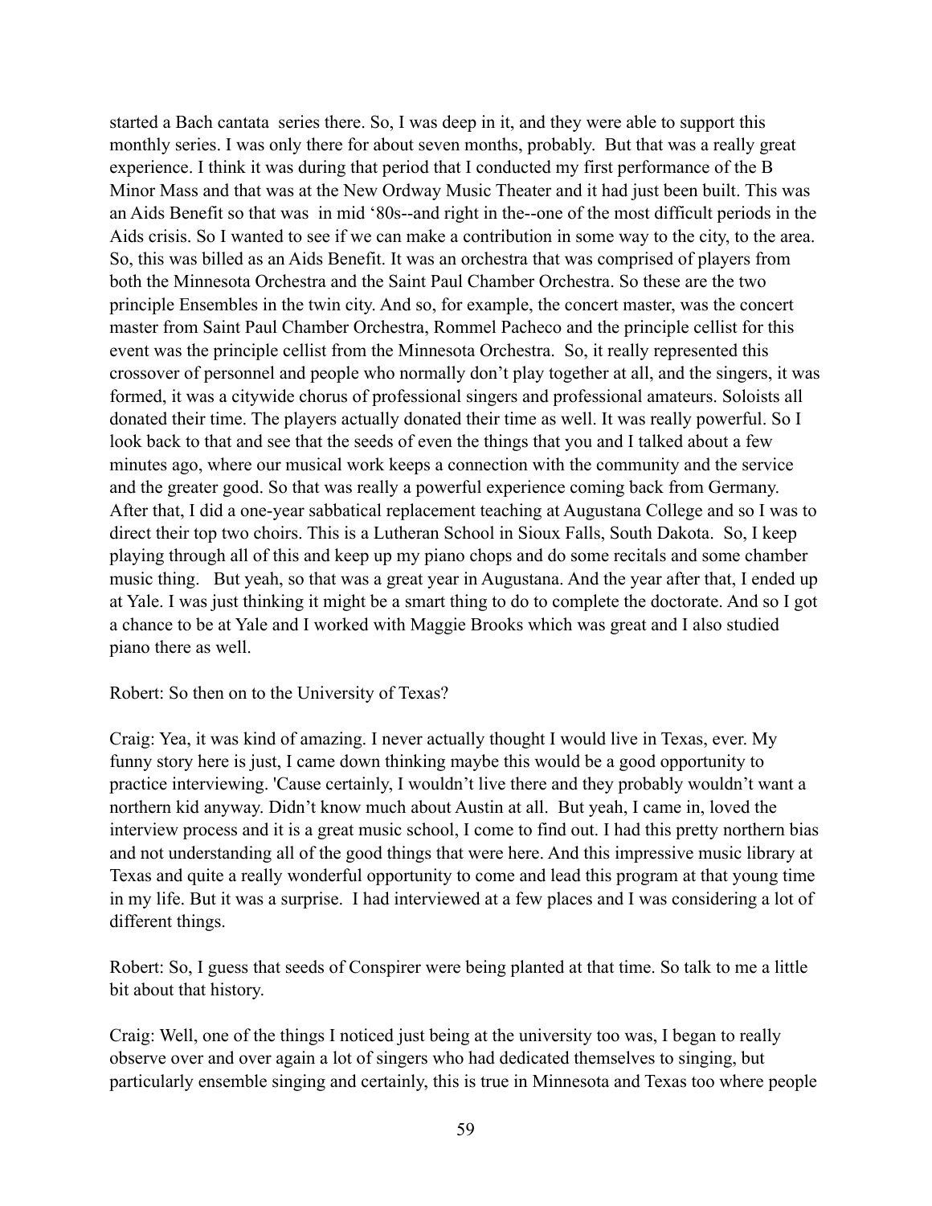started a Bach cantata series there. So, I was deep in it, and they were able to support this monthly series. I was only there for about seven months, probably. But that was a really great experience. I think it was during that period that I conducted my first performance of the B Minor Mass and that was at the New Ordway Music Theater and it had just been built. This was an Aids Benefit so that was in mid '80s--and right in the--one of the most difficult periods in the Aids crisis. So I wanted to see if we can make a contribution in some way to the city, to the area. So, this was billed as an Aids Benefit. It was an orchestra that was comprised of players from both the Minnesota Orchestra and the Saint Paul Chamber Orchestra. So these are the two principle Ensembles in the twin city. And so, for example, the concert master, was the concert master from Saint Paul Chamber Orchestra, Rommel Pacheco and the principle cellist for this event was the principle cellist from the Minnesota Orchestra. So, it really represented this crossover of personnel and people who normally don't play together at all, and the singers, it was formed, it was a citywide chorus of professional singers and professional amateurs. Soloists all donated their time. The players actually donated their time as well. It was really powerful. So I look back to that and see that the seeds of even the things that you and I talked about a few minutes ago, where our musical work keeps a connection with the community and the service and the greater good. So that was really a powerful experience coming back from Germany. After that, I did a one-year sabbatical replacement teaching at Augustana College and so I was to direct their top two choirs. This is a Lutheran School in Sioux Falls, South Dakota. So, I keep playing through all of this and keep up my piano chops and do some recitals and some chamber music thing. But yeah, so that was a great year in Augustana. And the year after that, I ended up at Yale. I was just thinking it might be a smart thing to do to complete the doctorate. And so I got a chance to be at Yale and I worked with Maggie Brooks which was great and I also studied piano there as well.

Robert: So then on to the University of Texas?

Craig: Yea, it was kind of amazing. I never actually thought I would live in Texas, ever. My funny story here is just, I came down thinking maybe this would be a good opportunity to practice interviewing. 'Cause certainly, I wouldn't live there and they probably wouldn't want a northern kid anyway. Didn't know much about Austin at all. But yeah, I came in, loved the interview process and it is a great music school, I come to find out. I had this pretty northern bias and not understanding all of the good things that were here. And this impressive music library at Texas and quite a really wonderful opportunity to come and lead this program at that young time in my life. But it was a surprise. I had interviewed at a few places and I was considering a lot of different things.

Robert: So, I guess that seeds of Conspirer were being planted at that time. So talk to me a little bit about that history.

Craig: Well, one of the things I noticed just being at the university too was, I began to really observe over and over again a lot of singers who had dedicated themselves to singing, but particularly ensemble singing and certainly, this is true in Minnesota and Texas too where people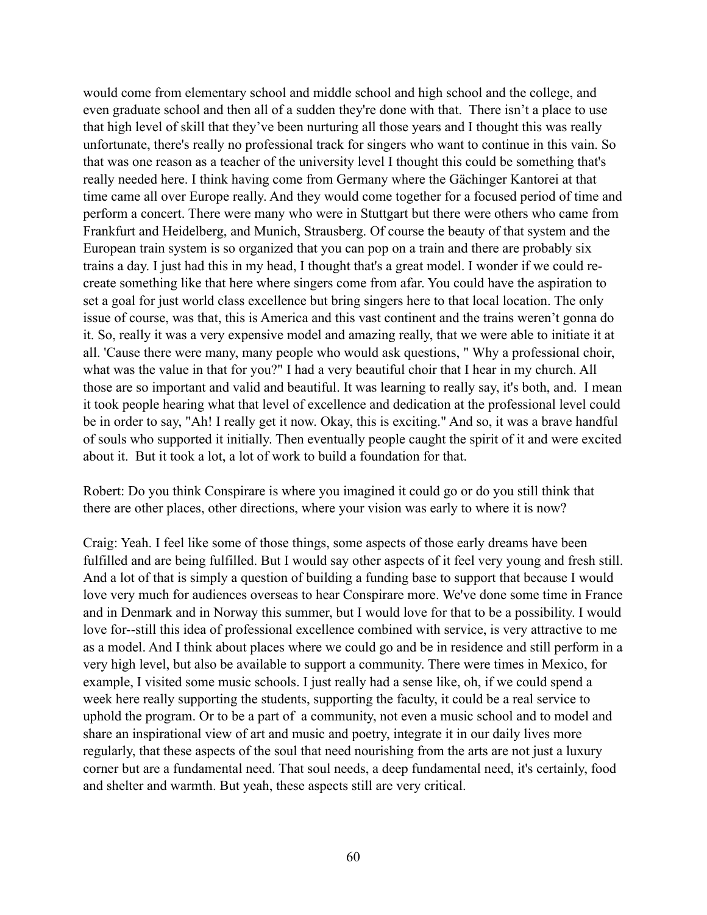would come from elementary school and middle school and high school and the college, and even graduate school and then all of a sudden they're done with that. There isn't a place to use that high level of skill that they've been nurturing all those years and I thought this was really unfortunate, there's really no professional track for singers who want to continue in this vain. So that was one reason as a teacher of the university level I thought this could be something that's really needed here. I think having come from Germany where the Gächinger Kantorei at that time came all over Europe really. And they would come together for a focused period of time and perform a concert. There were many who were in Stuttgart but there were others who came from Frankfurt and Heidelberg, and Munich, Strausberg. Of course the beauty of that system and the European train system is so organized that you can pop on a train and there are probably six trains a day. I just had this in my head, I thought that's a great model. I wonder if we could re-create something like that here where singers come from afar. You could have the aspiration to set a goal for just world class excellence but bring singers here to that local location. The only issue of course, was that, this is America and this vast continent and the trains weren't gonna do it. So, really it was a very expensive model and amazing really, that we were able to initiate it at all. 'Cause there were many, many people who would ask questions, " Why a professional choir, what was the value in that for you?" I had a very beautiful choir that I hear in my church. All those are so important and valid and beautiful. It was learning to really say, it's both, and. I mean it took people hearing what that level of excellence and dedication at the professional level could be in order to say, "Ah! I really get it now. Okay, this is exciting." And so, it was a brave handful of souls who supported it initially. Then eventually people caught the spirit of it and were excited about it. But it took a lot, a lot of work to build a foundation for that.

Robert: Do you think Conspirare is where you imagined it could go or do you still think that there are other places, other directions, where your vision was early to where it is now?

Craig: Yeah. I feel like some of those things, some aspects of those early dreams have been fulfilled and are being fulfilled. But I would say other aspects of it feel very young and fresh still. And a lot of that is simply a question of building a funding base to support that because I would love very much for audiences overseas to hear Conspirare more. We've done some time in France and in Denmark and in Norway this summer, but I would love for that to be a possibility. I would love for--still this idea of professional excellence combined with service, is very attractive to me as a model. And I think about places where we could go and be in residence and still perform in a very high level, but also be available to support a community. There were times in Mexico, for example, I visited some music schools. I just really had a sense like, oh, if we could spend a week here really supporting the students, supporting the faculty, it could be a real service to uphold the program. Or to be a part of a community, not even a music school and to model and share an inspirational view of art and music and poetry, integrate it in our daily lives more regularly, that these aspects of the soul that need nourishing from the arts are not just a luxury corner but are a fundamental need. That soul needs, a deep fundamental need, it's certainly, food and shelter and warmth. But yeah, these aspects still are very critical.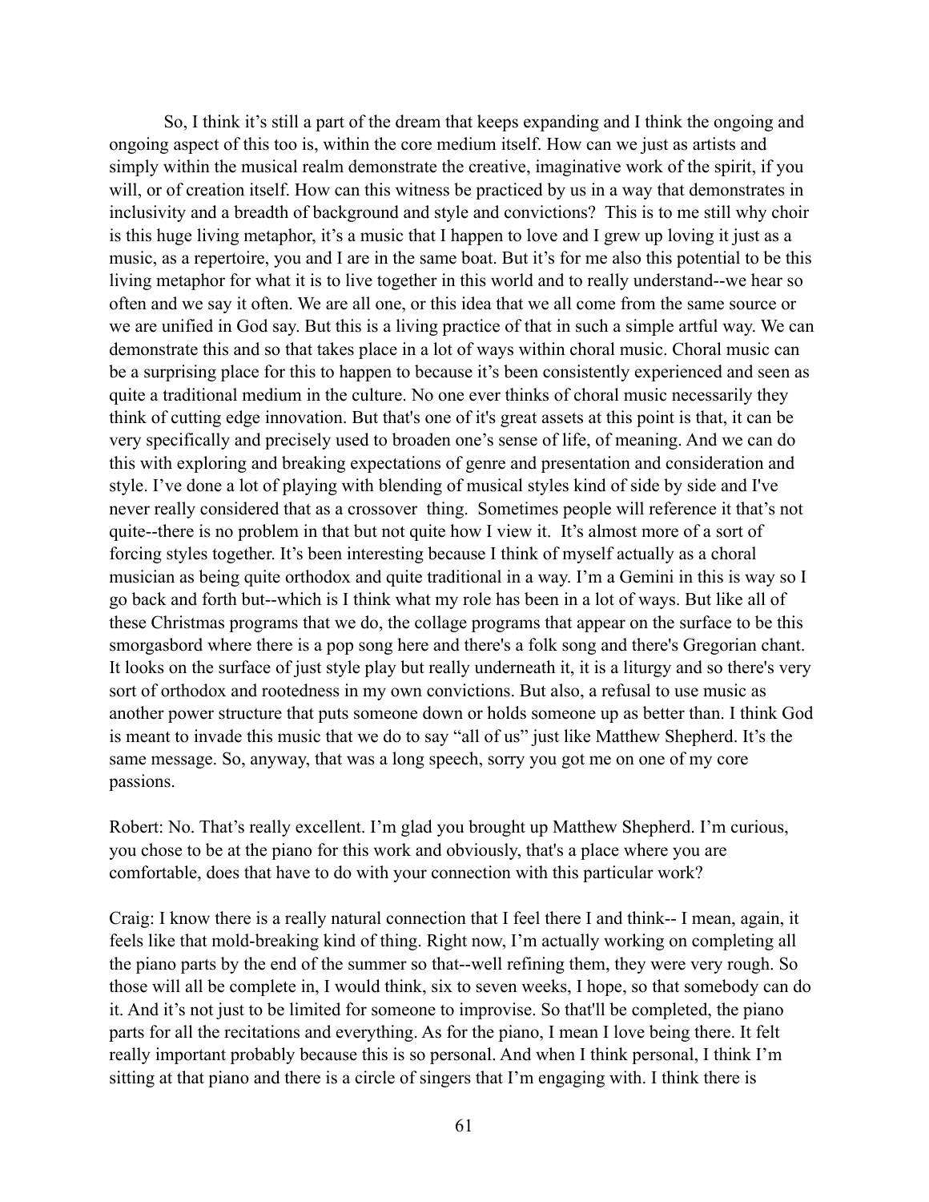So, I think it's still a part of the dream that keeps expanding and I think the ongoing and ongoing aspect of this too is, within the core medium itself. How can we just as artists and simply within the musical realm demonstrate the creative, imaginative work of the spirit, if you will, or of creation itself. How can this witness be practiced by us in a way that demonstrates in inclusivity and a breadth of background and style and convictions? This is to me still why choir is this huge living metaphor, it's a music that I happen to love and I grew up loving it just as a music, as a repertoire, you and I are in the same boat. But it's for me also this potential to be this living metaphor for what it is to live together in this world and to really understand--we hear so often and we say it often. We are all one, or this idea that we all come from the same source or we are unified in God say. But this is a living practice of that in such a simple artful way. We can demonstrate this and so that takes place in a lot of ways within choral music. Choral music can be a surprising place for this to happen to because it's been consistently experienced and seen as quite a traditional medium in the culture. No one ever thinks of choral music necessarily they think of cutting edge innovation. But that's one of it's great assets at this point is that, it can be very specifically and precisely used to broaden one's sense of life, of meaning. And we can do this with exploring and breaking expectations of genre and presentation and consideration and style. I've done a lot of playing with blending of musical styles kind of side by side and I've never really considered that as a crossover thing. Sometimes people will reference it that's not quite--there is no problem in that but not quite how I view it. It's almost more of a sort of forcing styles together. It's been interesting because I think of myself actually as a choral musician as being quite orthodox and quite traditional in a way. I'm a Gemini in this is way so I go back and forth but--which is I think what my role has been in a lot of ways. But like all of these Christmas programs that we do, the collage programs that appear on the surface to be this smorgasbord where there is a pop song here and there's a folk song and there's Gregorian chant. It looks on the surface of just style play but really underneath it, it is a liturgy and so there's very sort of orthodox and rootedness in my own convictions. But also, a refusal to use music as another power structure that puts someone down or holds someone up as better than. I think God is meant to invade this music that we do to say "all of us" just like Matthew Shepherd. It's the same message. So, anyway, that was a long speech, sorry you got me on one of my core passions.

Robert: No. That's really excellent. I'm glad you brought up Matthew Shepherd. I'm curious, you chose to be at the piano for this work and obviously, that's a place where you are comfortable, does that have to do with your connection with this particular work?

Craig: I know there is a really natural connection that I feel there I and think-- I mean, again, it feels like that mold-breaking kind of thing. Right now, I'm actually working on completing all the piano parts by the end of the summer so that--well refining them, they were very rough. So those will all be complete in, I would think, six to seven weeks, I hope, so that somebody can do it. And it's not just to be limited for someone to improvise. So that'll be completed, the piano parts for all the recitations and everything. As for the piano, I mean I love being there. It felt really important probably because this is so personal. And when I think personal, I think I'm sitting at that piano and there is a circle of singers that I'm engaging with. I think there is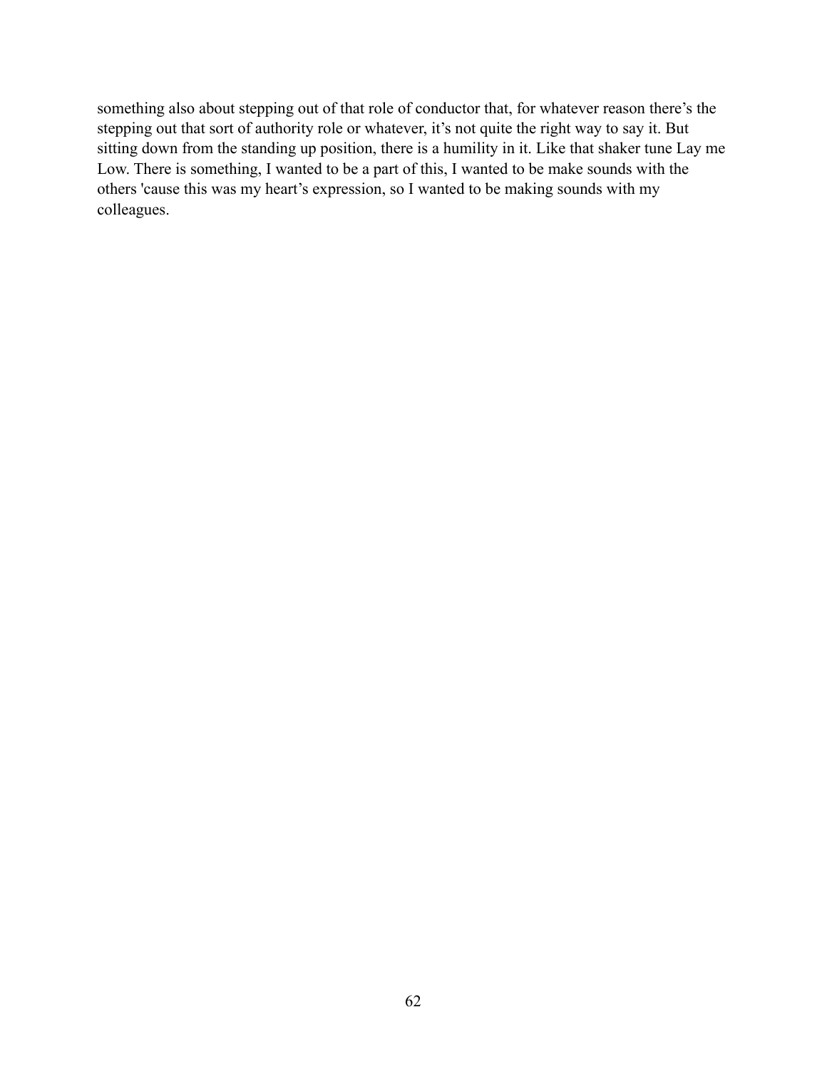something also about stepping out of that role of conductor that, for whatever reason there's the stepping out that sort of authority role or whatever, it's not quite the right way to say it. But sitting down from the standing up position, there is a humility in it. Like that shaker tune Lay me Low. There is something, I wanted to be a part of this, I wanted to be make sounds with the others 'cause this was my heart's expression, so I wanted to be making sounds with my colleagues.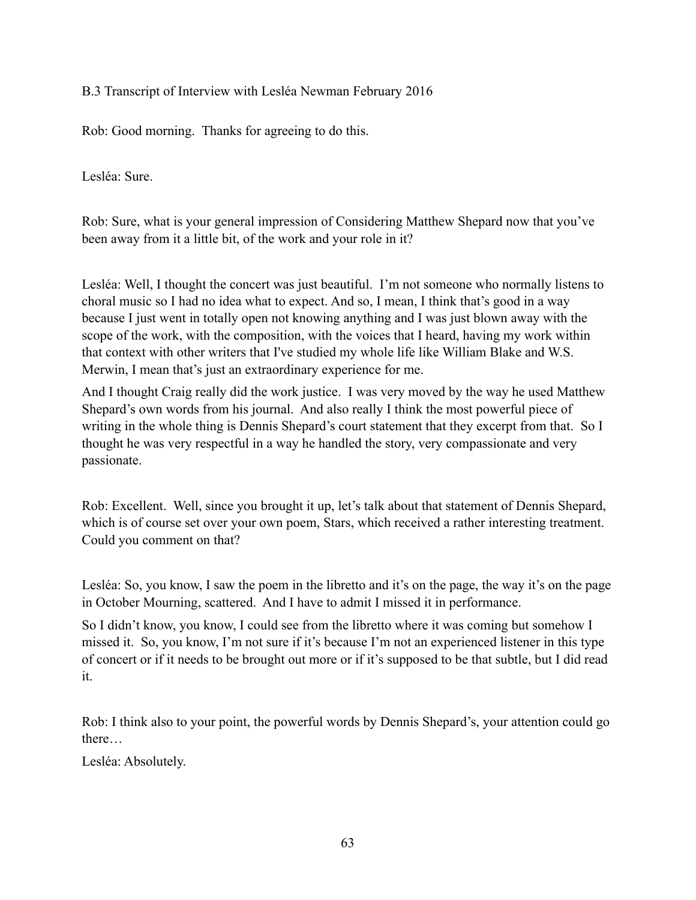B.3 Transcript of Interview with Lesléa Newman February 2016

Rob: Good morning. Thanks for agreeing to do this.

Lesléa: Sure.

Rob: Sure, what is your general impression of Considering Matthew Shepard now that you've been away from it a little bit, of the work and your role in it?

Lesléa: Well, I thought the concert was just beautiful. I'm not someone who normally listens to choral music so I had no idea what to expect. And so, I mean, I think that's good in a way because I just went in totally open not knowing anything and I was just blown away with the scope of the work, with the composition, with the voices that I heard, having my work within that context with other writers that I've studied my whole life like William Blake and W.S. Merwin, I mean that's just an extraordinary experience for me.

And I thought Craig really did the work justice. I was very moved by the way he used Matthew Shepard's own words from his journal. And also really I think the most powerful piece of writing in the whole thing is Dennis Shepard's court statement that they excerpt from that. So I thought he was very respectful in a way he handled the story, very compassionate and very passionate.

Rob: Excellent. Well, since you brought it up, let's talk about that statement of Dennis Shepard, which is of course set over your own poem, Stars, which received a rather interesting treatment. Could you comment on that?

Lesléa: So, you know, I saw the poem in the libretto and it's on the page, the way it's on the page in October Mourning, scattered. And I have to admit I missed it in performance.

So I didn't know, you know, I could see from the libretto where it was coming but somehow I missed it. So, you know, I'm not sure if it's because I'm not an experienced listener in this type of concert or if it needs to be brought out more or if it's supposed to be that subtle, but I did read it.

Rob: I think also to your point, the powerful words by Dennis Shepard's, your attention could go there…

Lesléa: Absolutely.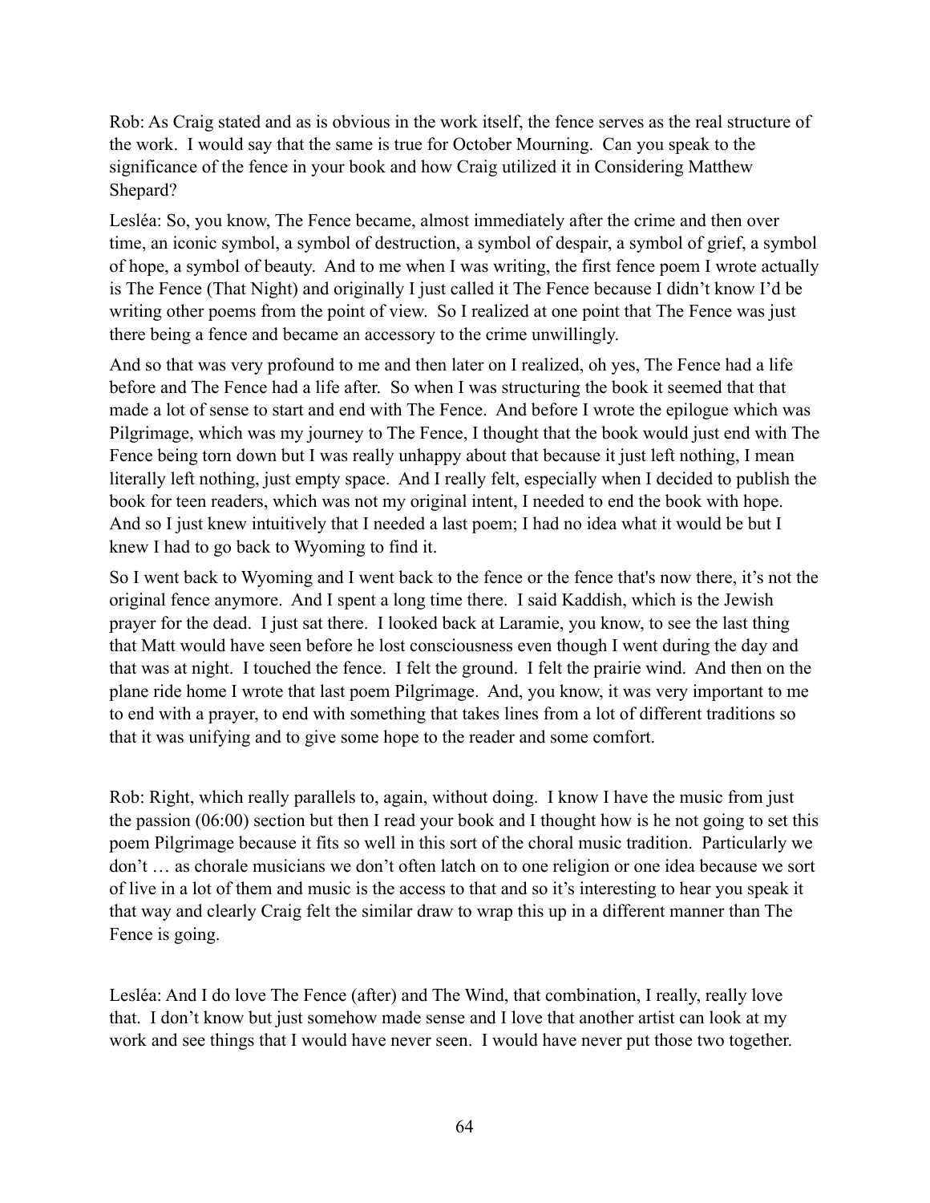Rob: As Craig stated and as is obvious in the work itself, the fence serves as the real structure of the work. I would say that the same is true for October Mourning. Can you speak to the significance of the fence in your book and how Craig utilized it in Considering Matthew Shepard?

Lesléa: So, you know, The Fence became, almost immediately after the crime and then over time, an iconic symbol, a symbol of destruction, a symbol of despair, a symbol of grief, a symbol of hope, a symbol of beauty. And to me when I was writing, the first fence poem I wrote actually is The Fence (That Night) and originally I just called it The Fence because I didn't know I'd be writing other poems from the point of view. So I realized at one point that The Fence was just there being a fence and became an accessory to the crime unwillingly.

And so that was very profound to me and then later on I realized, oh yes, The Fence had a life before and The Fence had a life after. So when I was structuring the book it seemed that that made a lot of sense to start and end with The Fence. And before I wrote the epilogue which was Pilgrimage, which was my journey to The Fence, I thought that the book would just end with The Fence being torn down but I was really unhappy about that because it just left nothing, I mean literally left nothing, just empty space. And I really felt, especially when I decided to publish the book for teen readers, which was not my original intent, I needed to end the book with hope. And so I just knew intuitively that I needed a last poem; I had no idea what it would be but I knew I had to go back to Wyoming to find it.

So I went back to Wyoming and I went back to the fence or the fence that's now there, it's not the original fence anymore. And I spent a long time there. I said Kaddish, which is the Jewish prayer for the dead. I just sat there. I looked back at Laramie, you know, to see the last thing that Matt would have seen before he lost consciousness even though I went during the day and that was at night. I touched the fence. I felt the ground. I felt the prairie wind. And then on the plane ride home I wrote that last poem Pilgrimage. And, you know, it was very important to me to end with a prayer, to end with something that takes lines from a lot of different traditions so that it was unifying and to give some hope to the reader and some comfort.

Rob: Right, which really parallels to, again, without doing. I know I have the music from just the passion (06:00) section but then I read your book and I thought how is he not going to set this poem Pilgrimage because it fits so well in this sort of the choral music tradition. Particularly we don't … as chorale musicians we don't often latch on to one religion or one idea because we sort of live in a lot of them and music is the access to that and so it's interesting to hear you speak it that way and clearly Craig felt the similar draw to wrap this up in a different manner than The Fence is going.

Lesléa: And I do love The Fence (after) and The Wind, that combination, I really, really love that. I don't know but just somehow made sense and I love that another artist can look at my work and see things that I would have never seen. I would have never put those two together.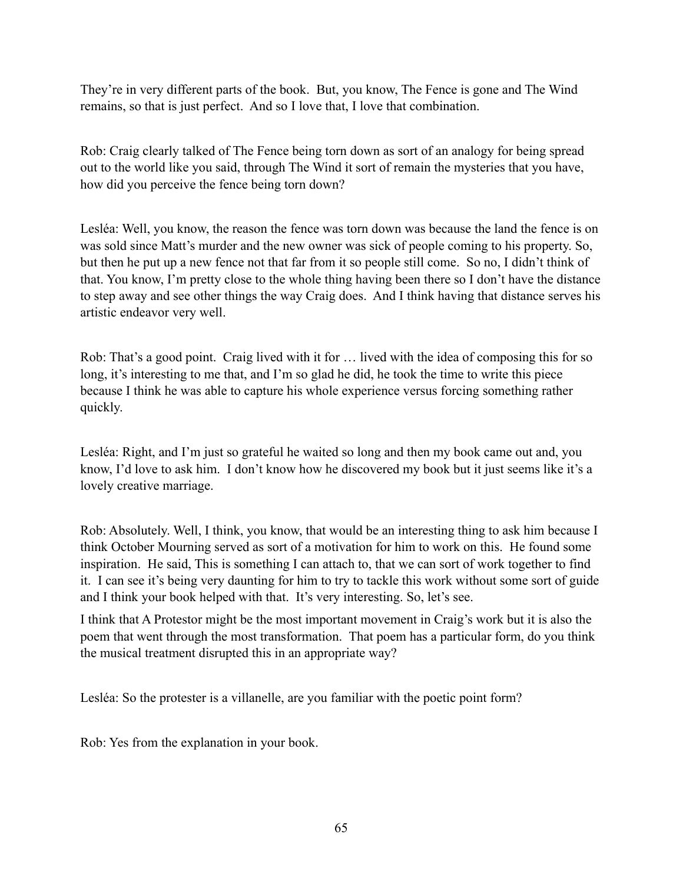They're in very different parts of the book. But, you know, The Fence is gone and The Wind remains, so that is just perfect. And so I love that, I love that combination.

Rob: Craig clearly talked of The Fence being torn down as sort of an analogy for being spread out to the world like you said, through The Wind it sort of remain the mysteries that you have, how did you perceive the fence being torn down?

Lesléa: Well, you know, the reason the fence was torn down was because the land the fence is on was sold since Matt's murder and the new owner was sick of people coming to his property. So, but then he put up a new fence not that far from it so people still come. So no, I didn't think of that. You know, I'm pretty close to the whole thing having been there so I don't have the distance to step away and see other things the way Craig does. And I think having that distance serves his artistic endeavor very well.

Rob: That's a good point. Craig lived with it for … lived with the idea of composing this for so long, it's interesting to me that, and I'm so glad he did, he took the time to write this piece because I think he was able to capture his whole experience versus forcing something rather quickly.

Lesléa: Right, and I'm just so grateful he waited so long and then my book came out and, you know, I'd love to ask him. I don't know how he discovered my book but it just seems like it's a lovely creative marriage.

Rob: Absolutely. Well, I think, you know, that would be an interesting thing to ask him because I think October Mourning served as sort of a motivation for him to work on this. He found some inspiration. He said, This is something I can attach to, that we can sort of work together to find it. I can see it's being very daunting for him to try to tackle this work without some sort of guide and I think your book helped with that. It's very interesting. So, let's see.

I think that A Protestor might be the most important movement in Craig's work but it is also the poem that went through the most transformation. That poem has a particular form, do you think the musical treatment disrupted this in an appropriate way?

Lesléa: So the protester is a villanelle, are you familiar with the poetic point form?

Rob: Yes from the explanation in your book.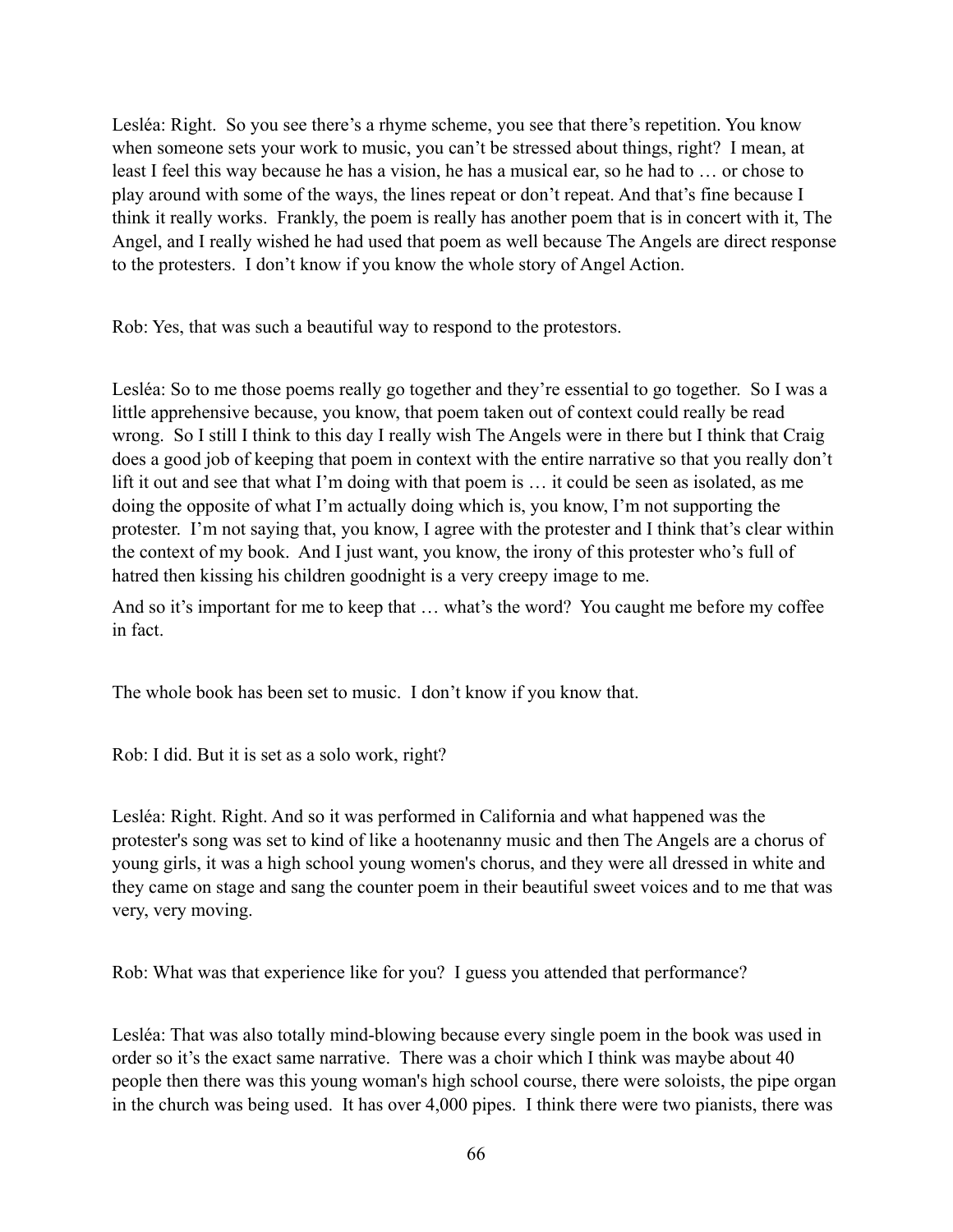Lesléa: Right. So you see there's a rhyme scheme, you see that there's repetition. You know when someone sets your work to music, you can't be stressed about things, right? I mean, at least I feel this way because he has a vision, he has a musical ear, so he had to … or chose to play around with some of the ways, the lines repeat or don't repeat. And that's fine because I think it really works. Frankly, the poem is really has another poem that is in concert with it, The Angel, and I really wished he had used that poem as well because The Angels are direct response to the protesters. I don't know if you know the whole story of Angel Action.

Rob: Yes, that was such a beautiful way to respond to the protestors.

Lesléa: So to me those poems really go together and they're essential to go together. So I was a little apprehensive because, you know, that poem taken out of context could really be read wrong. So I still I think to this day I really wish The Angels were in there but I think that Craig does a good job of keeping that poem in context with the entire narrative so that you really don't lift it out and see that what I'm doing with that poem is … it could be seen as isolated, as me doing the opposite of what I'm actually doing which is, you know, I'm not supporting the protester. I'm not saying that, you know, I agree with the protester and I think that's clear within the context of my book. And I just want, you know, the irony of this protester who's full of hatred then kissing his children goodnight is a very creepy image to me.

And so it's important for me to keep that … what's the word? You caught me before my coffee in fact.

The whole book has been set to music. I don't know if you know that.

Rob: I did. But it is set as a solo work, right?

Lesléa: Right. Right. And so it was performed in California and what happened was the protester's song was set to kind of like a hootenanny music and then The Angels are a chorus of young girls, it was a high school young women's chorus, and they were all dressed in white and they came on stage and sang the counter poem in their beautiful sweet voices and to me that was very, very moving.

Rob: What was that experience like for you? I guess you attended that performance?

Lesléa: That was also totally mind-blowing because every single poem in the book was used in order so it's the exact same narrative. There was a choir which I think was maybe about 40 people then there was this young woman's high school course, there were soloists, the pipe organ in the church was being used. It has over 4,000 pipes. I think there were two pianists, there was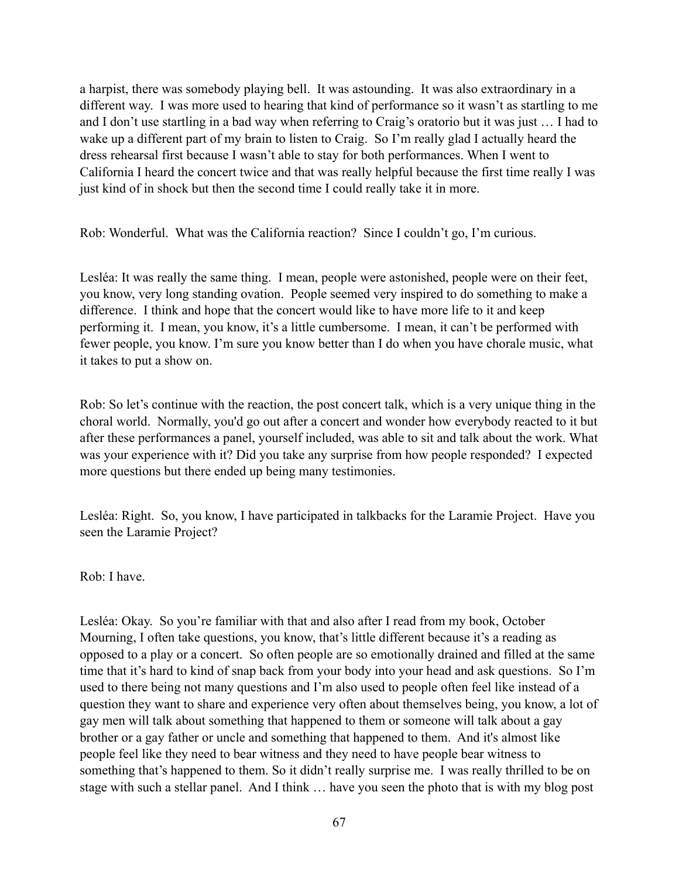a harpist, there was somebody playing bell. It was astounding. It was also extraordinary in a different way. I was more used to hearing that kind of performance so it wasn't as startling to me and I don't use startling in a bad way when referring to Craig's oratorio but it was just … I had to wake up a different part of my brain to listen to Craig. So I'm really glad I actually heard the dress rehearsal first because I wasn't able to stay for both performances. When I went to California I heard the concert twice and that was really helpful because the first time really I was just kind of in shock but then the second time I could really take it in more.

Rob: Wonderful. What was the California reaction? Since I couldn't go, I'm curious.

Lesléa: It was really the same thing. I mean, people were astonished, people were on their feet, you know, very long standing ovation. People seemed very inspired to do something to make a difference. I think and hope that the concert would like to have more life to it and keep performing it. I mean, you know, it's a little cumbersome. I mean, it can't be performed with fewer people, you know. I'm sure you know better than I do when you have chorale music, what it takes to put a show on.

Rob: So let's continue with the reaction, the post concert talk, which is a very unique thing in the choral world. Normally, you'd go out after a concert and wonder how everybody reacted to it but after these performances a panel, yourself included, was able to sit and talk about the work. What was your experience with it? Did you take any surprise from how people responded? I expected more questions but there ended up being many testimonies.

Lesléa: Right. So, you know, I have participated in talkbacks for the Laramie Project. Have you seen the Laramie Project?

Rob: I have.

Lesléa: Okay. So you're familiar with that and also after I read from my book, October Mourning, I often take questions, you know, that's little different because it's a reading as opposed to a play or a concert. So often people are so emotionally drained and filled at the same time that it's hard to kind of snap back from your body into your head and ask questions. So I'm used to there being not many questions and I'm also used to people often feel like instead of a question they want to share and experience very often about themselves being, you know, a lot of gay men will talk about something that happened to them or someone will talk about a gay brother or a gay father or uncle and something that happened to them. And it's almost like people feel like they need to bear witness and they need to have people bear witness to something that's happened to them. So it didn't really surprise me. I was really thrilled to be on stage with such a stellar panel. And I think … have you seen the photo that is with my blog post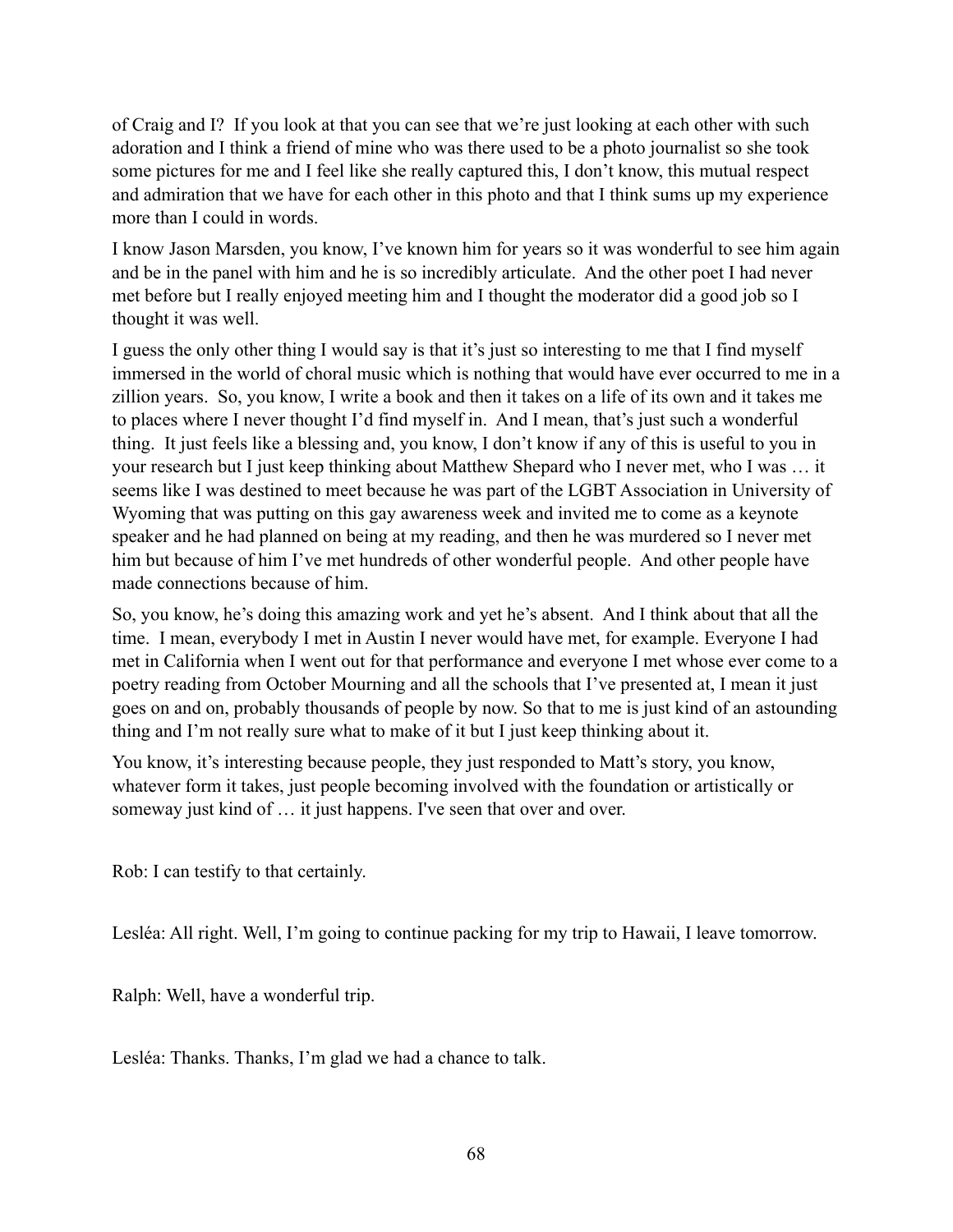of Craig and I? If you look at that you can see that we're just looking at each other with such adoration and I think a friend of mine who was there used to be a photo journalist so she took some pictures for me and I feel like she really captured this, I don't know, this mutual respect and admiration that we have for each other in this photo and that I think sums up my experience more than I could in words.

I know Jason Marsden, you know, I've known him for years so it was wonderful to see him again and be in the panel with him and he is so incredibly articulate. And the other poet I had never met before but I really enjoyed meeting him and I thought the moderator did a good job so I thought it was well.

I guess the only other thing I would say is that it's just so interesting to me that I find myself immersed in the world of choral music which is nothing that would have ever occurred to me in a zillion years. So, you know, I write a book and then it takes on a life of its own and it takes me to places where I never thought I'd find myself in. And I mean, that's just such a wonderful thing. It just feels like a blessing and, you know, I don't know if any of this is useful to you in your research but I just keep thinking about Matthew Shepard who I never met, who I was … it seems like I was destined to meet because he was part of the LGBT Association in University of Wyoming that was putting on this gay awareness week and invited me to come as a keynote speaker and he had planned on being at my reading, and then he was murdered so I never met him but because of him I've met hundreds of other wonderful people. And other people have made connections because of him.

So, you know, he's doing this amazing work and yet he's absent. And I think about that all the time. I mean, everybody I met in Austin I never would have met, for example. Everyone I had met in California when I went out for that performance and everyone I met whose ever come to a poetry reading from October Mourning and all the schools that I've presented at, I mean it just goes on and on, probably thousands of people by now. So that to me is just kind of an astounding thing and I'm not really sure what to make of it but I just keep thinking about it.

You know, it's interesting because people, they just responded to Matt's story, you know, whatever form it takes, just people becoming involved with the foundation or artistically or someway just kind of … it just happens. I've seen that over and over.

Rob: I can testify to that certainly.

Lesléa: All right. Well, I'm going to continue packing for my trip to Hawaii, I leave tomorrow.

Ralph: Well, have a wonderful trip.

Lesléa: Thanks. Thanks, I'm glad we had a chance to talk.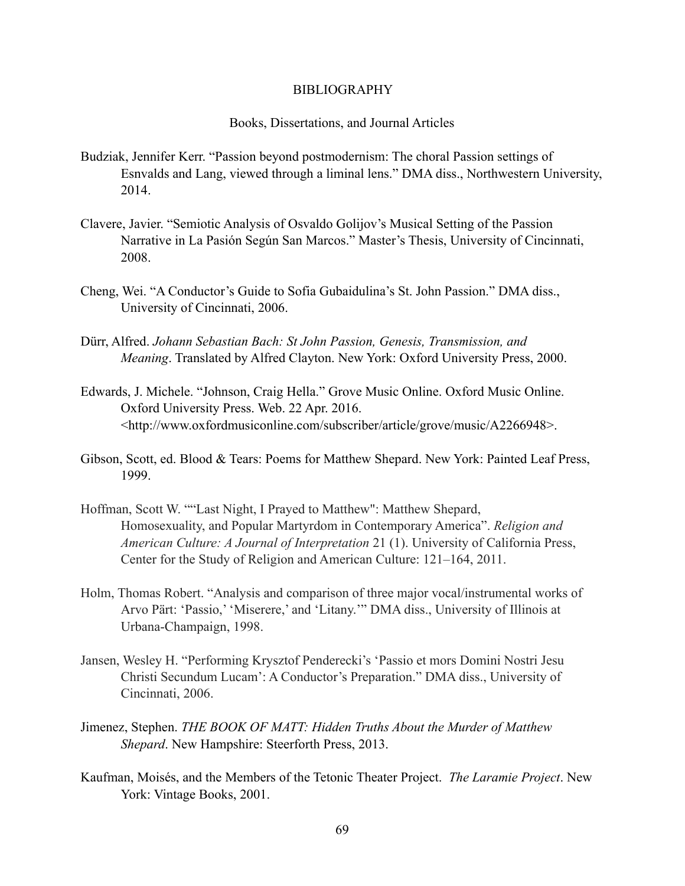# BIBLIOGRAPHY

## Books, Dissertations, and Journal Articles

Budziak, Jennifer Kerr. "Passion beyond postmodernism: The choral Passion settings of Esnvalds and Lang, viewed through a liminal lens." DMA diss., Northwestern University, 2014.

Clavere, Javier. "Semiotic Analysis of Osvaldo Golijov's Musical Setting of the Passion Narrative in La Pasión Según San Marcos." Master's Thesis, University of Cincinnati, 2008.

Cheng, Wei. "A Conductor's Guide to Sofia Gubaidulina's St. John Passion." DMA diss., University of Cincinnati, 2006.

Dürr, Alfred. *Johann Sebastian Bach: St John Passion, Genesis, Transmission, and Meaning*. Translated by Alfred Clayton. New York: Oxford University Press, 2000.

Edwards, J. Michele. "Johnson, Craig Hella." Grove Music Online. Oxford Music Online. Oxford University Press. Web. 22 Apr. 2016. <http://www.oxfordmusiconline.com/subscriber/article/grove/music/A2266948>.

Gibson, Scott, ed. Blood & Tears: Poems for Matthew Shepard. New York: Painted Leaf Press, 1999.

Hoffman, Scott W. ""Last Night, I Prayed to Matthew": Matthew Shepard, Homosexuality, and Popular Martyrdom in Contemporary America". *Religion and American Culture: A Journal of Interpretation* 21 (1). University of California Press, Center for the Study of Religion and American Culture: 121–164, 2011.

Holm, Thomas Robert. "Analysis and comparison of three major vocal/instrumental works of Arvo Pärt: 'Passio,' 'Miserere,' and 'Litany.'" DMA diss., University of Illinois at Urbana-Champaign, 1998.

Jansen, Wesley H. "Performing Krysztof Penderecki's 'Passio et mors Domini Nostri Jesu Christi Secundum Lucam': A Conductor's Preparation." DMA diss., University of Cincinnati, 2006.

Jimenez, Stephen. *THE BOOK OF MATT: Hidden Truths About the Murder of Matthew Shepard*. New Hampshire: Steerforth Press, 2013.

Kaufman, Moisés, and the Members of the Tetonic Theater Project. *The Laramie Project*. New York: Vintage Books, 2001.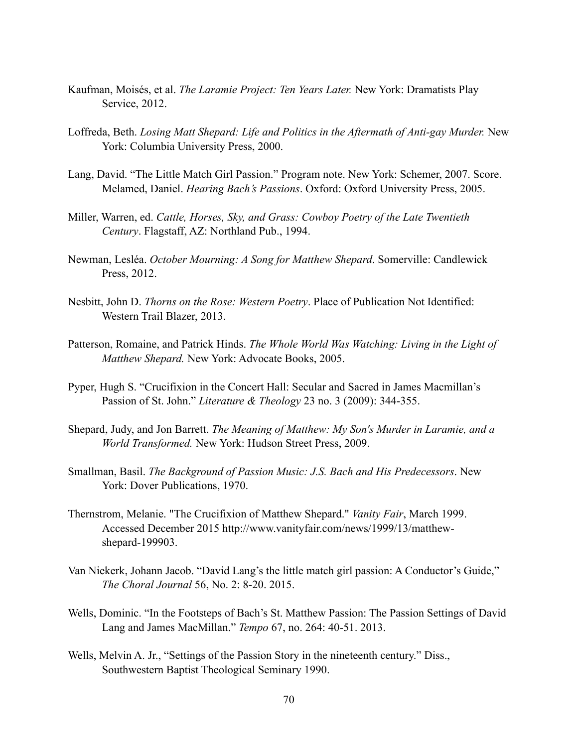Kaufman, Moisés, et al. *The Laramie Project: Ten Years Later.* New York: Dramatists Play Service, 2012.

Loffreda, Beth. *Losing Matt Shepard: Life and Politics in the Aftermath of Anti-gay Murder.* New York: Columbia University Press, 2000.

Lang, David. "The Little Match Girl Passion." Program note. New York: Schemer, 2007. Score. Melamed, Daniel. *Hearing Bach's Passions*. Oxford: Oxford University Press, 2005.

Miller, Warren, ed. *Cattle, Horses, Sky, and Grass: Cowboy Poetry of the Late Twentieth Century*. Flagstaff, AZ: Northland Pub., 1994.

Newman, Lesléa. *October Mourning: A Song for Matthew Shepard*. Somerville: Candlewick Press, 2012.

Nesbitt, John D. *Thorns on the Rose: Western Poetry*. Place of Publication Not Identified: Western Trail Blazer, 2013.

Patterson, Romaine, and Patrick Hinds. *The Whole World Was Watching: Living in the Light of Matthew Shepard.* New York: Advocate Books, 2005.

Pyper, Hugh S. "Crucifixion in the Concert Hall: Secular and Sacred in James Macmillan's Passion of St. John." *Literature & Theology* 23 no. 3 (2009): 344-355.

Shepard, Judy, and Jon Barrett. *The Meaning of Matthew: My Son's Murder in Laramie, and a World Transformed.* New York: Hudson Street Press, 2009.

Smallman, Basil. *The Background of Passion Music: J.S. Bach and His Predecessors*. New York: Dover Publications, 1970.

Thernstrom, Melanie. "The Crucifixion of Matthew Shepard." *Vanity Fair*, March 1999. Accessed December 2015 http://www.vanityfair.com/news/1999/13/matthew-shepard-199903.

Van Niekerk, Johann Jacob. "David Lang's the little match girl passion: A Conductor's Guide," *The Choral Journal* 56, No. 2: 8-20. 2015.

Wells, Dominic. "In the Footsteps of Bach's St. Matthew Passion: The Passion Settings of David Lang and James MacMillan." *Tempo* 67, no. 264: 40-51. 2013.

Wells, Melvin A. Jr., "Settings of the Passion Story in the nineteenth century." Diss., Southwestern Baptist Theological Seminary 1990.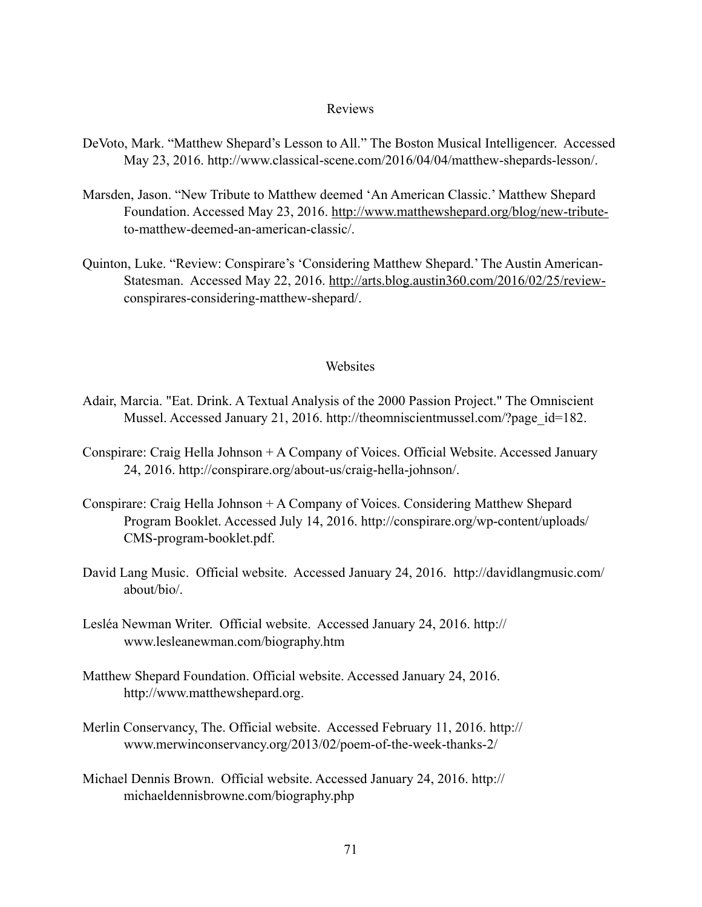## Reviews

DeVoto, Mark. “Matthew Shepard’s Lesson to All.” The Boston Musical Intelligencer. Accessed May 23, 2016. http://www.classical-scene.com/2016/04/04/matthew-shepards-lesson/.

Marsden, Jason. “New Tribute to Matthew deemed ‘An American Classic.’ Matthew Shepard Foundation. Accessed May 23, 2016. http://www.matthewshepard.org/blog/new-tribute-to-matthew-deemed-an-american-classic/.

Quinton, Luke. “Review: Conspirare’s ‘Considering Matthew Shepard.’ The Austin American-Statesman. Accessed May 22, 2016. http://arts.blog.austin360.com/2016/02/25/review-conspirares-considering-matthew-shepard/.

## Websites

Adair, Marcia. "Eat. Drink. A Textual Analysis of the 2000 Passion Project." The Omniscient Mussel. Accessed January 21, 2016. http://theomniscientmussel.com/?page_id=182.

Conspirare: Craig Hella Johnson + A Company of Voices. Official Website. Accessed January 24, 2016. http://conspirare.org/about-us/craig-hella-johnson/.

Conspirare: Craig Hella Johnson + A Company of Voices. Considering Matthew Shepard Program Booklet. Accessed July 14, 2016. http://conspirare.org/wp-content/uploads/CMS-program-booklet.pdf.

David Lang Music. Official website. Accessed January 24, 2016. http://davidlangmusic.com/about/bio/.

Lesléa Newman Writer. Official website. Accessed January 24, 2016. http://www.lesleanewman.com/biography.htm

Matthew Shepard Foundation. Official website. Accessed January 24, 2016. http://www.matthewshepard.org.

Merlin Conservancy, The. Official website. Accessed February 11, 2016. http://www.merwinconservancy.org/2013/02/poem-of-the-week-thanks-2/

Michael Dennis Brown. Official website. Accessed January 24, 2016. http://michaeldennisbrowne.com/biography.php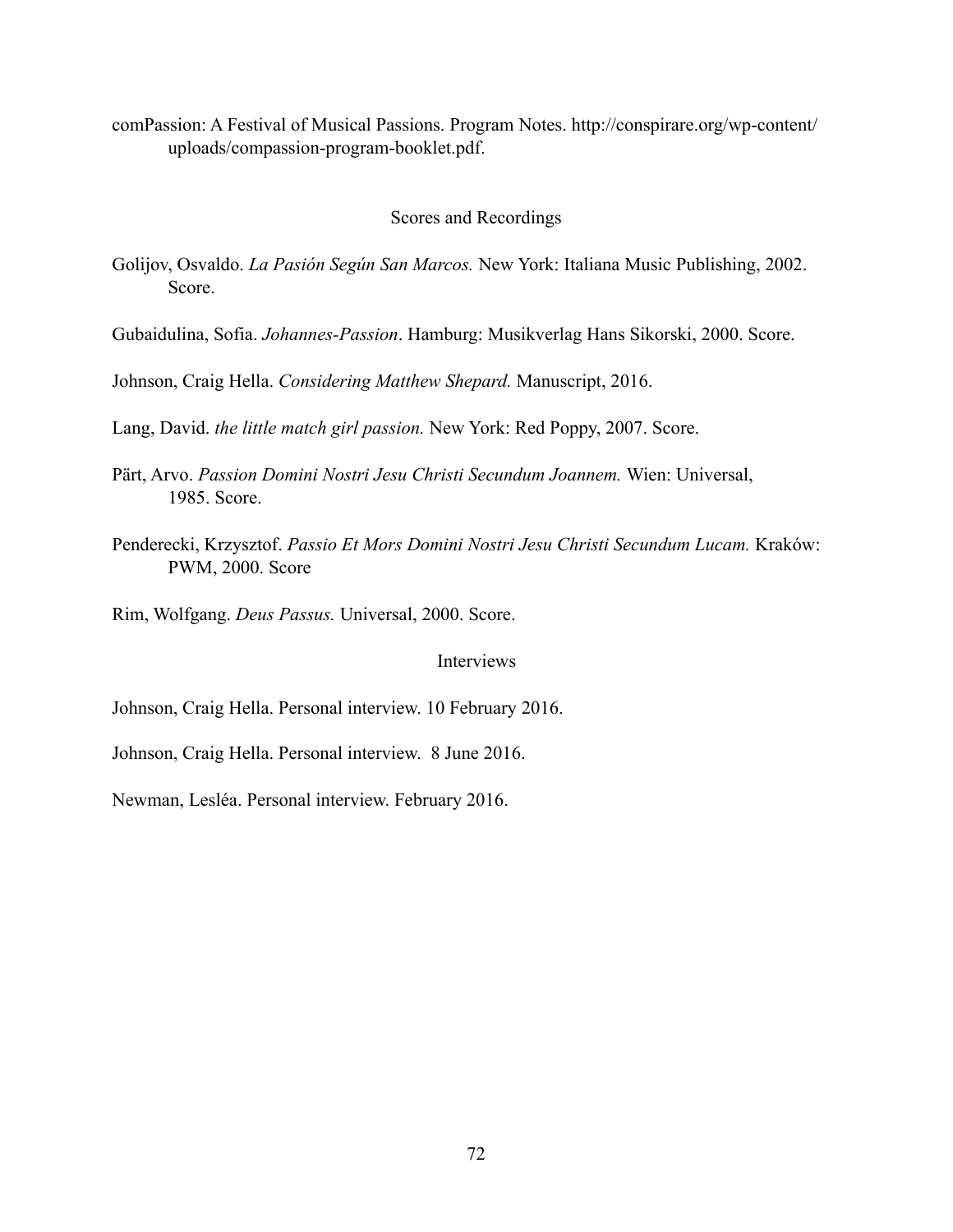comPassion: A Festival of Musical Passions. Program Notes. http://conspirare.org/wp-content/uploads/compassion-program-booklet.pdf.

## Scores and Recordings

Golijov, Osvaldo. *La Pasión Según San Marcos.* New York: Italiana Music Publishing, 2002. Score.

Gubaidulina, Sofia. *Johannes-Passion*. Hamburg: Musikverlag Hans Sikorski, 2000. Score.

Johnson, Craig Hella. *Considering Matthew Shepard.* Manuscript, 2016.

Lang, David. *the little match girl passion.* New York: Red Poppy, 2007. Score.

Pärt, Arvo. *Passion Domini Nostri Jesu Christi Secundum Joannem.* Wien: Universal, 1985. Score.

Penderecki, Krzysztof. *Passio Et Mors Domini Nostri Jesu Christi Secundum Lucam.* Kraków: PWM, 2000. Score

Rim, Wolfgang. *Deus Passus.* Universal, 2000. Score.

## Interviews

Johnson, Craig Hella. Personal interview. 10 February 2016.

Johnson, Craig Hella. Personal interview. 8 June 2016.

Newman, Lesléa. Personal interview. February 2016.